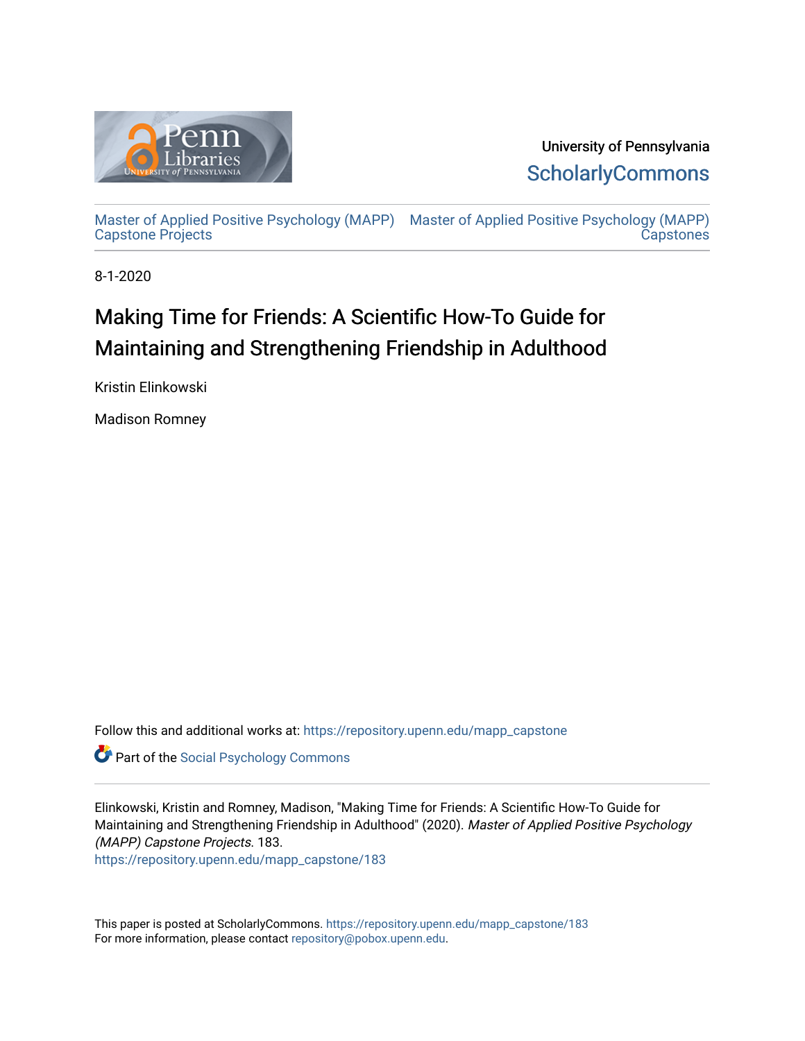University of Pennsylvania
ScholarlyCommons

Master of Applied Positive Psychology (MAPP) Capstone Projects

Master of Applied Positive Psychology (MAPP) Capstones

8-1-2020

# Making Time for Friends: A Scientific How-To Guide for Maintaining and Strengthening Friendship in Adulthood

Kristin Elinkowski

Madison Romney

Follow this and additional works at: https://repository.upenn.edu/mapp_capstone

Part of the Social Psychology Commons

Elinkowski, Kristin and Romney, Madison, "Making Time for Friends: A Scientific How-To Guide for Maintaining and Strengthening Friendship in Adulthood" (2020). *Master of Applied Positive Psychology (MAPP) Capstone Projects*. 183.
https://repository.upenn.edu/mapp_capstone/183

This paper is posted at ScholarlyCommons. https://repository.upenn.edu/mapp_capstone/183
For more information, please contact repository@pobox.upenn.edu.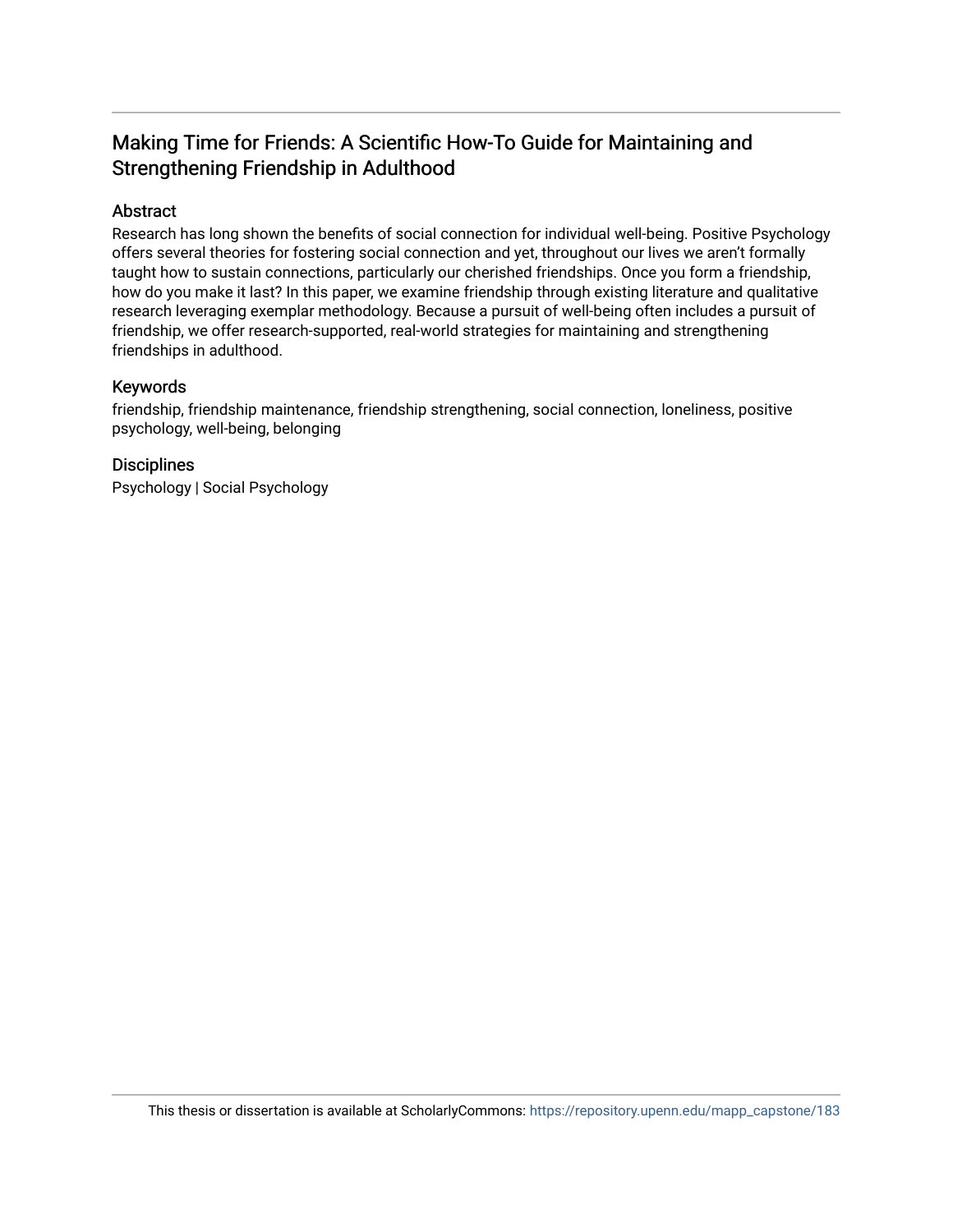# Making Time for Friends: A Scientific How-To Guide for Maintaining and Strengthening Friendship in Adulthood

## Abstract

Research has long shown the benefits of social connection for individual well-being. Positive Psychology offers several theories for fostering social connection and yet, throughout our lives we aren't formally taught how to sustain connections, particularly our cherished friendships. Once you form a friendship, how do you make it last? In this paper, we examine friendship through existing literature and qualitative research leveraging exemplar methodology. Because a pursuit of well-being often includes a pursuit of friendship, we offer research-supported, real-world strategies for maintaining and strengthening friendships in adulthood.

## Keywords

friendship, friendship maintenance, friendship strengthening, social connection, loneliness, positive psychology, well-being, belonging

## Disciplines

Psychology | Social Psychology

This thesis or dissertation is available at ScholarlyCommons: https://repository.upenn.edu/mapp_capstone/183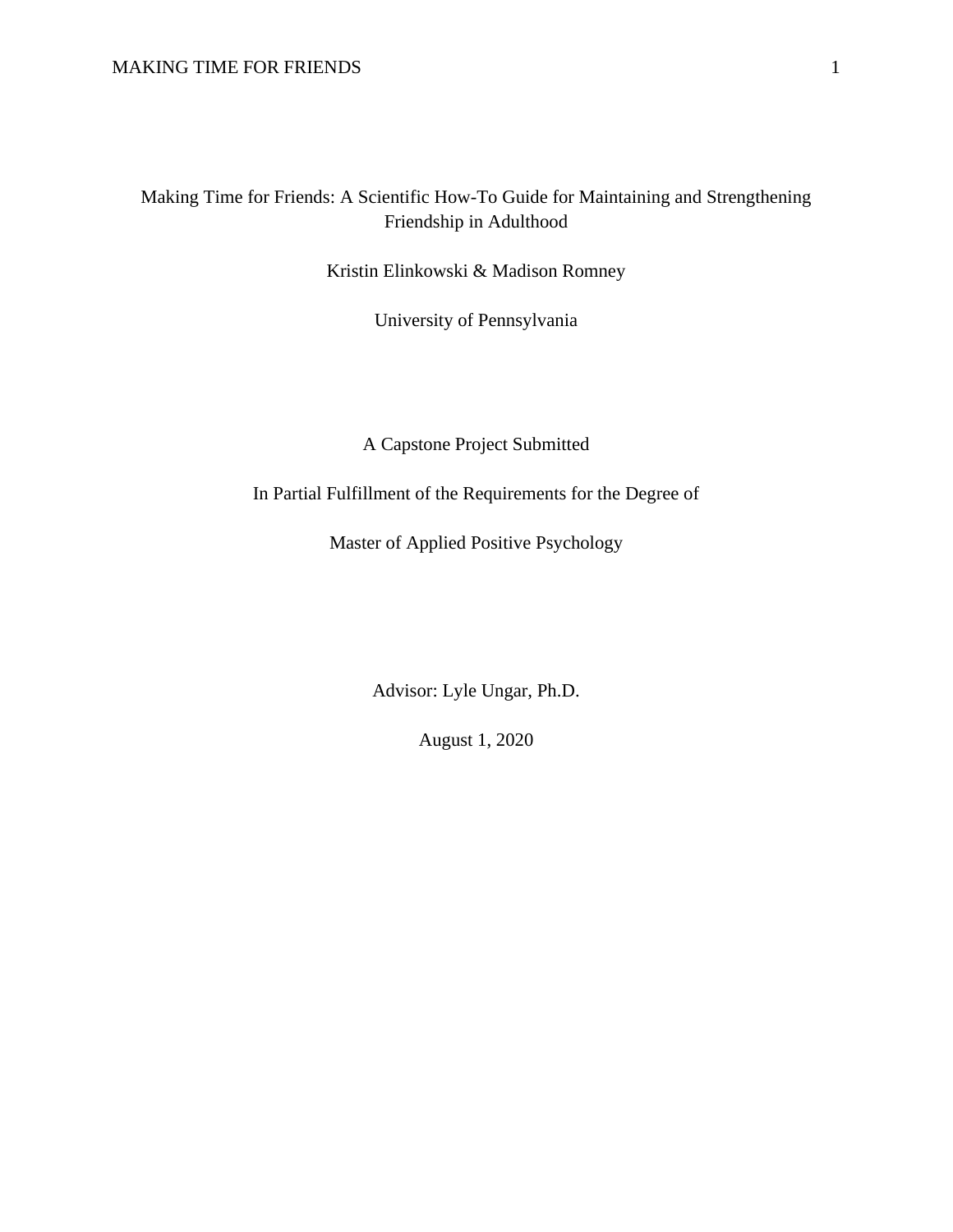# Making Time for Friends: A Scientific How-To Guide for Maintaining and Strengthening Friendship in Adulthood

Kristin Elinkowski & Madison Romney

University of Pennsylvania

A Capstone Project Submitted

In Partial Fulfillment of the Requirements for the Degree of

Master of Applied Positive Psychology

Advisor: Lyle Ungar, Ph.D.

August 1, 2020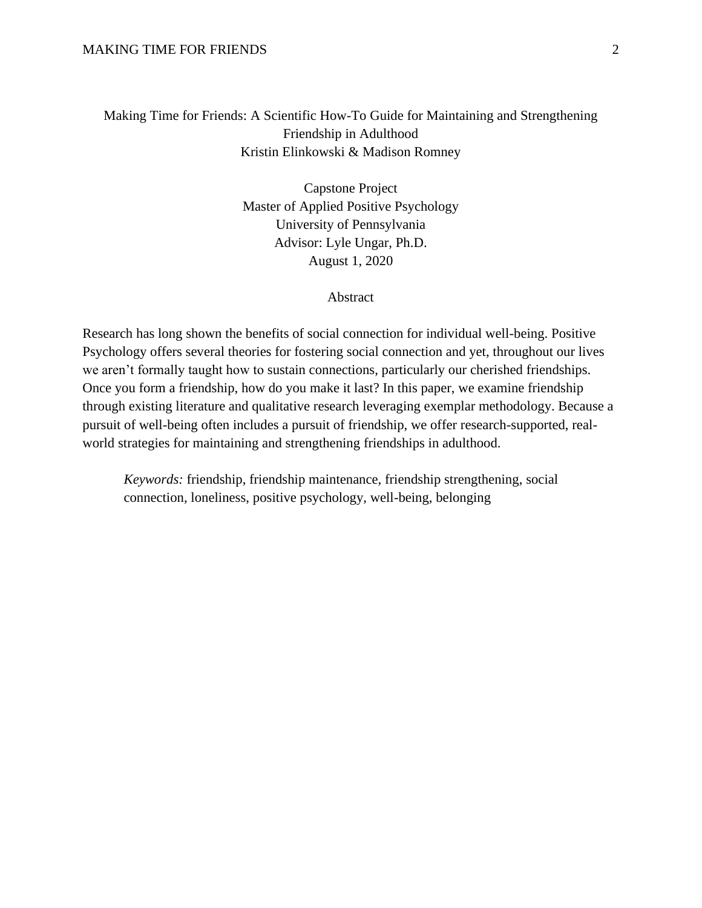Making Time for Friends: A Scientific How-To Guide for Maintaining and Strengthening Friendship in Adulthood

Kristin Elinkowski & Madison Romney

Capstone Project
Master of Applied Positive Psychology
University of Pennsylvania
Advisor: Lyle Ungar, Ph.D.
August 1, 2020

## Abstract

Research has long shown the benefits of social connection for individual well-being. Positive Psychology offers several theories for fostering social connection and yet, throughout our lives we aren't formally taught how to sustain connections, particularly our cherished friendships. Once you form a friendship, how do you make it last? In this paper, we examine friendship through existing literature and qualitative research leveraging exemplar methodology. Because a pursuit of well-being often includes a pursuit of friendship, we offer research-supported, real-world strategies for maintaining and strengthening friendships in adulthood.

*Keywords:* friendship, friendship maintenance, friendship strengthening, social connection, loneliness, positive psychology, well-being, belonging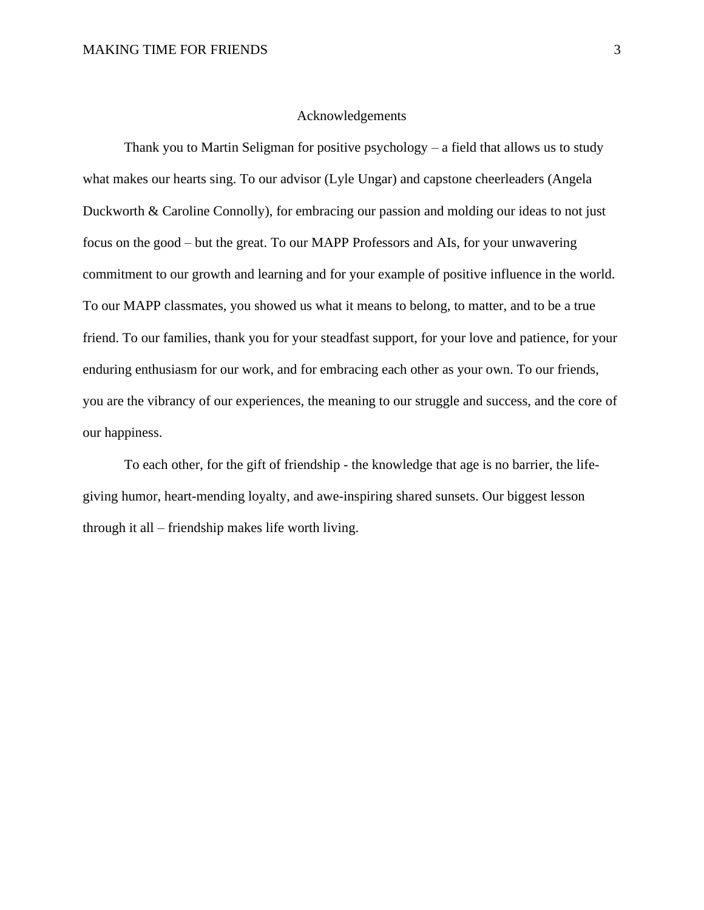# Acknowledgements

Thank you to Martin Seligman for positive psychology – a field that allows us to study what makes our hearts sing. To our advisor (Lyle Ungar) and capstone cheerleaders (Angela Duckworth & Caroline Connolly), for embracing our passion and molding our ideas to not just focus on the good – but the great. To our MAPP Professors and AIs, for your unwavering commitment to our growth and learning and for your example of positive influence in the world. To our MAPP classmates, you showed us what it means to belong, to matter, and to be a true friend. To our families, thank you for your steadfast support, for your love and patience, for your enduring enthusiasm for our work, and for embracing each other as your own. To our friends, you are the vibrancy of our experiences, the meaning to our struggle and success, and the core of our happiness.

To each other, for the gift of friendship - the knowledge that age is no barrier, the life-giving humor, heart-mending loyalty, and awe-inspiring shared sunsets. Our biggest lesson through it all – friendship makes life worth living.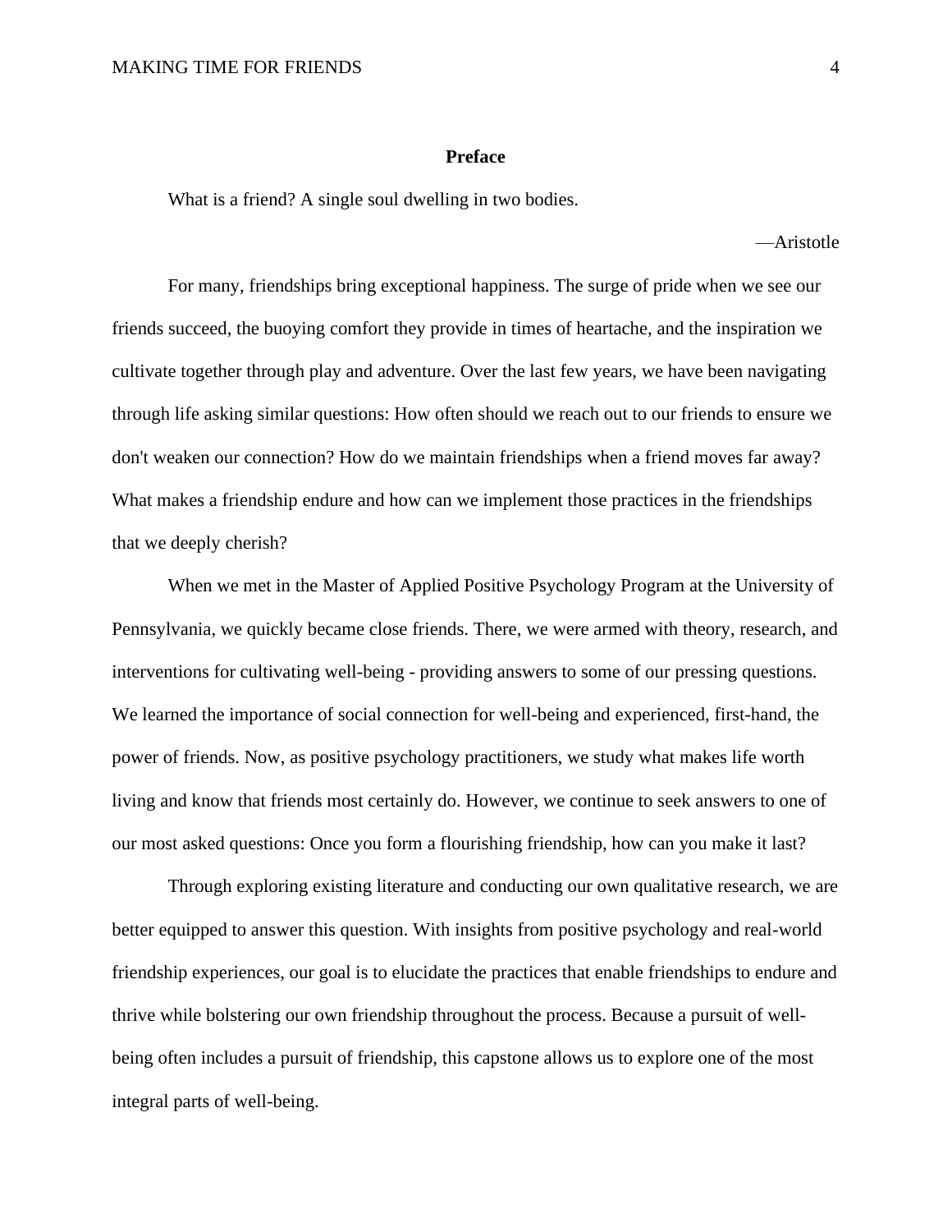## Preface

What is a friend? A single soul dwelling in two bodies.

—Aristotle

For many, friendships bring exceptional happiness. The surge of pride when we see our friends succeed, the buoying comfort they provide in times of heartache, and the inspiration we cultivate together through play and adventure. Over the last few years, we have been navigating through life asking similar questions: How often should we reach out to our friends to ensure we don't weaken our connection? How do we maintain friendships when a friend moves far away? What makes a friendship endure and how can we implement those practices in the friendships that we deeply cherish?

When we met in the Master of Applied Positive Psychology Program at the University of Pennsylvania, we quickly became close friends. There, we were armed with theory, research, and interventions for cultivating well-being - providing answers to some of our pressing questions. We learned the importance of social connection for well-being and experienced, first-hand, the power of friends. Now, as positive psychology practitioners, we study what makes life worth living and know that friends most certainly do. However, we continue to seek answers to one of our most asked questions: Once you form a flourishing friendship, how can you make it last?

Through exploring existing literature and conducting our own qualitative research, we are better equipped to answer this question. With insights from positive psychology and real-world friendship experiences, our goal is to elucidate the practices that enable friendships to endure and thrive while bolstering our own friendship throughout the process. Because a pursuit of well-being often includes a pursuit of friendship, this capstone allows us to explore one of the most integral parts of well-being.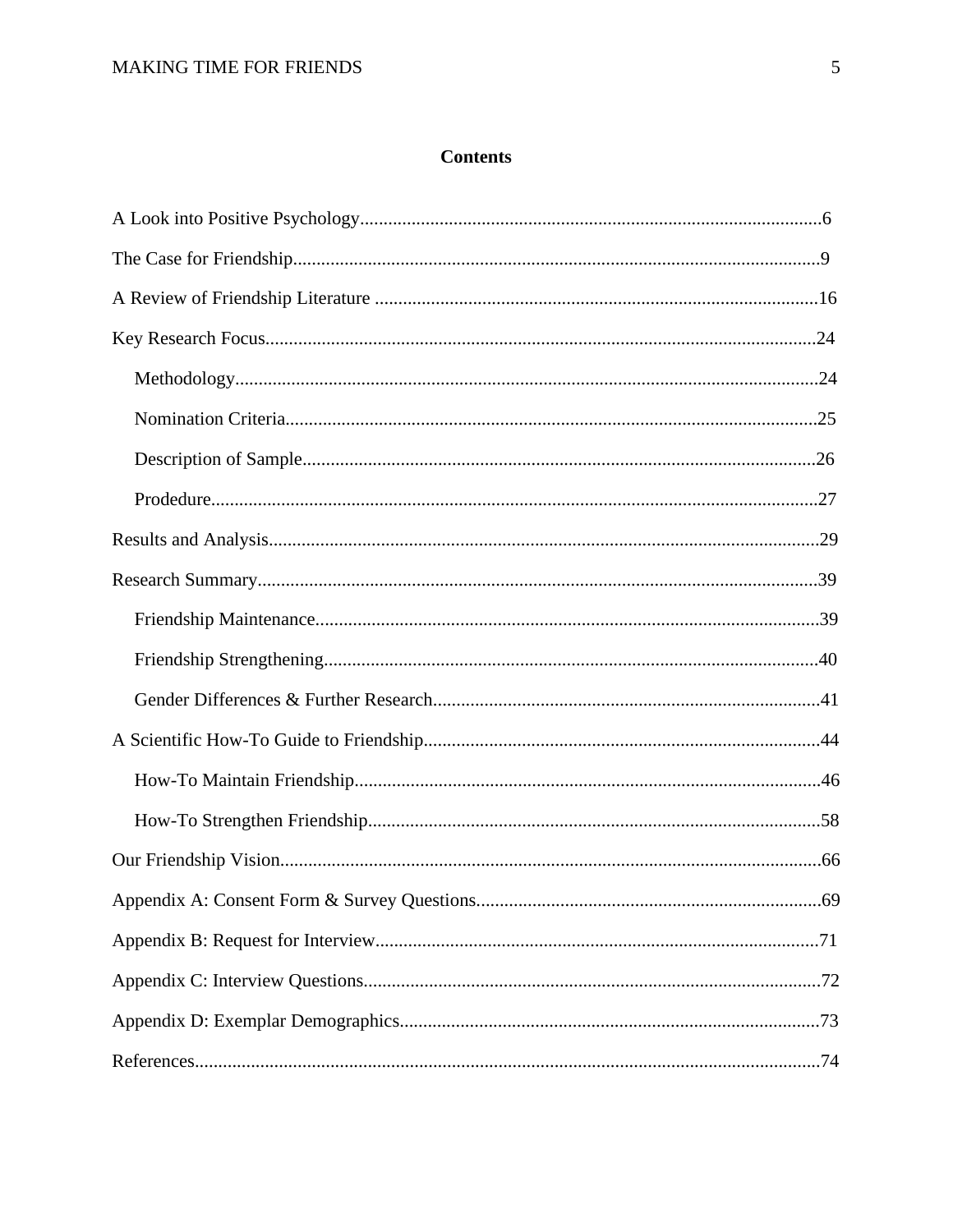# Contents

A Look into Positive Psychology....................................................................................................6

The Case for Friendship...................................................................................................................9

A Review of Friendship Literature ................................................................................................16

Key Research Focus.......................................................................................................................24

- Methodology...........................................................................................................................24
- Nomination Criteria................................................................................................................25
- Description of Sample............................................................................................................26
- Prodedure................................................................................................................................27

Results and Analysis......................................................................................................................29

Research Summary........................................................................................................................39

- Friendship Maintenance..........................................................................................................39
- Friendship Strengthening.........................................................................................................40
- Gender Differences & Further Research..................................................................................41

A Scientific How-To Guide to Friendship.....................................................................................44

- How-To Maintain Friendship...................................................................................................46
- How-To Strengthen Friendship................................................................................................58

Our Friendship Vision....................................................................................................................66

Appendix A: Consent Form & Survey Questions..........................................................................69

Appendix B: Request for Interview...............................................................................................71

Appendix C: Interview Questions..................................................................................................72

Appendix D: Exemplar Demographics..........................................................................................73

References......................................................................................................................................74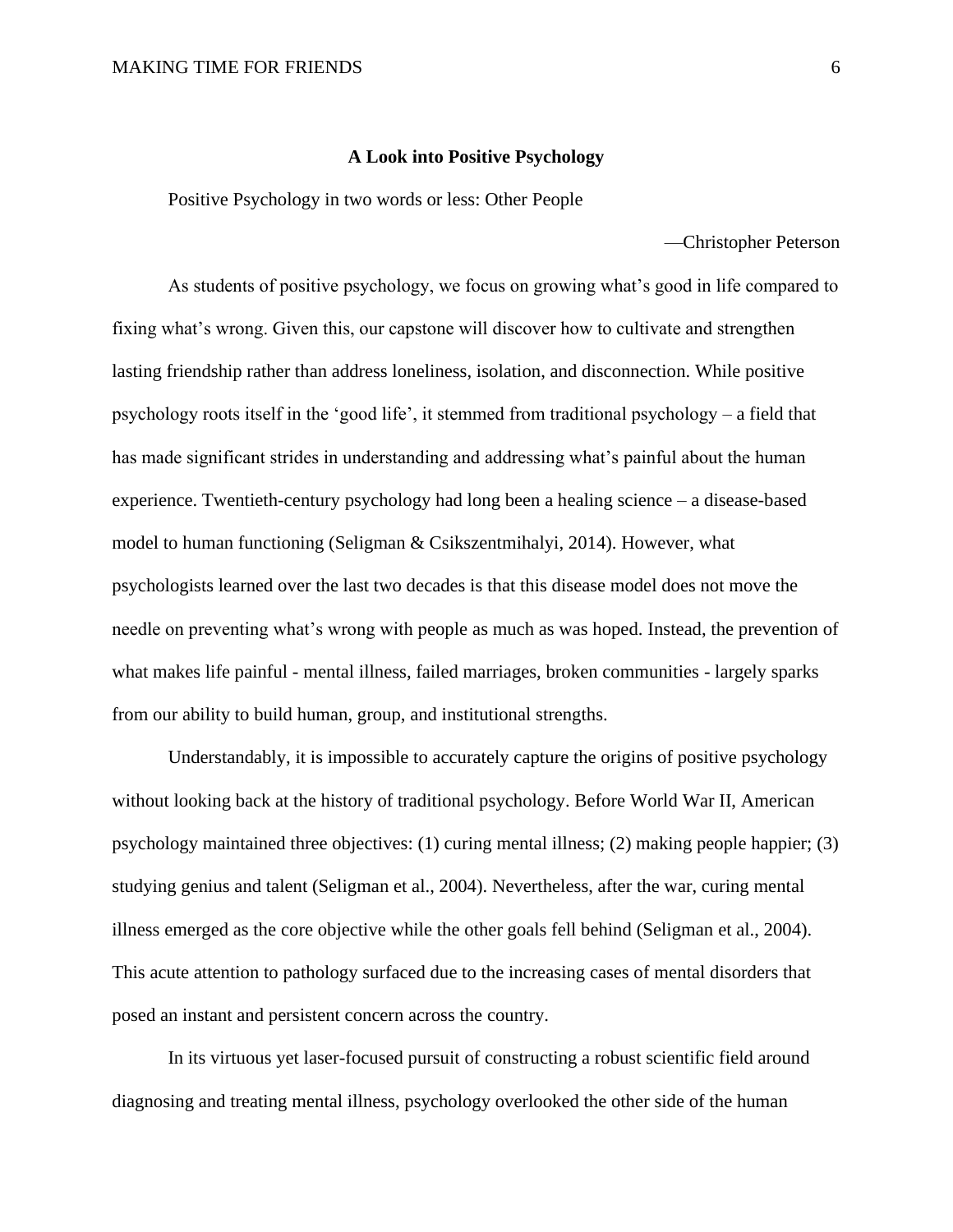## A Look into Positive Psychology

Positive Psychology in two words or less: Other People

—Christopher Peterson

As students of positive psychology, we focus on growing what's good in life compared to fixing what's wrong. Given this, our capstone will discover how to cultivate and strengthen lasting friendship rather than address loneliness, isolation, and disconnection. While positive psychology roots itself in the 'good life', it stemmed from traditional psychology – a field that has made significant strides in understanding and addressing what's painful about the human experience. Twentieth-century psychology had long been a healing science – a disease-based model to human functioning (Seligman & Csikszentmihalyi, 2014). However, what psychologists learned over the last two decades is that this disease model does not move the needle on preventing what's wrong with people as much as was hoped. Instead, the prevention of what makes life painful - mental illness, failed marriages, broken communities - largely sparks from our ability to build human, group, and institutional strengths.

Understandably, it is impossible to accurately capture the origins of positive psychology without looking back at the history of traditional psychology. Before World War II, American psychology maintained three objectives: (1) curing mental illness; (2) making people happier; (3) studying genius and talent (Seligman et al., 2004). Nevertheless, after the war, curing mental illness emerged as the core objective while the other goals fell behind (Seligman et al., 2004). This acute attention to pathology surfaced due to the increasing cases of mental disorders that posed an instant and persistent concern across the country.

In its virtuous yet laser-focused pursuit of constructing a robust scientific field around diagnosing and treating mental illness, psychology overlooked the other side of the human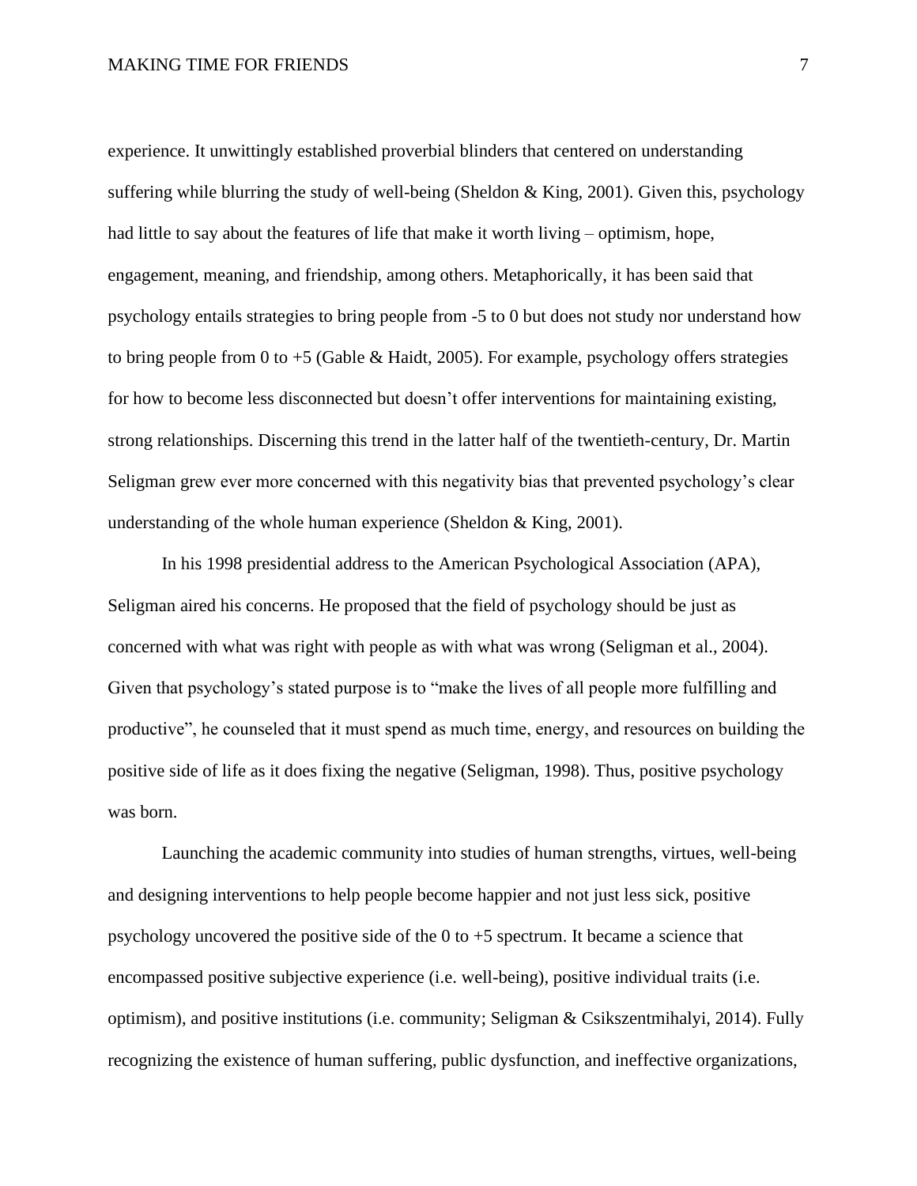experience. It unwittingly established proverbial blinders that centered on understanding suffering while blurring the study of well-being (Sheldon & King, 2001). Given this, psychology had little to say about the features of life that make it worth living – optimism, hope, engagement, meaning, and friendship, among others. Metaphorically, it has been said that psychology entails strategies to bring people from -5 to 0 but does not study nor understand how to bring people from 0 to +5 (Gable & Haidt, 2005). For example, psychology offers strategies for how to become less disconnected but doesn't offer interventions for maintaining existing, strong relationships. Discerning this trend in the latter half of the twentieth-century, Dr. Martin Seligman grew ever more concerned with this negativity bias that prevented psychology's clear understanding of the whole human experience (Sheldon & King, 2001).

In his 1998 presidential address to the American Psychological Association (APA), Seligman aired his concerns. He proposed that the field of psychology should be just as concerned with what was right with people as with what was wrong (Seligman et al., 2004). Given that psychology's stated purpose is to "make the lives of all people more fulfilling and productive", he counseled that it must spend as much time, energy, and resources on building the positive side of life as it does fixing the negative (Seligman, 1998). Thus, positive psychology was born.

Launching the academic community into studies of human strengths, virtues, well-being and designing interventions to help people become happier and not just less sick, positive psychology uncovered the positive side of the 0 to +5 spectrum. It became a science that encompassed positive subjective experience (i.e. well-being), positive individual traits (i.e. optimism), and positive institutions (i.e. community; Seligman & Csikszentmihalyi, 2014). Fully recognizing the existence of human suffering, public dysfunction, and ineffective organizations,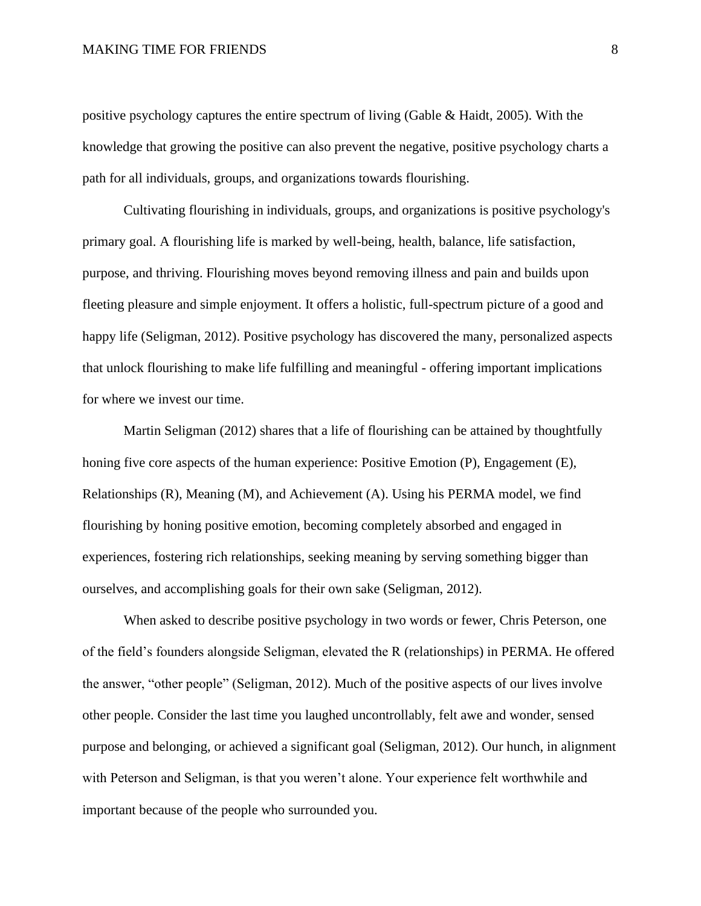positive psychology captures the entire spectrum of living (Gable & Haidt, 2005). With the knowledge that growing the positive can also prevent the negative, positive psychology charts a path for all individuals, groups, and organizations towards flourishing.

Cultivating flourishing in individuals, groups, and organizations is positive psychology's primary goal. A flourishing life is marked by well-being, health, balance, life satisfaction, purpose, and thriving. Flourishing moves beyond removing illness and pain and builds upon fleeting pleasure and simple enjoyment. It offers a holistic, full-spectrum picture of a good and happy life (Seligman, 2012). Positive psychology has discovered the many, personalized aspects that unlock flourishing to make life fulfilling and meaningful - offering important implications for where we invest our time.

Martin Seligman (2012) shares that a life of flourishing can be attained by thoughtfully honing five core aspects of the human experience: Positive Emotion (P), Engagement (E), Relationships (R), Meaning (M), and Achievement (A). Using his PERMA model, we find flourishing by honing positive emotion, becoming completely absorbed and engaged in experiences, fostering rich relationships, seeking meaning by serving something bigger than ourselves, and accomplishing goals for their own sake (Seligman, 2012).

When asked to describe positive psychology in two words or fewer, Chris Peterson, one of the field's founders alongside Seligman, elevated the R (relationships) in PERMA. He offered the answer, "other people" (Seligman, 2012). Much of the positive aspects of our lives involve other people. Consider the last time you laughed uncontrollably, felt awe and wonder, sensed purpose and belonging, or achieved a significant goal (Seligman, 2012). Our hunch, in alignment with Peterson and Seligman, is that you weren't alone. Your experience felt worthwhile and important because of the people who surrounded you.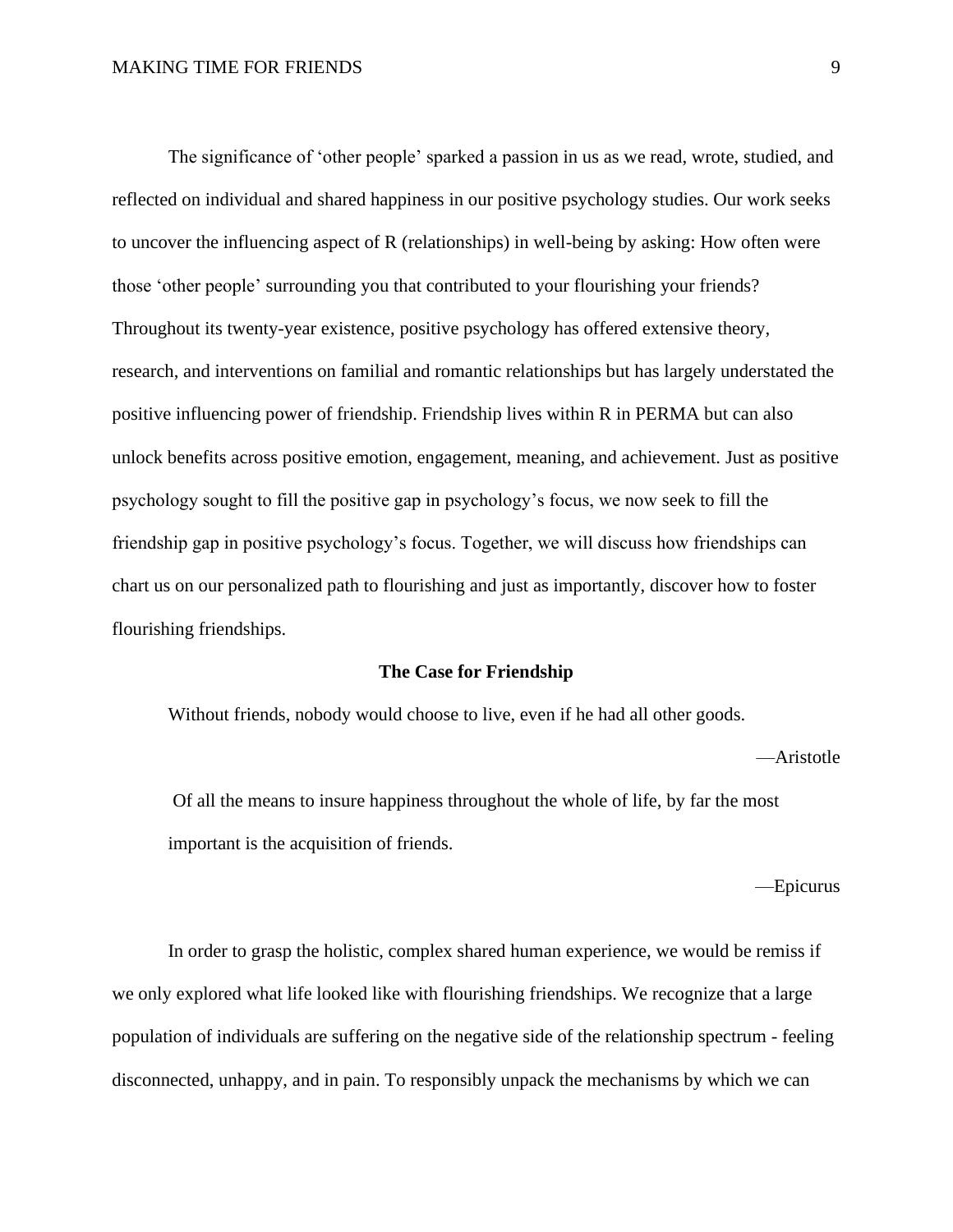The significance of 'other people' sparked a passion in us as we read, wrote, studied, and reflected on individual and shared happiness in our positive psychology studies. Our work seeks to uncover the influencing aspect of R (relationships) in well-being by asking: How often were those 'other people' surrounding you that contributed to your flourishing your friends? Throughout its twenty-year existence, positive psychology has offered extensive theory, research, and interventions on familial and romantic relationships but has largely understated the positive influencing power of friendship. Friendship lives within R in PERMA but can also unlock benefits across positive emotion, engagement, meaning, and achievement. Just as positive psychology sought to fill the positive gap in psychology's focus, we now seek to fill the friendship gap in positive psychology's focus. Together, we will discuss how friendships can chart us on our personalized path to flourishing and just as importantly, discover how to foster flourishing friendships.

## The Case for Friendship

> Without friends, nobody would choose to live, even if he had all other goods.
>
> —Aristotle

> Of all the means to insure happiness throughout the whole of life, by far the most important is the acquisition of friends.
>
> —Epicurus

In order to grasp the holistic, complex shared human experience, we would be remiss if we only explored what life looked like with flourishing friendships. We recognize that a large population of individuals are suffering on the negative side of the relationship spectrum - feeling disconnected, unhappy, and in pain. To responsibly unpack the mechanisms by which we can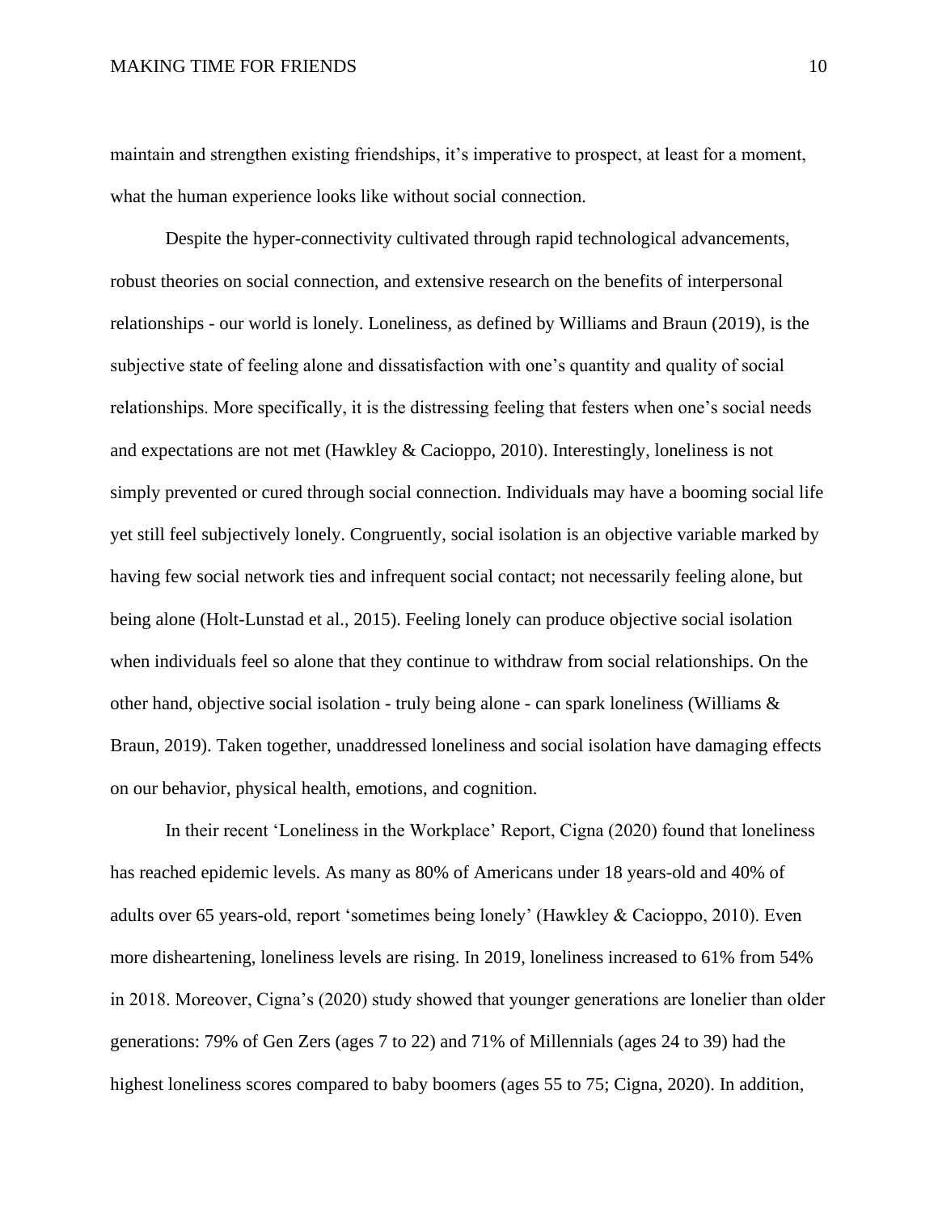maintain and strengthen existing friendships, it's imperative to prospect, at least for a moment, what the human experience looks like without social connection.

Despite the hyper-connectivity cultivated through rapid technological advancements, robust theories on social connection, and extensive research on the benefits of interpersonal relationships - our world is lonely. Loneliness, as defined by Williams and Braun (2019), is the subjective state of feeling alone and dissatisfaction with one's quantity and quality of social relationships. More specifically, it is the distressing feeling that festers when one's social needs and expectations are not met (Hawkley & Cacioppo, 2010). Interestingly, loneliness is not simply prevented or cured through social connection. Individuals may have a booming social life yet still feel subjectively lonely. Congruently, social isolation is an objective variable marked by having few social network ties and infrequent social contact; not necessarily feeling alone, but being alone (Holt-Lunstad et al., 2015). Feeling lonely can produce objective social isolation when individuals feel so alone that they continue to withdraw from social relationships. On the other hand, objective social isolation - truly being alone - can spark loneliness (Williams & Braun, 2019). Taken together, unaddressed loneliness and social isolation have damaging effects on our behavior, physical health, emotions, and cognition.

In their recent 'Loneliness in the Workplace' Report, Cigna (2020) found that loneliness has reached epidemic levels. As many as 80% of Americans under 18 years-old and 40% of adults over 65 years-old, report 'sometimes being lonely' (Hawkley & Cacioppo, 2010). Even more disheartening, loneliness levels are rising. In 2019, loneliness increased to 61% from 54% in 2018. Moreover, Cigna's (2020) study showed that younger generations are lonelier than older generations: 79% of Gen Zers (ages 7 to 22) and 71% of Millennials (ages 24 to 39) had the highest loneliness scores compared to baby boomers (ages 55 to 75; Cigna, 2020). In addition,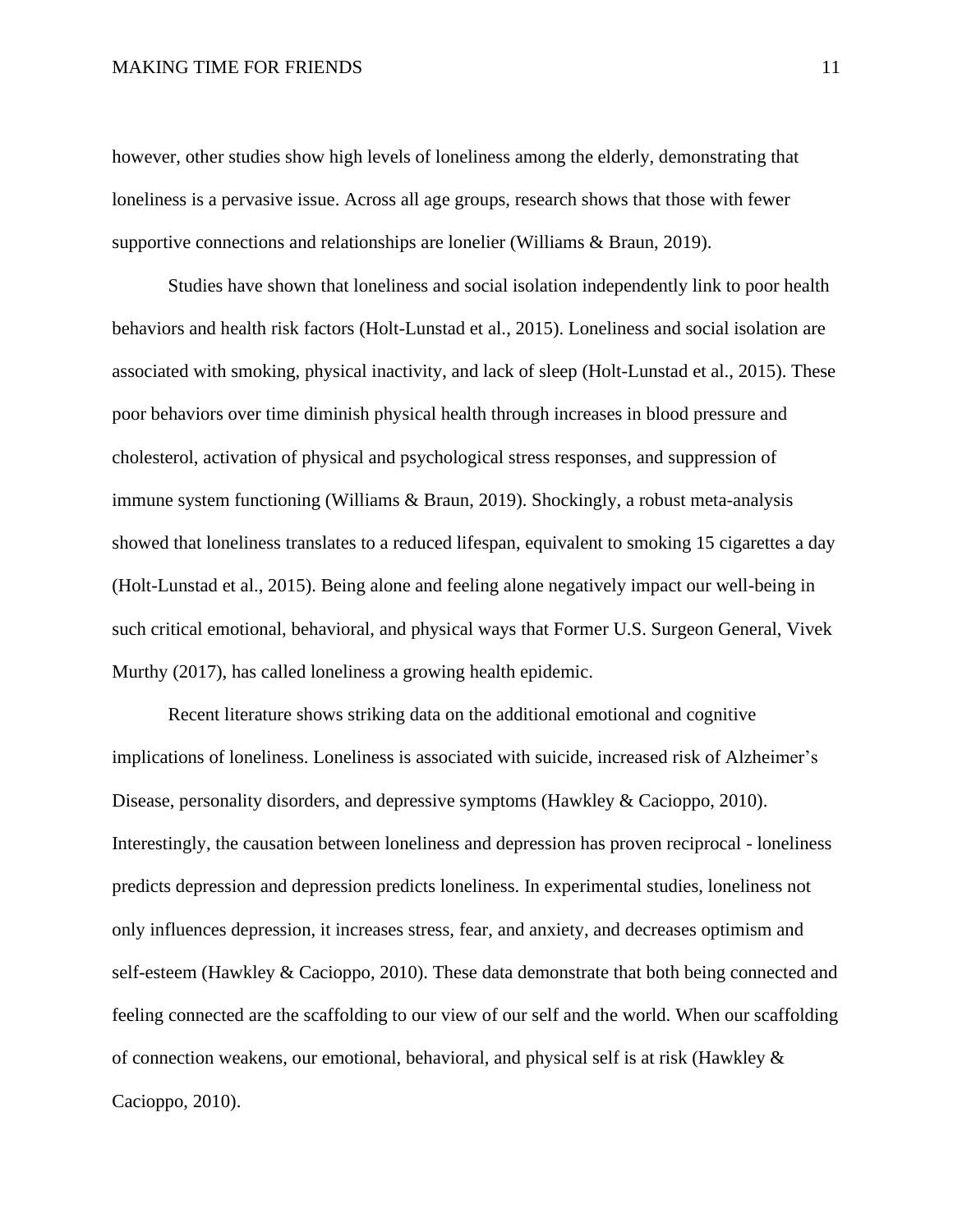however, other studies show high levels of loneliness among the elderly, demonstrating that loneliness is a pervasive issue. Across all age groups, research shows that those with fewer supportive connections and relationships are lonelier (Williams & Braun, 2019).

Studies have shown that loneliness and social isolation independently link to poor health behaviors and health risk factors (Holt-Lunstad et al., 2015). Loneliness and social isolation are associated with smoking, physical inactivity, and lack of sleep (Holt-Lunstad et al., 2015). These poor behaviors over time diminish physical health through increases in blood pressure and cholesterol, activation of physical and psychological stress responses, and suppression of immune system functioning (Williams & Braun, 2019). Shockingly, a robust meta-analysis showed that loneliness translates to a reduced lifespan, equivalent to smoking 15 cigarettes a day (Holt-Lunstad et al., 2015). Being alone and feeling alone negatively impact our well-being in such critical emotional, behavioral, and physical ways that Former U.S. Surgeon General, Vivek Murthy (2017), has called loneliness a growing health epidemic.

Recent literature shows striking data on the additional emotional and cognitive implications of loneliness. Loneliness is associated with suicide, increased risk of Alzheimer's Disease, personality disorders, and depressive symptoms (Hawkley & Cacioppo, 2010). Interestingly, the causation between loneliness and depression has proven reciprocal - loneliness predicts depression and depression predicts loneliness. In experimental studies, loneliness not only influences depression, it increases stress, fear, and anxiety, and decreases optimism and self-esteem (Hawkley & Cacioppo, 2010). These data demonstrate that both being connected and feeling connected are the scaffolding to our view of our self and the world. When our scaffolding of connection weakens, our emotional, behavioral, and physical self is at risk (Hawkley & Cacioppo, 2010).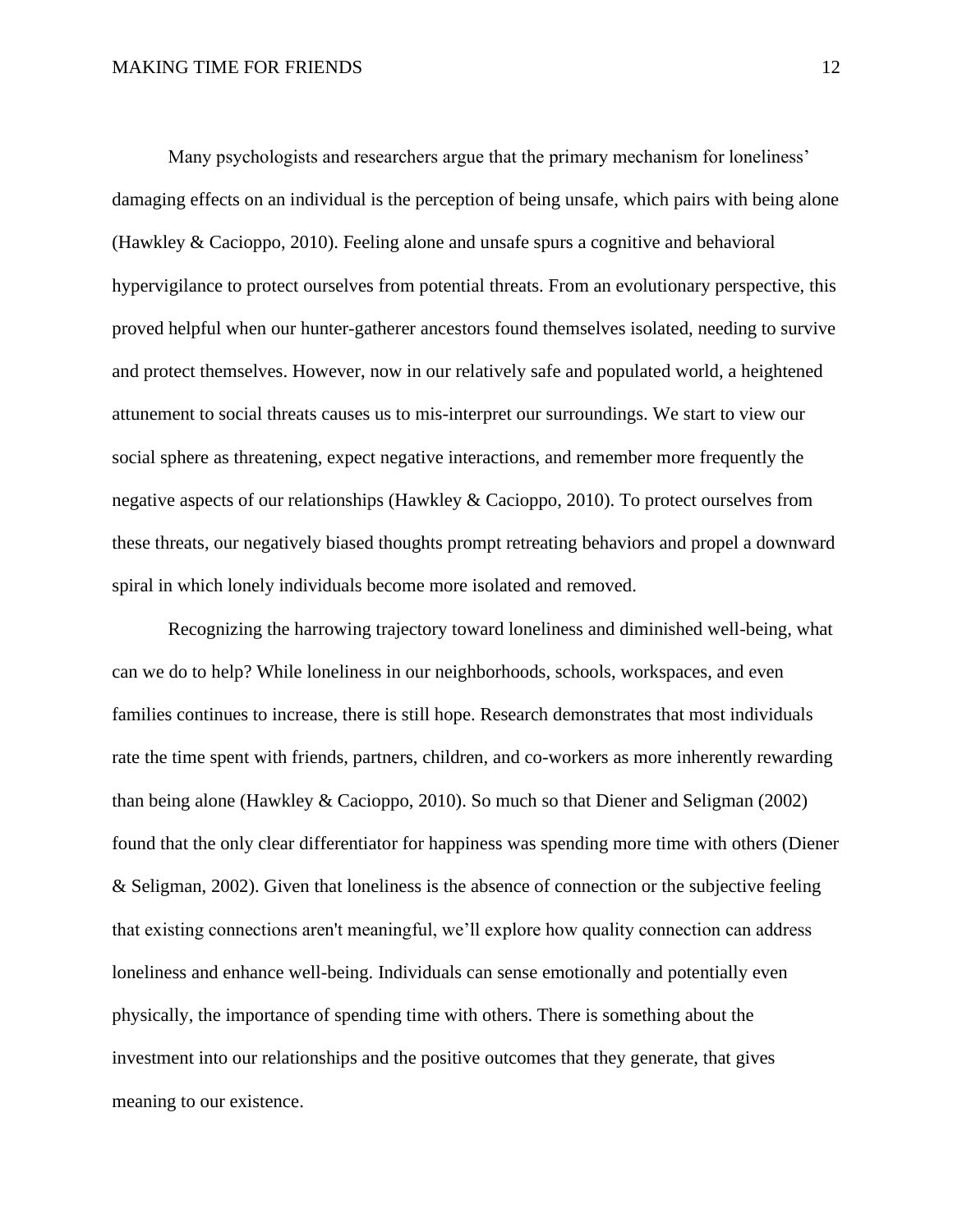Many psychologists and researchers argue that the primary mechanism for loneliness' damaging effects on an individual is the perception of being unsafe, which pairs with being alone (Hawkley & Cacioppo, 2010). Feeling alone and unsafe spurs a cognitive and behavioral hypervigilance to protect ourselves from potential threats. From an evolutionary perspective, this proved helpful when our hunter-gatherer ancestors found themselves isolated, needing to survive and protect themselves. However, now in our relatively safe and populated world, a heightened attunement to social threats causes us to mis-interpret our surroundings. We start to view our social sphere as threatening, expect negative interactions, and remember more frequently the negative aspects of our relationships (Hawkley & Cacioppo, 2010). To protect ourselves from these threats, our negatively biased thoughts prompt retreating behaviors and propel a downward spiral in which lonely individuals become more isolated and removed.

Recognizing the harrowing trajectory toward loneliness and diminished well-being, what can we do to help? While loneliness in our neighborhoods, schools, workspaces, and even families continues to increase, there is still hope. Research demonstrates that most individuals rate the time spent with friends, partners, children, and co-workers as more inherently rewarding than being alone (Hawkley & Cacioppo, 2010). So much so that Diener and Seligman (2002) found that the only clear differentiator for happiness was spending more time with others (Diener & Seligman, 2002). Given that loneliness is the absence of connection or the subjective feeling that existing connections aren't meaningful, we'll explore how quality connection can address loneliness and enhance well-being. Individuals can sense emotionally and potentially even physically, the importance of spending time with others. There is something about the investment into our relationships and the positive outcomes that they generate, that gives meaning to our existence.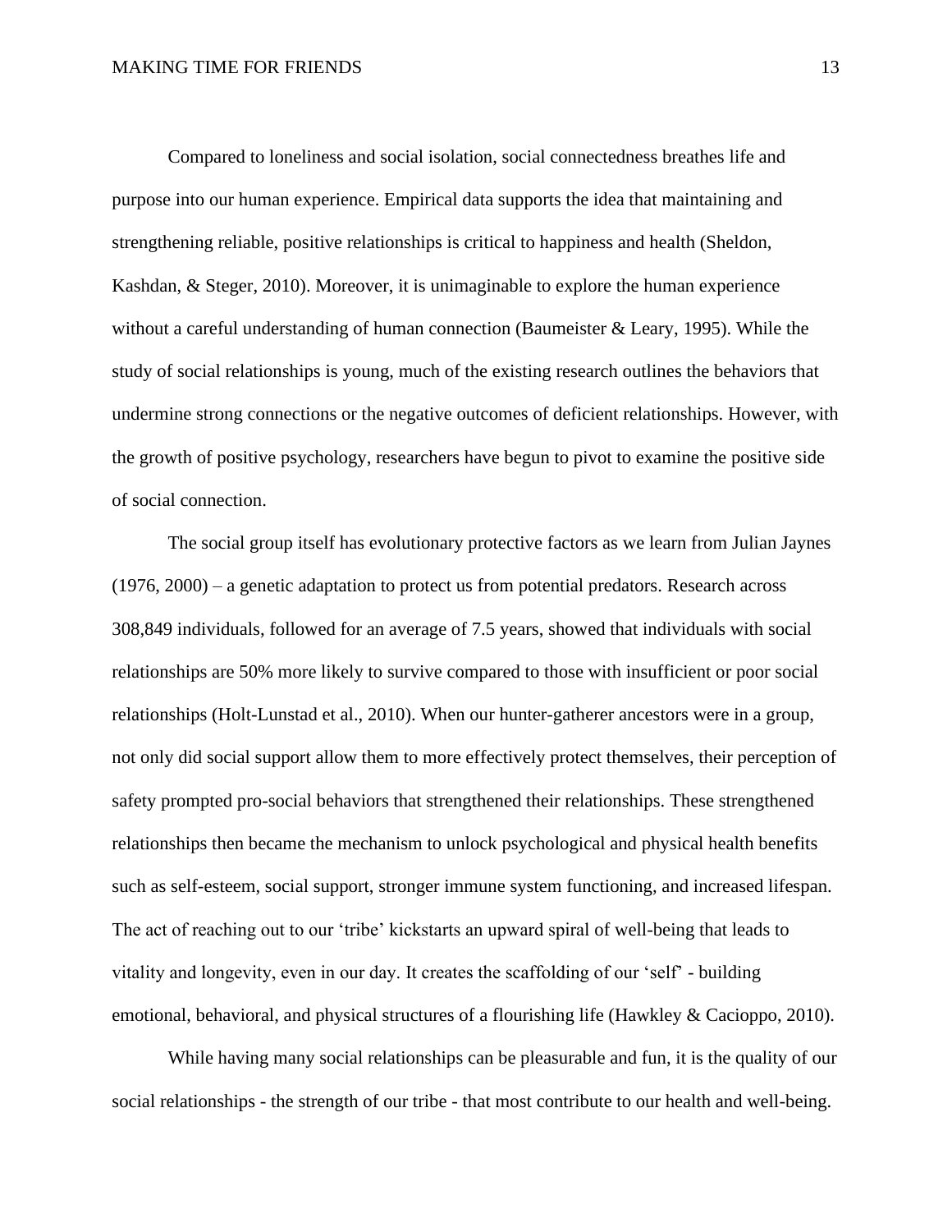Compared to loneliness and social isolation, social connectedness breathes life and purpose into our human experience. Empirical data supports the idea that maintaining and strengthening reliable, positive relationships is critical to happiness and health (Sheldon, Kashdan, & Steger, 2010). Moreover, it is unimaginable to explore the human experience without a careful understanding of human connection (Baumeister & Leary, 1995). While the study of social relationships is young, much of the existing research outlines the behaviors that undermine strong connections or the negative outcomes of deficient relationships. However, with the growth of positive psychology, researchers have begun to pivot to examine the positive side of social connection.

The social group itself has evolutionary protective factors as we learn from Julian Jaynes (1976, 2000) – a genetic adaptation to protect us from potential predators. Research across 308,849 individuals, followed for an average of 7.5 years, showed that individuals with social relationships are 50% more likely to survive compared to those with insufficient or poor social relationships (Holt-Lunstad et al., 2010). When our hunter-gatherer ancestors were in a group, not only did social support allow them to more effectively protect themselves, their perception of safety prompted pro-social behaviors that strengthened their relationships. These strengthened relationships then became the mechanism to unlock psychological and physical health benefits such as self-esteem, social support, stronger immune system functioning, and increased lifespan. The act of reaching out to our 'tribe' kickstarts an upward spiral of well-being that leads to vitality and longevity, even in our day. It creates the scaffolding of our 'self' - building emotional, behavioral, and physical structures of a flourishing life (Hawkley & Cacioppo, 2010).

While having many social relationships can be pleasurable and fun, it is the quality of our social relationships - the strength of our tribe - that most contribute to our health and well-being.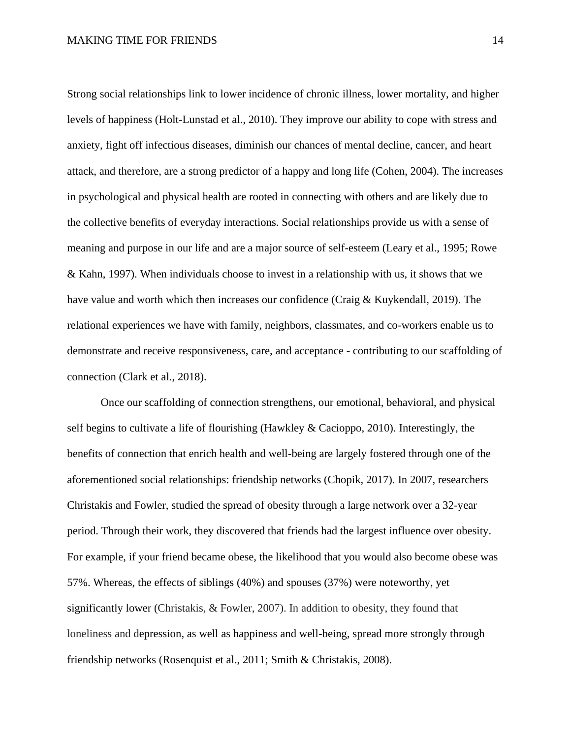Strong social relationships link to lower incidence of chronic illness, lower mortality, and higher levels of happiness (Holt-Lunstad et al., 2010). They improve our ability to cope with stress and anxiety, fight off infectious diseases, diminish our chances of mental decline, cancer, and heart attack, and therefore, are a strong predictor of a happy and long life (Cohen, 2004). The increases in psychological and physical health are rooted in connecting with others and are likely due to the collective benefits of everyday interactions. Social relationships provide us with a sense of meaning and purpose in our life and are a major source of self-esteem (Leary et al., 1995; Rowe & Kahn, 1997). When individuals choose to invest in a relationship with us, it shows that we have value and worth which then increases our confidence (Craig & Kuykendall, 2019). The relational experiences we have with family, neighbors, classmates, and co-workers enable us to demonstrate and receive responsiveness, care, and acceptance - contributing to our scaffolding of connection (Clark et al., 2018).

Once our scaffolding of connection strengthens, our emotional, behavioral, and physical self begins to cultivate a life of flourishing (Hawkley & Cacioppo, 2010). Interestingly, the benefits of connection that enrich health and well-being are largely fostered through one of the aforementioned social relationships: friendship networks (Chopik, 2017). In 2007, researchers Christakis and Fowler, studied the spread of obesity through a large network over a 32-year period. Through their work, they discovered that friends had the largest influence over obesity. For example, if your friend became obese, the likelihood that you would also become obese was 57%. Whereas, the effects of siblings (40%) and spouses (37%) were noteworthy, yet significantly lower (Christakis, & Fowler, 2007). In addition to obesity, they found that loneliness and depression, as well as happiness and well-being, spread more strongly through friendship networks (Rosenquist et al., 2011; Smith & Christakis, 2008).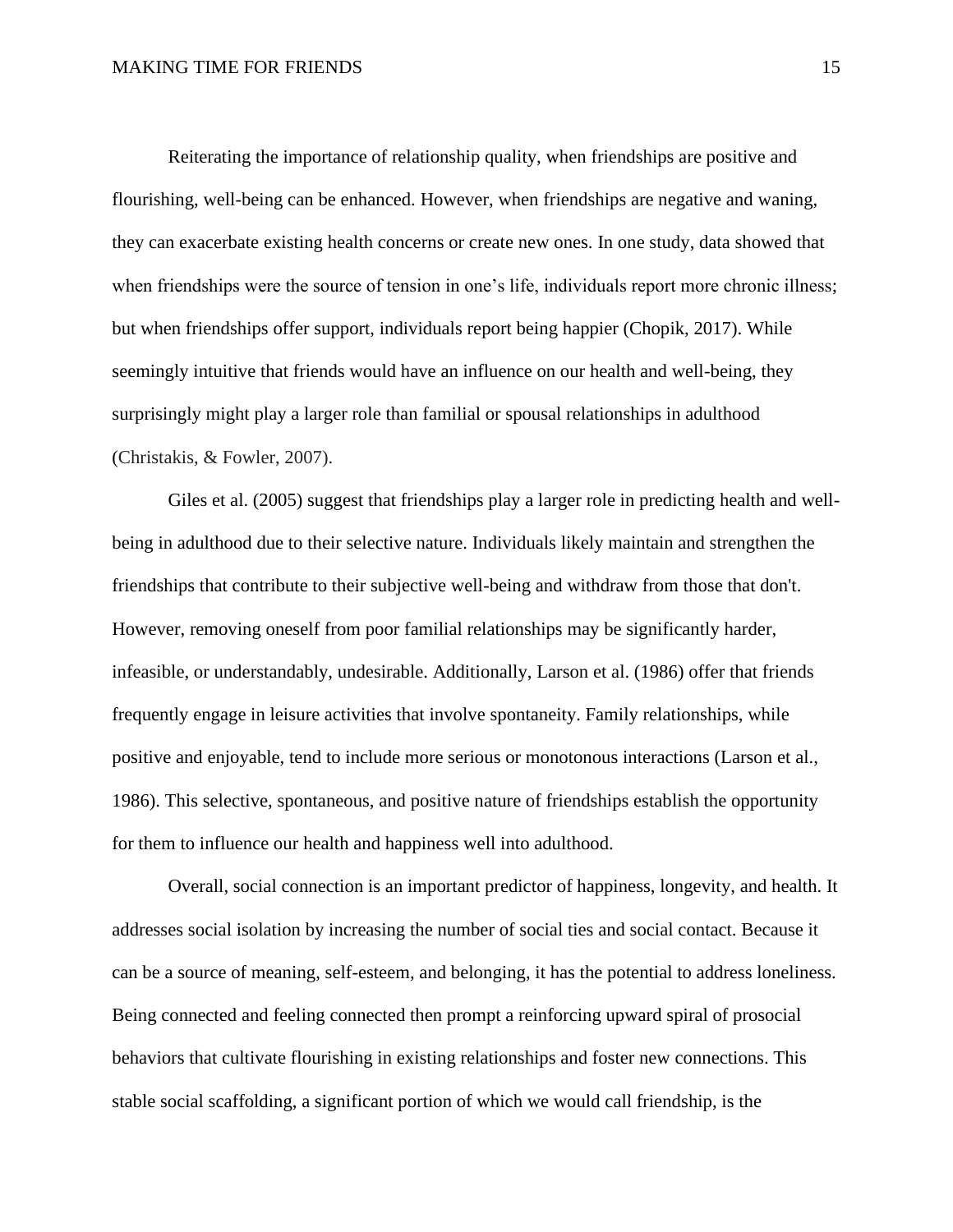Reiterating the importance of relationship quality, when friendships are positive and flourishing, well-being can be enhanced. However, when friendships are negative and waning, they can exacerbate existing health concerns or create new ones. In one study, data showed that when friendships were the source of tension in one's life, individuals report more chronic illness; but when friendships offer support, individuals report being happier (Chopik, 2017). While seemingly intuitive that friends would have an influence on our health and well-being, they surprisingly might play a larger role than familial or spousal relationships in adulthood (Christakis, & Fowler, 2007).

Giles et al. (2005) suggest that friendships play a larger role in predicting health and well-being in adulthood due to their selective nature. Individuals likely maintain and strengthen the friendships that contribute to their subjective well-being and withdraw from those that don't. However, removing oneself from poor familial relationships may be significantly harder, infeasible, or understandably, undesirable. Additionally, Larson et al. (1986) offer that friends frequently engage in leisure activities that involve spontaneity. Family relationships, while positive and enjoyable, tend to include more serious or monotonous interactions (Larson et al., 1986). This selective, spontaneous, and positive nature of friendships establish the opportunity for them to influence our health and happiness well into adulthood.

Overall, social connection is an important predictor of happiness, longevity, and health. It addresses social isolation by increasing the number of social ties and social contact. Because it can be a source of meaning, self-esteem, and belonging, it has the potential to address loneliness. Being connected and feeling connected then prompt a reinforcing upward spiral of prosocial behaviors that cultivate flourishing in existing relationships and foster new connections. This stable social scaffolding, a significant portion of which we would call friendship, is the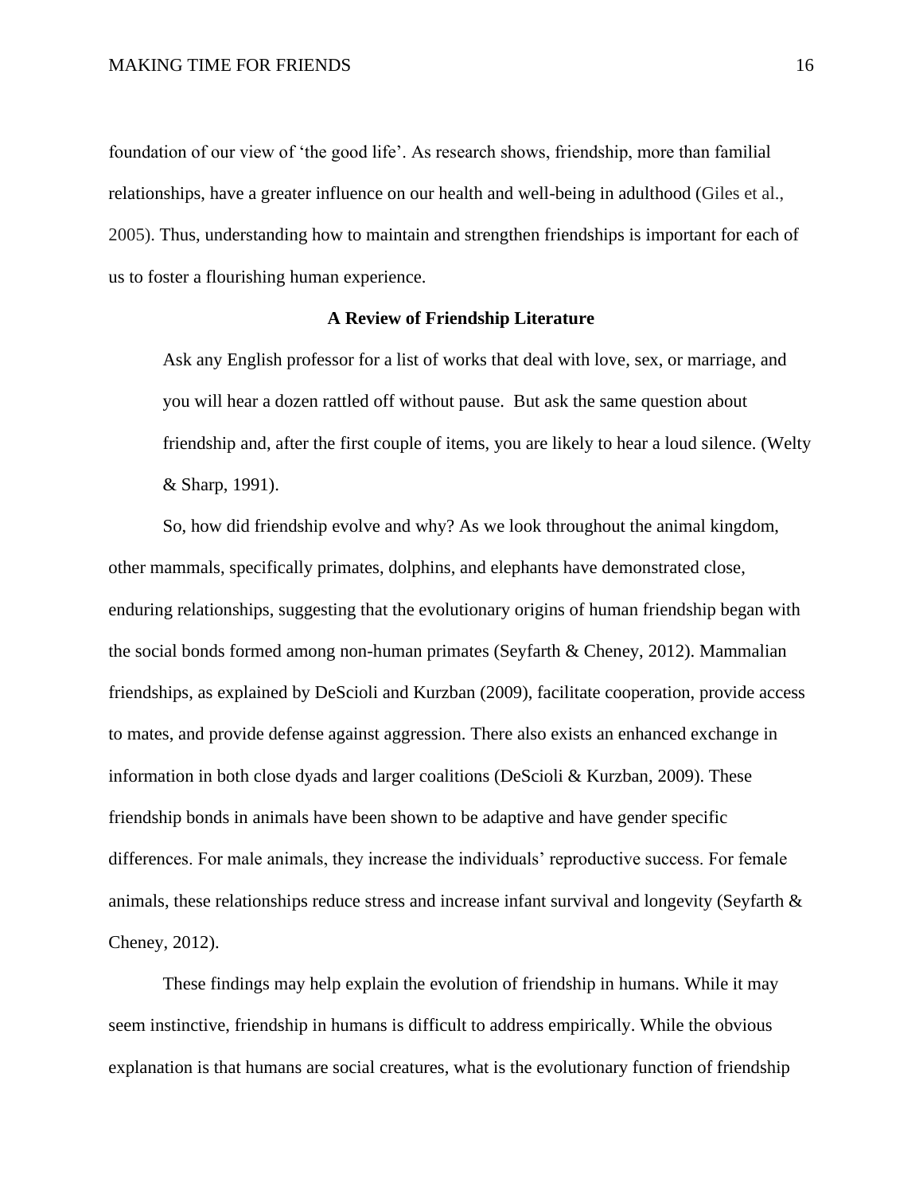foundation of our view of 'the good life'. As research shows, friendship, more than familial relationships, have a greater influence on our health and well-being in adulthood (Giles et al., 2005). Thus, understanding how to maintain and strengthen friendships is important for each of us to foster a flourishing human experience.

## A Review of Friendship Literature

> Ask any English professor for a list of works that deal with love, sex, or marriage, and you will hear a dozen rattled off without pause. But ask the same question about friendship and, after the first couple of items, you are likely to hear a loud silence. (Welty & Sharp, 1991).

So, how did friendship evolve and why? As we look throughout the animal kingdom, other mammals, specifically primates, dolphins, and elephants have demonstrated close, enduring relationships, suggesting that the evolutionary origins of human friendship began with the social bonds formed among non-human primates (Seyfarth & Cheney, 2012). Mammalian friendships, as explained by DeScioli and Kurzban (2009), facilitate cooperation, provide access to mates, and provide defense against aggression. There also exists an enhanced exchange in information in both close dyads and larger coalitions (DeScioli & Kurzban, 2009). These friendship bonds in animals have been shown to be adaptive and have gender specific differences. For male animals, they increase the individuals' reproductive success. For female animals, these relationships reduce stress and increase infant survival and longevity (Seyfarth & Cheney, 2012).

These findings may help explain the evolution of friendship in humans. While it may seem instinctive, friendship in humans is difficult to address empirically. While the obvious explanation is that humans are social creatures, what is the evolutionary function of friendship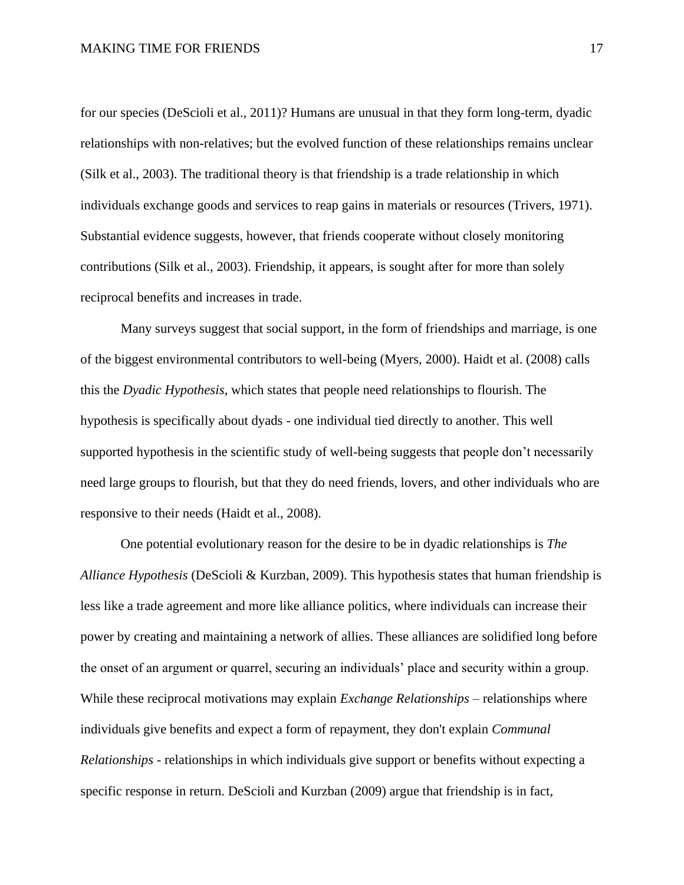for our species (DeScioli et al., 2011)? Humans are unusual in that they form long-term, dyadic relationships with non-relatives; but the evolved function of these relationships remains unclear (Silk et al., 2003). The traditional theory is that friendship is a trade relationship in which individuals exchange goods and services to reap gains in materials or resources (Trivers, 1971). Substantial evidence suggests, however, that friends cooperate without closely monitoring contributions (Silk et al., 2003). Friendship, it appears, is sought after for more than solely reciprocal benefits and increases in trade.

Many surveys suggest that social support, in the form of friendships and marriage, is one of the biggest environmental contributors to well-being (Myers, 2000). Haidt et al. (2008) calls this the *Dyadic Hypothesis*, which states that people need relationships to flourish. The hypothesis is specifically about dyads - one individual tied directly to another. This well supported hypothesis in the scientific study of well-being suggests that people don't necessarily need large groups to flourish, but that they do need friends, lovers, and other individuals who are responsive to their needs (Haidt et al., 2008).

One potential evolutionary reason for the desire to be in dyadic relationships is *The Alliance Hypothesis* (DeScioli & Kurzban, 2009). This hypothesis states that human friendship is less like a trade agreement and more like alliance politics, where individuals can increase their power by creating and maintaining a network of allies. These alliances are solidified long before the onset of an argument or quarrel, securing an individuals' place and security within a group. While these reciprocal motivations may explain *Exchange Relationships* – relationships where individuals give benefits and expect a form of repayment, they don't explain *Communal Relationships* - relationships in which individuals give support or benefits without expecting a specific response in return. DeScioli and Kurzban (2009) argue that friendship is in fact,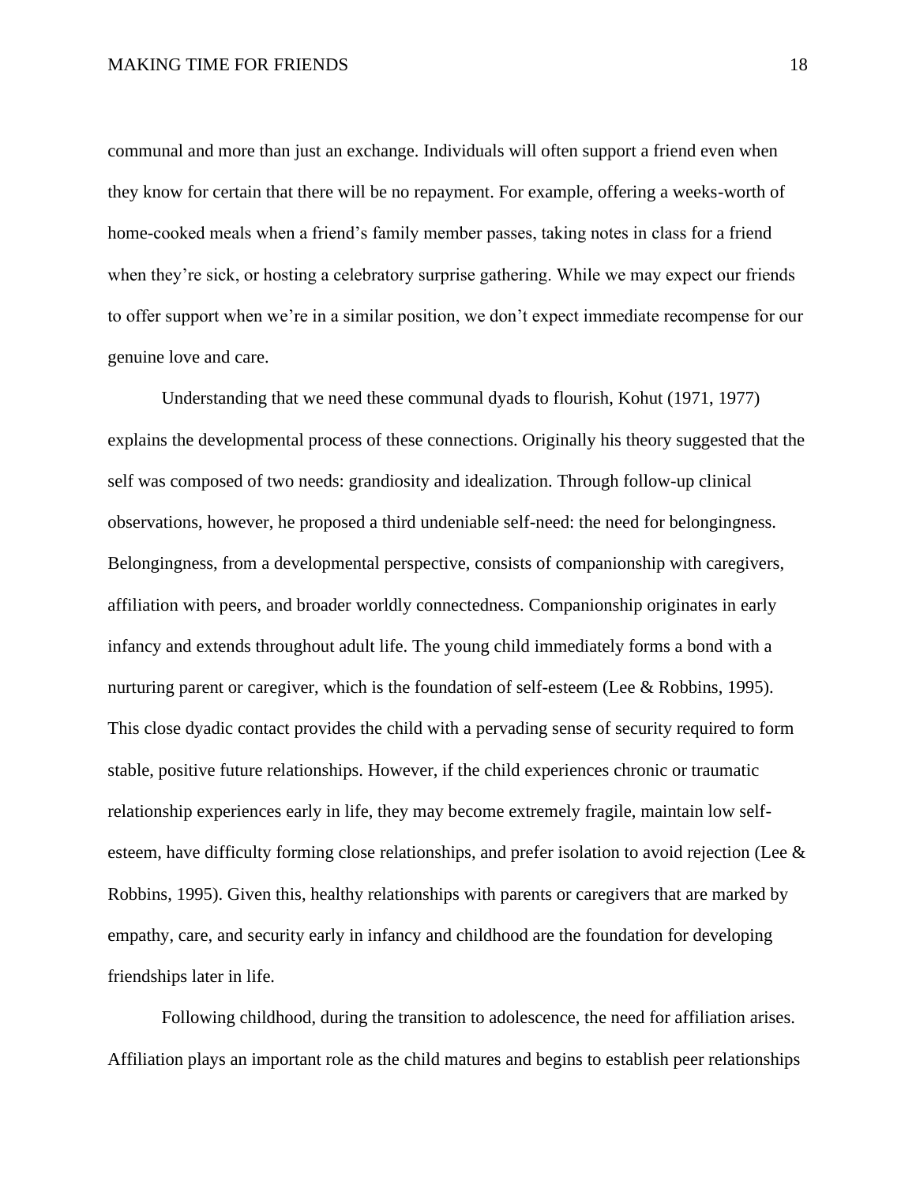communal and more than just an exchange. Individuals will often support a friend even when they know for certain that there will be no repayment. For example, offering a weeks-worth of home-cooked meals when a friend's family member passes, taking notes in class for a friend when they're sick, or hosting a celebratory surprise gathering. While we may expect our friends to offer support when we're in a similar position, we don't expect immediate recompense for our genuine love and care.

Understanding that we need these communal dyads to flourish, Kohut (1971, 1977) explains the developmental process of these connections. Originally his theory suggested that the self was composed of two needs: grandiosity and idealization. Through follow-up clinical observations, however, he proposed a third undeniable self-need: the need for belongingness. Belongingness, from a developmental perspective, consists of companionship with caregivers, affiliation with peers, and broader worldly connectedness. Companionship originates in early infancy and extends throughout adult life. The young child immediately forms a bond with a nurturing parent or caregiver, which is the foundation of self-esteem (Lee & Robbins, 1995). This close dyadic contact provides the child with a pervading sense of security required to form stable, positive future relationships. However, if the child experiences chronic or traumatic relationship experiences early in life, they may become extremely fragile, maintain low self-esteem, have difficulty forming close relationships, and prefer isolation to avoid rejection (Lee & Robbins, 1995). Given this, healthy relationships with parents or caregivers that are marked by empathy, care, and security early in infancy and childhood are the foundation for developing friendships later in life.

Following childhood, during the transition to adolescence, the need for affiliation arises. Affiliation plays an important role as the child matures and begins to establish peer relationships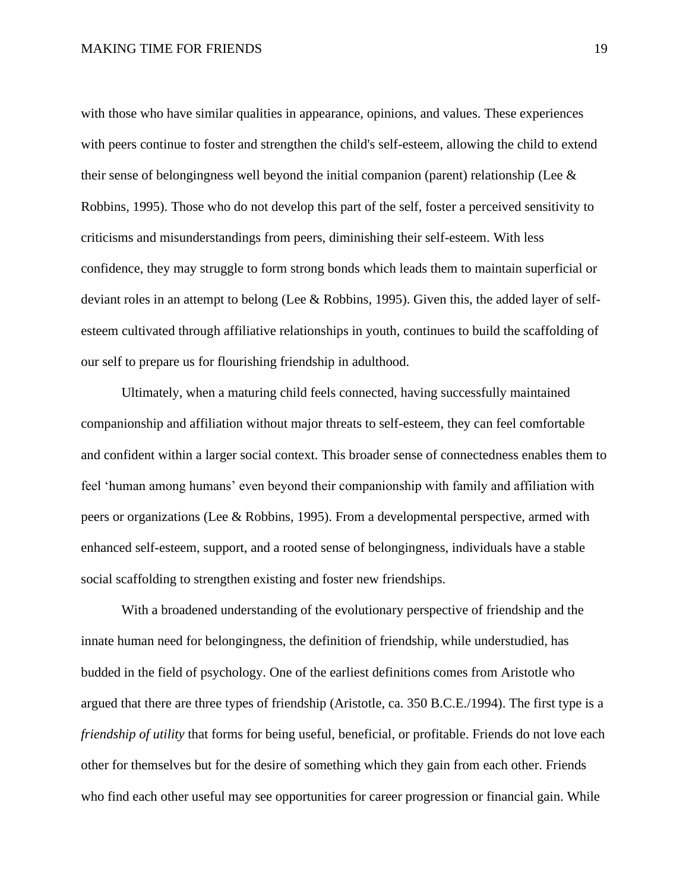with those who have similar qualities in appearance, opinions, and values. These experiences with peers continue to foster and strengthen the child's self-esteem, allowing the child to extend their sense of belongingness well beyond the initial companion (parent) relationship (Lee & Robbins, 1995). Those who do not develop this part of the self, foster a perceived sensitivity to criticisms and misunderstandings from peers, diminishing their self-esteem. With less confidence, they may struggle to form strong bonds which leads them to maintain superficial or deviant roles in an attempt to belong (Lee & Robbins, 1995). Given this, the added layer of self-esteem cultivated through affiliative relationships in youth, continues to build the scaffolding of our self to prepare us for flourishing friendship in adulthood.

Ultimately, when a maturing child feels connected, having successfully maintained companionship and affiliation without major threats to self-esteem, they can feel comfortable and confident within a larger social context. This broader sense of connectedness enables them to feel 'human among humans' even beyond their companionship with family and affiliation with peers or organizations (Lee & Robbins, 1995). From a developmental perspective, armed with enhanced self-esteem, support, and a rooted sense of belongingness, individuals have a stable social scaffolding to strengthen existing and foster new friendships.

With a broadened understanding of the evolutionary perspective of friendship and the innate human need for belongingness, the definition of friendship, while understudied, has budded in the field of psychology. One of the earliest definitions comes from Aristotle who argued that there are three types of friendship (Aristotle, ca. 350 B.C.E./1994). The first type is a *friendship of utility* that forms for being useful, beneficial, or profitable. Friends do not love each other for themselves but for the desire of something which they gain from each other. Friends who find each other useful may see opportunities for career progression or financial gain. While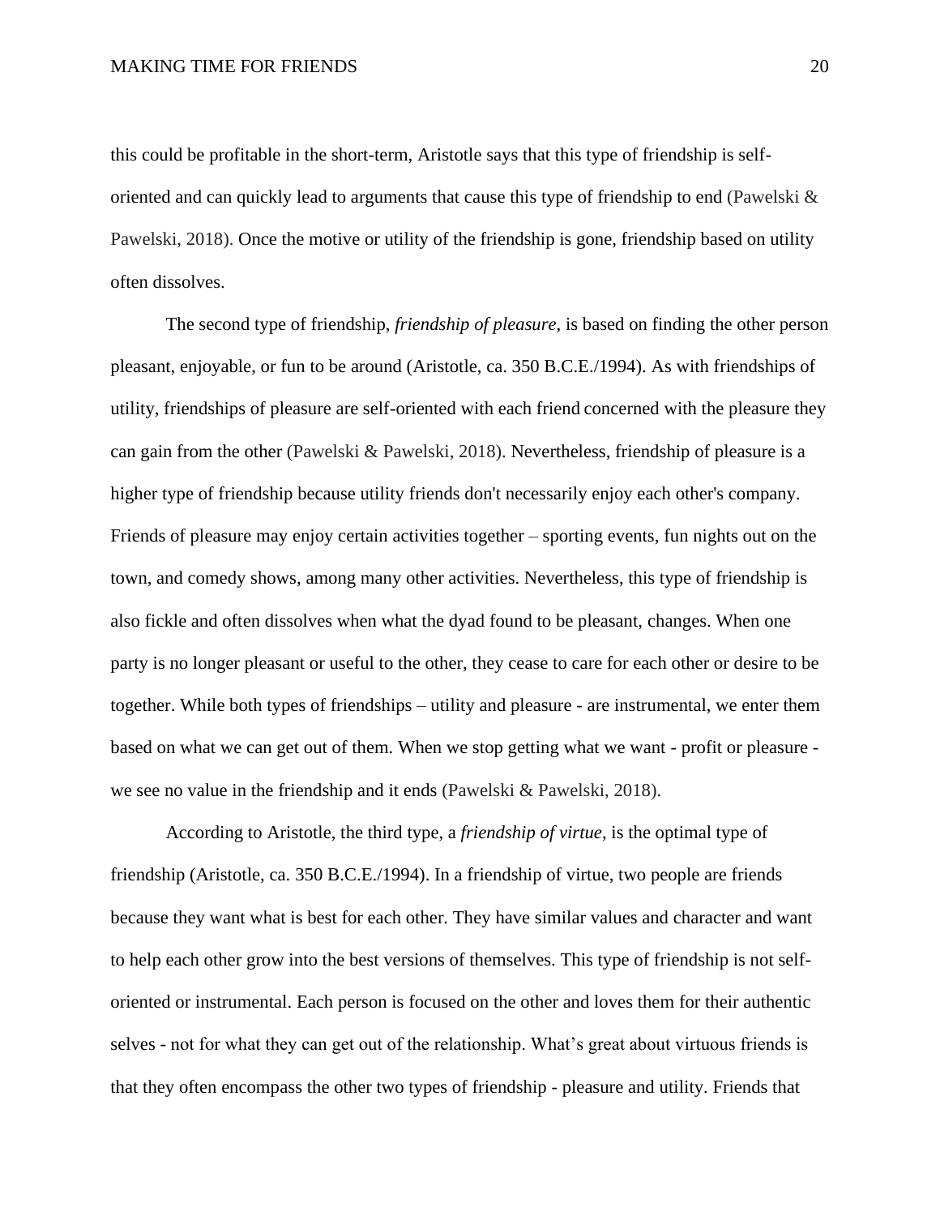this could be profitable in the short-term, Aristotle says that this type of friendship is self-oriented and can quickly lead to arguments that cause this type of friendship to end (Pawelski & Pawelski, 2018). Once the motive or utility of the friendship is gone, friendship based on utility often dissolves.

The second type of friendship, *friendship of pleasure*, is based on finding the other person pleasant, enjoyable, or fun to be around (Aristotle, ca. 350 B.C.E./1994). As with friendships of utility, friendships of pleasure are self-oriented with each friend concerned with the pleasure they can gain from the other (Pawelski & Pawelski, 2018). Nevertheless, friendship of pleasure is a higher type of friendship because utility friends don't necessarily enjoy each other's company. Friends of pleasure may enjoy certain activities together – sporting events, fun nights out on the town, and comedy shows, among many other activities. Nevertheless, this type of friendship is also fickle and often dissolves when what the dyad found to be pleasant, changes. When one party is no longer pleasant or useful to the other, they cease to care for each other or desire to be together. While both types of friendships – utility and pleasure - are instrumental, we enter them based on what we can get out of them. When we stop getting what we want - profit or pleasure - we see no value in the friendship and it ends (Pawelski & Pawelski, 2018).

According to Aristotle, the third type, a *friendship of virtue*, is the optimal type of friendship (Aristotle, ca. 350 B.C.E./1994). In a friendship of virtue, two people are friends because they want what is best for each other. They have similar values and character and want to help each other grow into the best versions of themselves. This type of friendship is not self-oriented or instrumental. Each person is focused on the other and loves them for their authentic selves - not for what they can get out of the relationship. What's great about virtuous friends is that they often encompass the other two types of friendship - pleasure and utility. Friends that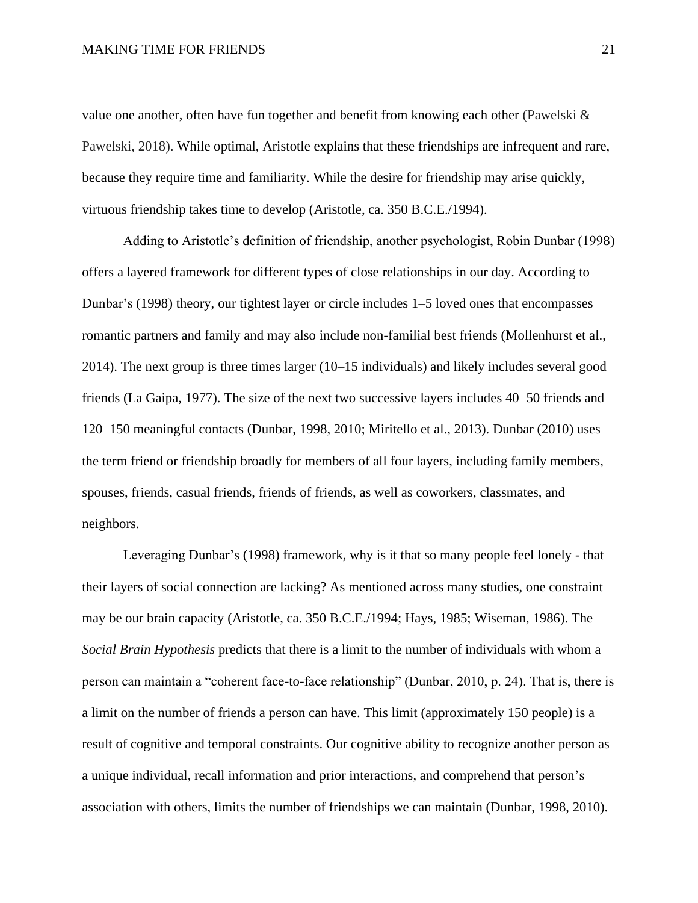value one another, often have fun together and benefit from knowing each other (Pawelski & Pawelski, 2018). While optimal, Aristotle explains that these friendships are infrequent and rare, because they require time and familiarity. While the desire for friendship may arise quickly, virtuous friendship takes time to develop (Aristotle, ca. 350 B.C.E./1994).

Adding to Aristotle's definition of friendship, another psychologist, Robin Dunbar (1998) offers a layered framework for different types of close relationships in our day. According to Dunbar's (1998) theory, our tightest layer or circle includes 1–5 loved ones that encompasses romantic partners and family and may also include non-familial best friends (Mollenhurst et al., 2014). The next group is three times larger (10–15 individuals) and likely includes several good friends (La Gaipa, 1977). The size of the next two successive layers includes 40–50 friends and 120–150 meaningful contacts (Dunbar, 1998, 2010; Miritello et al., 2013). Dunbar (2010) uses the term friend or friendship broadly for members of all four layers, including family members, spouses, friends, casual friends, friends of friends, as well as coworkers, classmates, and neighbors.

Leveraging Dunbar's (1998) framework, why is it that so many people feel lonely - that their layers of social connection are lacking? As mentioned across many studies, one constraint may be our brain capacity (Aristotle, ca. 350 B.C.E./1994; Hays, 1985; Wiseman, 1986). The *Social Brain Hypothesis* predicts that there is a limit to the number of individuals with whom a person can maintain a "coherent face-to-face relationship" (Dunbar, 2010, p. 24). That is, there is a limit on the number of friends a person can have. This limit (approximately 150 people) is a result of cognitive and temporal constraints. Our cognitive ability to recognize another person as a unique individual, recall information and prior interactions, and comprehend that person's association with others, limits the number of friendships we can maintain (Dunbar, 1998, 2010).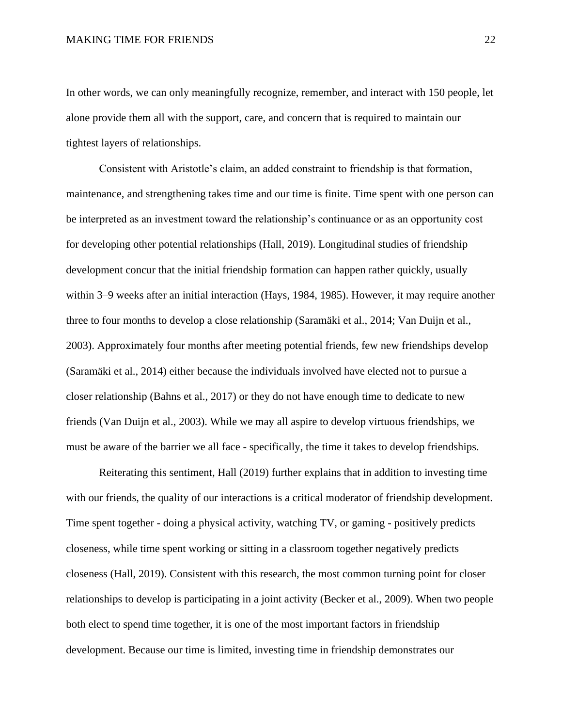In other words, we can only meaningfully recognize, remember, and interact with 150 people, let alone provide them all with the support, care, and concern that is required to maintain our tightest layers of relationships.

Consistent with Aristotle's claim, an added constraint to friendship is that formation, maintenance, and strengthening takes time and our time is finite. Time spent with one person can be interpreted as an investment toward the relationship's continuance or as an opportunity cost for developing other potential relationships (Hall, 2019). Longitudinal studies of friendship development concur that the initial friendship formation can happen rather quickly, usually within 3–9 weeks after an initial interaction (Hays, 1984, 1985). However, it may require another three to four months to develop a close relationship (Saramäki et al., 2014; Van Duijn et al., 2003). Approximately four months after meeting potential friends, few new friendships develop (Saramäki et al., 2014) either because the individuals involved have elected not to pursue a closer relationship (Bahns et al., 2017) or they do not have enough time to dedicate to new friends (Van Duijn et al., 2003). While we may all aspire to develop virtuous friendships, we must be aware of the barrier we all face - specifically, the time it takes to develop friendships.

Reiterating this sentiment, Hall (2019) further explains that in addition to investing time with our friends, the quality of our interactions is a critical moderator of friendship development. Time spent together - doing a physical activity, watching TV, or gaming - positively predicts closeness, while time spent working or sitting in a classroom together negatively predicts closeness (Hall, 2019). Consistent with this research, the most common turning point for closer relationships to develop is participating in a joint activity (Becker et al., 2009). When two people both elect to spend time together, it is one of the most important factors in friendship development. Because our time is limited, investing time in friendship demonstrates our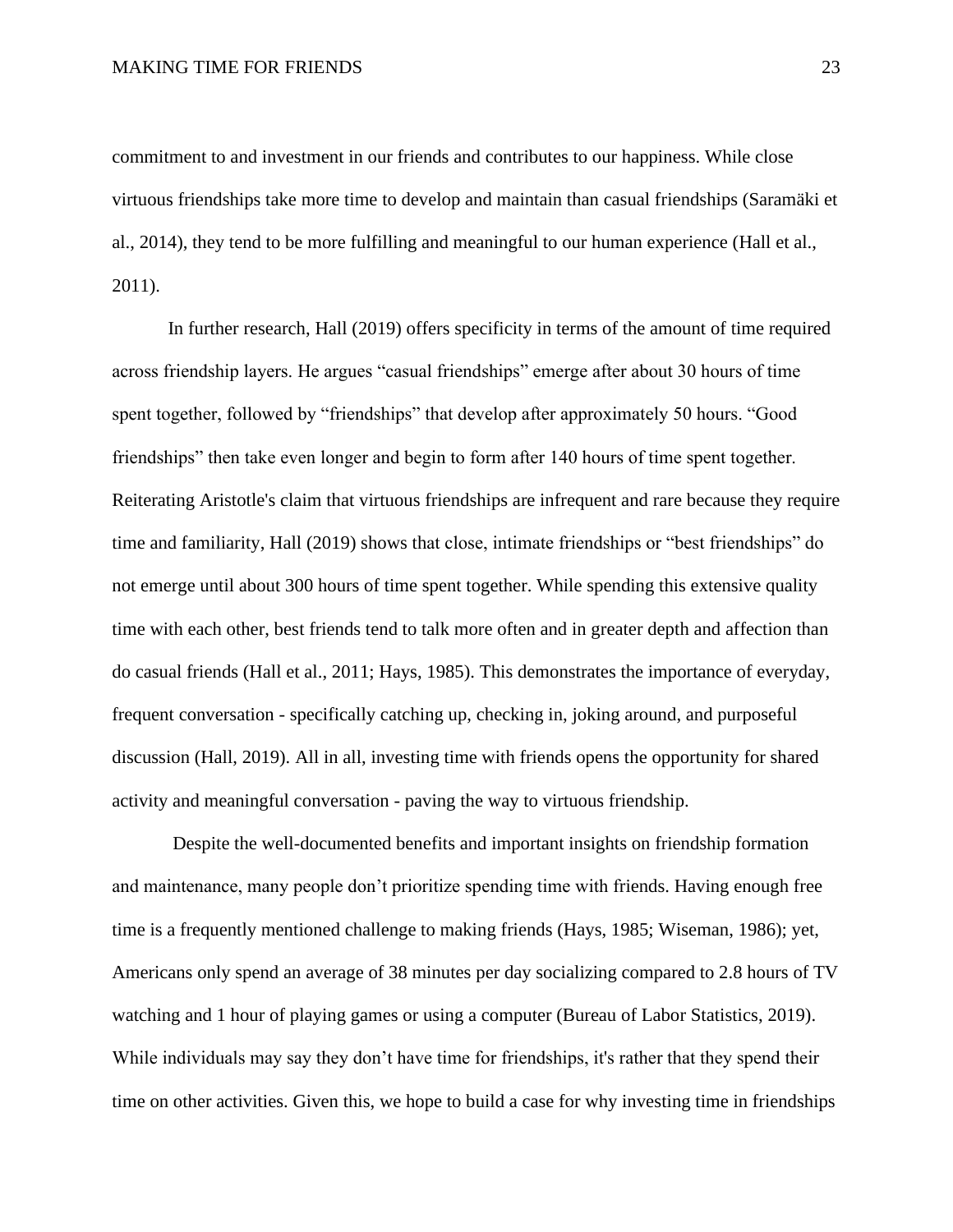commitment to and investment in our friends and contributes to our happiness. While close virtuous friendships take more time to develop and maintain than casual friendships (Saramäki et al., 2014), they tend to be more fulfilling and meaningful to our human experience (Hall et al., 2011).

In further research, Hall (2019) offers specificity in terms of the amount of time required across friendship layers. He argues "casual friendships" emerge after about 30 hours of time spent together, followed by "friendships" that develop after approximately 50 hours. "Good friendships" then take even longer and begin to form after 140 hours of time spent together. Reiterating Aristotle's claim that virtuous friendships are infrequent and rare because they require time and familiarity, Hall (2019) shows that close, intimate friendships or "best friendships" do not emerge until about 300 hours of time spent together. While spending this extensive quality time with each other, best friends tend to talk more often and in greater depth and affection than do casual friends (Hall et al., 2011; Hays, 1985). This demonstrates the importance of everyday, frequent conversation - specifically catching up, checking in, joking around, and purposeful discussion (Hall, 2019). All in all, investing time with friends opens the opportunity for shared activity and meaningful conversation - paving the way to virtuous friendship.

Despite the well-documented benefits and important insights on friendship formation and maintenance, many people don't prioritize spending time with friends. Having enough free time is a frequently mentioned challenge to making friends (Hays, 1985; Wiseman, 1986); yet, Americans only spend an average of 38 minutes per day socializing compared to 2.8 hours of TV watching and 1 hour of playing games or using a computer (Bureau of Labor Statistics, 2019). While individuals may say they don't have time for friendships, it's rather that they spend their time on other activities. Given this, we hope to build a case for why investing time in friendships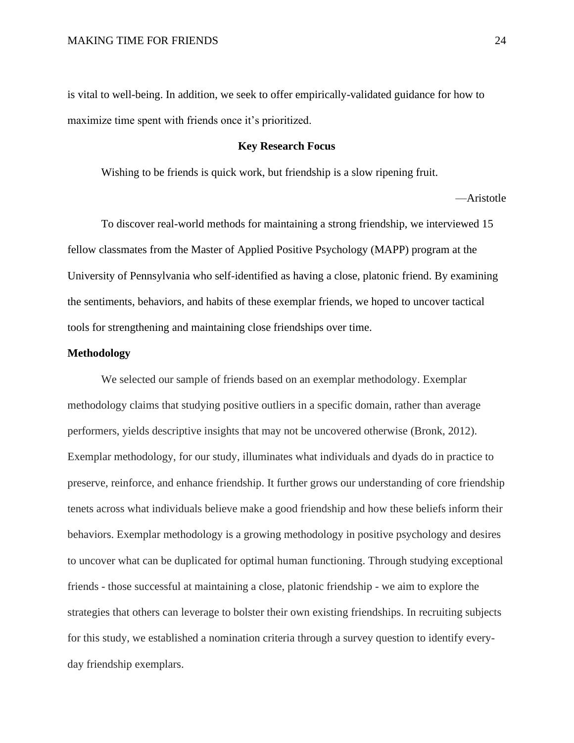is vital to well-being. In addition, we seek to offer empirically-validated guidance for how to maximize time spent with friends once it's prioritized.

## Key Research Focus

Wishing to be friends is quick work, but friendship is a slow ripening fruit.

—Aristotle

To discover real-world methods for maintaining a strong friendship, we interviewed 15 fellow classmates from the Master of Applied Positive Psychology (MAPP) program at the University of Pennsylvania who self-identified as having a close, platonic friend. By examining the sentiments, behaviors, and habits of these exemplar friends, we hoped to uncover tactical tools for strengthening and maintaining close friendships over time.

### Methodology

We selected our sample of friends based on an exemplar methodology. Exemplar methodology claims that studying positive outliers in a specific domain, rather than average performers, yields descriptive insights that may not be uncovered otherwise (Bronk, 2012). Exemplar methodology, for our study, illuminates what individuals and dyads do in practice to preserve, reinforce, and enhance friendship. It further grows our understanding of core friendship tenets across what individuals believe make a good friendship and how these beliefs inform their behaviors. Exemplar methodology is a growing methodology in positive psychology and desires to uncover what can be duplicated for optimal human functioning. Through studying exceptional friends - those successful at maintaining a close, platonic friendship - we aim to explore the strategies that others can leverage to bolster their own existing friendships. In recruiting subjects for this study, we established a nomination criteria through a survey question to identify every-day friendship exemplars.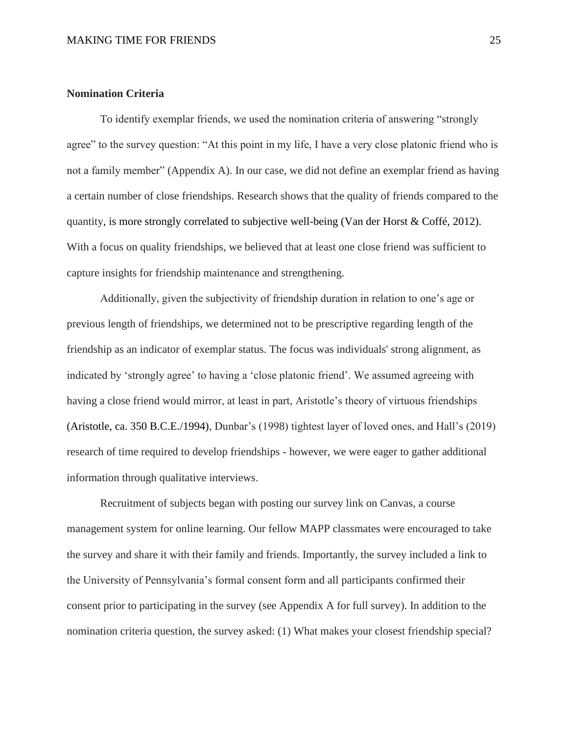**Nomination Criteria**

To identify exemplar friends, we used the nomination criteria of answering "strongly agree" to the survey question: "At this point in my life, I have a very close platonic friend who is not a family member" (Appendix A). In our case, we did not define an exemplar friend as having a certain number of close friendships. Research shows that the quality of friends compared to the quantity, is more strongly correlated to subjective well-being (Van der Horst & Coffé, 2012). With a focus on quality friendships, we believed that at least one close friend was sufficient to capture insights for friendship maintenance and strengthening.

Additionally, given the subjectivity of friendship duration in relation to one's age or previous length of friendships, we determined not to be prescriptive regarding length of the friendship as an indicator of exemplar status. The focus was individuals' strong alignment, as indicated by 'strongly agree' to having a 'close platonic friend'. We assumed agreeing with having a close friend would mirror, at least in part, Aristotle's theory of virtuous friendships (Aristotle, ca. 350 B.C.E./1994), Dunbar's (1998) tightest layer of loved ones, and Hall's (2019) research of time required to develop friendships - however, we were eager to gather additional information through qualitative interviews.

Recruitment of subjects began with posting our survey link on Canvas, a course management system for online learning. Our fellow MAPP classmates were encouraged to take the survey and share it with their family and friends. Importantly, the survey included a link to the University of Pennsylvania's formal consent form and all participants confirmed their consent prior to participating in the survey (see Appendix A for full survey). In addition to the nomination criteria question, the survey asked: (1) What makes your closest friendship special?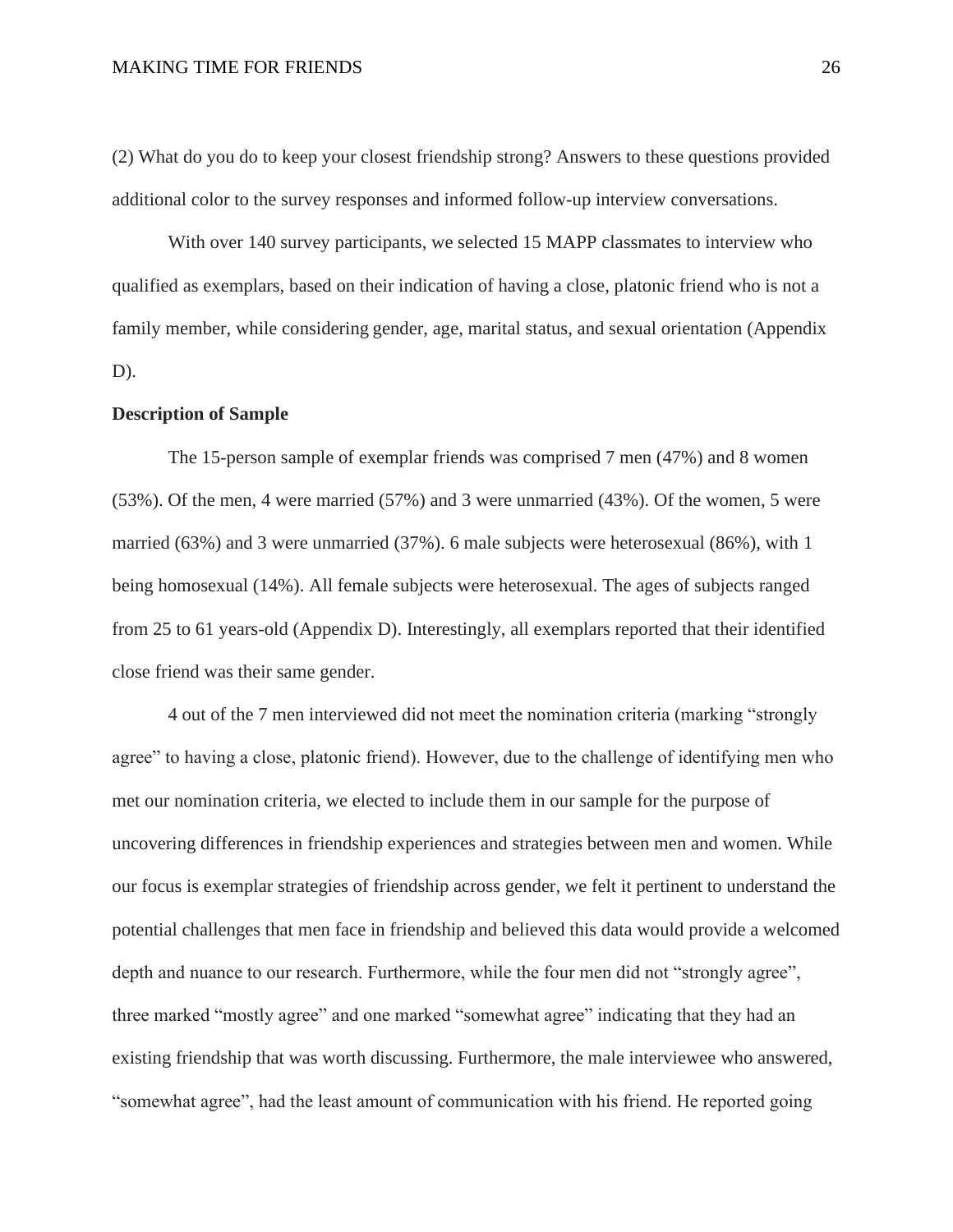(2) What do you do to keep your closest friendship strong? Answers to these questions provided additional color to the survey responses and informed follow-up interview conversations.

With over 140 survey participants, we selected 15 MAPP classmates to interview who qualified as exemplars, based on their indication of having a close, platonic friend who is not a family member, while considering gender, age, marital status, and sexual orientation (Appendix D).

**Description of Sample**

The 15-person sample of exemplar friends was comprised 7 men (47%) and 8 women (53%). Of the men, 4 were married (57%) and 3 were unmarried (43%). Of the women, 5 were married (63%) and 3 were unmarried (37%). 6 male subjects were heterosexual (86%), with 1 being homosexual (14%). All female subjects were heterosexual. The ages of subjects ranged from 25 to 61 years-old (Appendix D). Interestingly, all exemplars reported that their identified close friend was their same gender.

4 out of the 7 men interviewed did not meet the nomination criteria (marking "strongly agree" to having a close, platonic friend). However, due to the challenge of identifying men who met our nomination criteria, we elected to include them in our sample for the purpose of uncovering differences in friendship experiences and strategies between men and women. While our focus is exemplar strategies of friendship across gender, we felt it pertinent to understand the potential challenges that men face in friendship and believed this data would provide a welcomed depth and nuance to our research. Furthermore, while the four men did not "strongly agree", three marked "mostly agree" and one marked "somewhat agree" indicating that they had an existing friendship that was worth discussing. Furthermore, the male interviewee who answered, "somewhat agree", had the least amount of communication with his friend. He reported going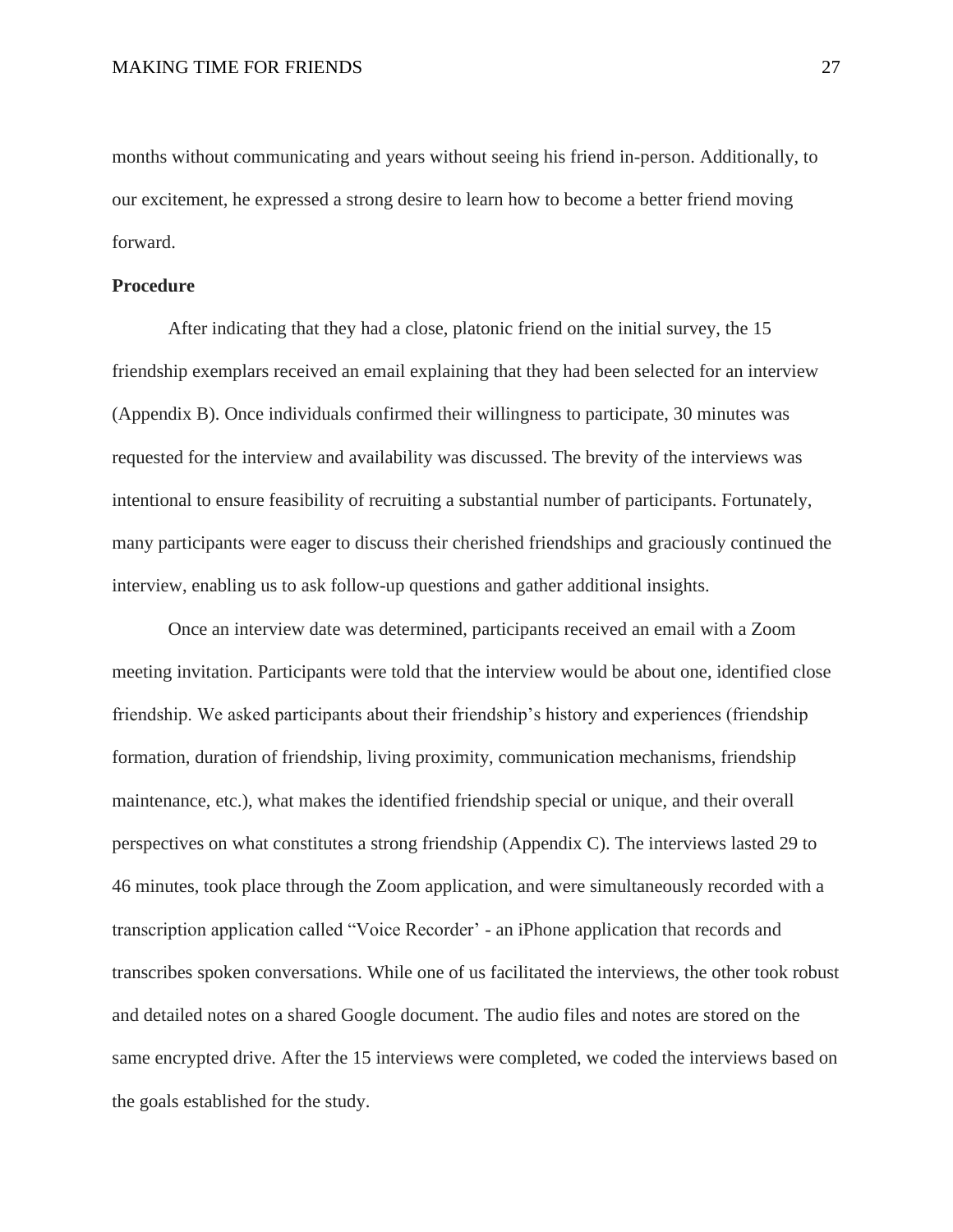months without communicating and years without seeing his friend in-person. Additionally, to our excitement, he expressed a strong desire to learn how to become a better friend moving forward.

### Procedure

After indicating that they had a close, platonic friend on the initial survey, the 15 friendship exemplars received an email explaining that they had been selected for an interview (Appendix B). Once individuals confirmed their willingness to participate, 30 minutes was requested for the interview and availability was discussed. The brevity of the interviews was intentional to ensure feasibility of recruiting a substantial number of participants. Fortunately, many participants were eager to discuss their cherished friendships and graciously continued the interview, enabling us to ask follow-up questions and gather additional insights.

Once an interview date was determined, participants received an email with a Zoom meeting invitation. Participants were told that the interview would be about one, identified close friendship. We asked participants about their friendship's history and experiences (friendship formation, duration of friendship, living proximity, communication mechanisms, friendship maintenance, etc.), what makes the identified friendship special or unique, and their overall perspectives on what constitutes a strong friendship (Appendix C). The interviews lasted 29 to 46 minutes, took place through the Zoom application, and were simultaneously recorded with a transcription application called "Voice Recorder' - an iPhone application that records and transcribes spoken conversations. While one of us facilitated the interviews, the other took robust and detailed notes on a shared Google document. The audio files and notes are stored on the same encrypted drive. After the 15 interviews were completed, we coded the interviews based on the goals established for the study.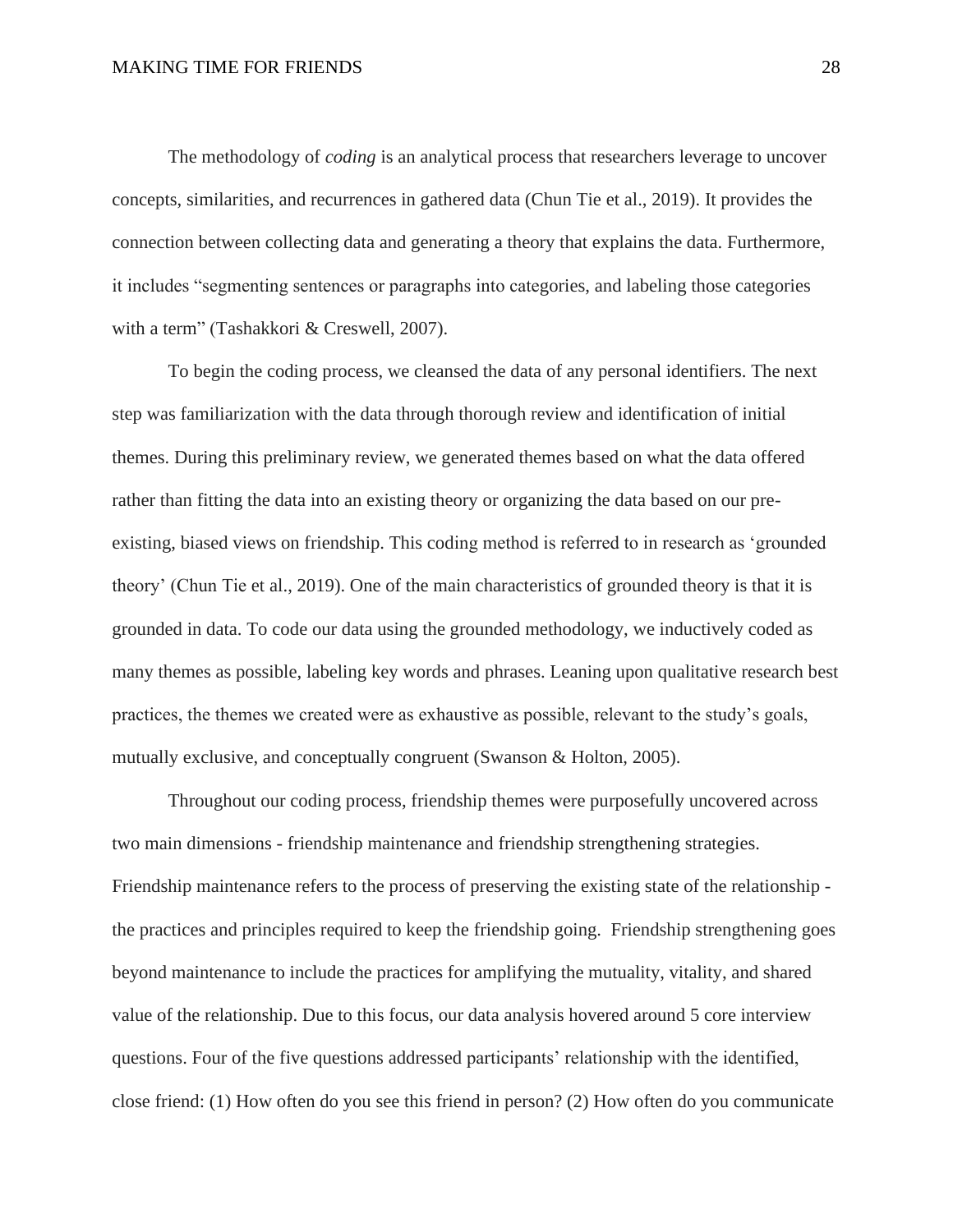The methodology of *coding* is an analytical process that researchers leverage to uncover concepts, similarities, and recurrences in gathered data (Chun Tie et al., 2019). It provides the connection between collecting data and generating a theory that explains the data. Furthermore, it includes "segmenting sentences or paragraphs into categories, and labeling those categories with a term" (Tashakkori & Creswell, 2007).

To begin the coding process, we cleansed the data of any personal identifiers. The next step was familiarization with the data through thorough review and identification of initial themes. During this preliminary review, we generated themes based on what the data offered rather than fitting the data into an existing theory or organizing the data based on our pre-existing, biased views on friendship. This coding method is referred to in research as 'grounded theory' (Chun Tie et al., 2019). One of the main characteristics of grounded theory is that it is grounded in data. To code our data using the grounded methodology, we inductively coded as many themes as possible, labeling key words and phrases. Leaning upon qualitative research best practices, the themes we created were as exhaustive as possible, relevant to the study's goals, mutually exclusive, and conceptually congruent (Swanson & Holton, 2005).

Throughout our coding process, friendship themes were purposefully uncovered across two main dimensions - friendship maintenance and friendship strengthening strategies. Friendship maintenance refers to the process of preserving the existing state of the relationship - the practices and principles required to keep the friendship going. Friendship strengthening goes beyond maintenance to include the practices for amplifying the mutuality, vitality, and shared value of the relationship. Due to this focus, our data analysis hovered around 5 core interview questions. Four of the five questions addressed participants' relationship with the identified, close friend: (1) How often do you see this friend in person? (2) How often do you communicate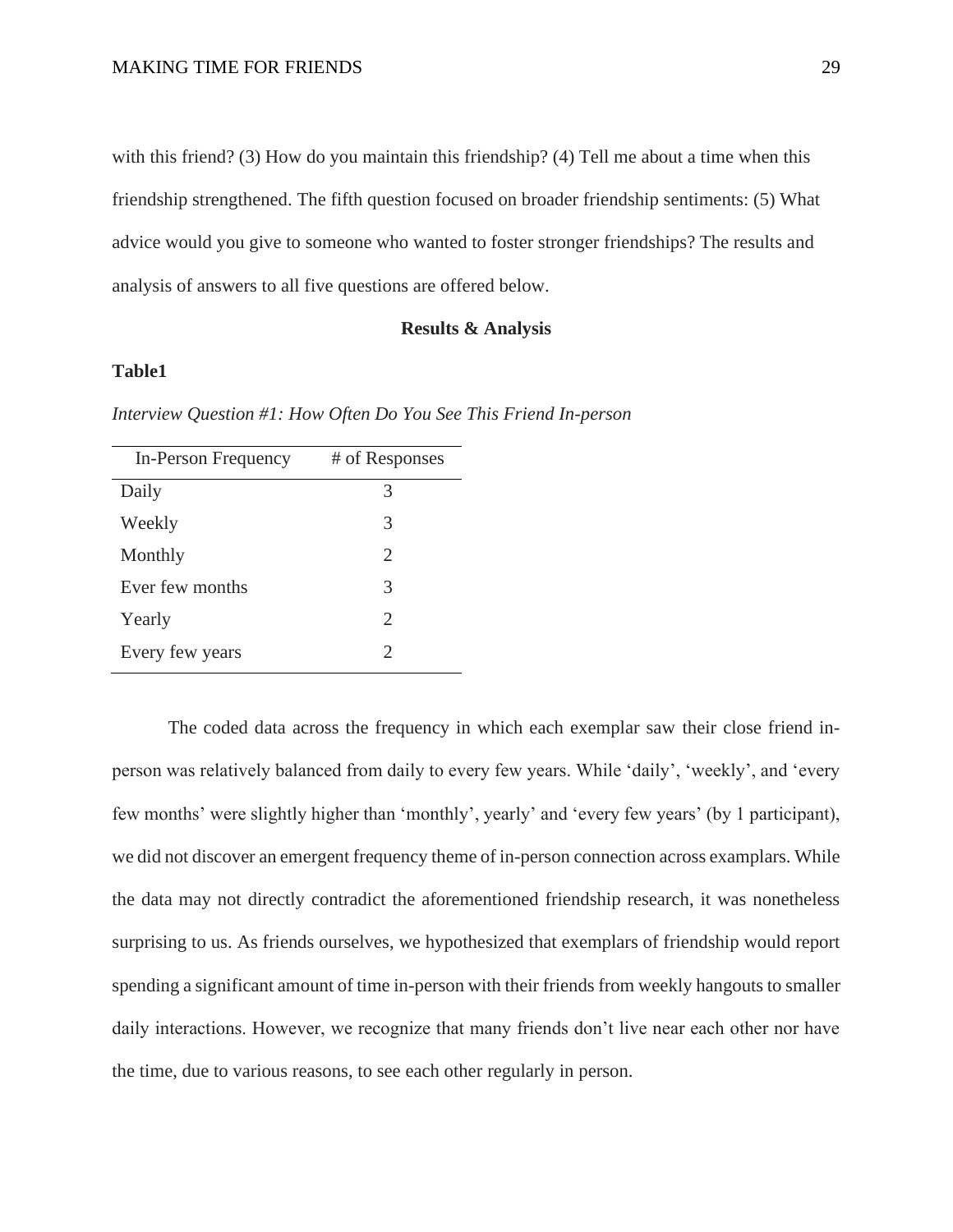with this friend? (3) How do you maintain this friendship? (4) Tell me about a time when this friendship strengthened. The fifth question focused on broader friendship sentiments: (5) What advice would you give to someone who wanted to foster stronger friendships? The results and analysis of answers to all five questions are offered below.

## Results & Analysis

**Table1**

*Interview Question #1: How Often Do You See This Friend In-person*

| In-Person Frequency | # of Responses |
|---|---|
| Daily | 3 |
| Weekly | 3 |
| Monthly | 2 |
| Ever few months | 3 |
| Yearly | 2 |
| Every few years | 2 |

The coded data across the frequency in which each exemplar saw their close friend in-person was relatively balanced from daily to every few years. While 'daily', 'weekly', and 'every few months' were slightly higher than 'monthly', yearly' and 'every few years' (by 1 participant), we did not discover an emergent frequency theme of in-person connection across examplars. While the data may not directly contradict the aforementioned friendship research, it was nonetheless surprising to us. As friends ourselves, we hypothesized that exemplars of friendship would report spending a significant amount of time in-person with their friends from weekly hangouts to smaller daily interactions. However, we recognize that many friends don't live near each other nor have the time, due to various reasons, to see each other regularly in person.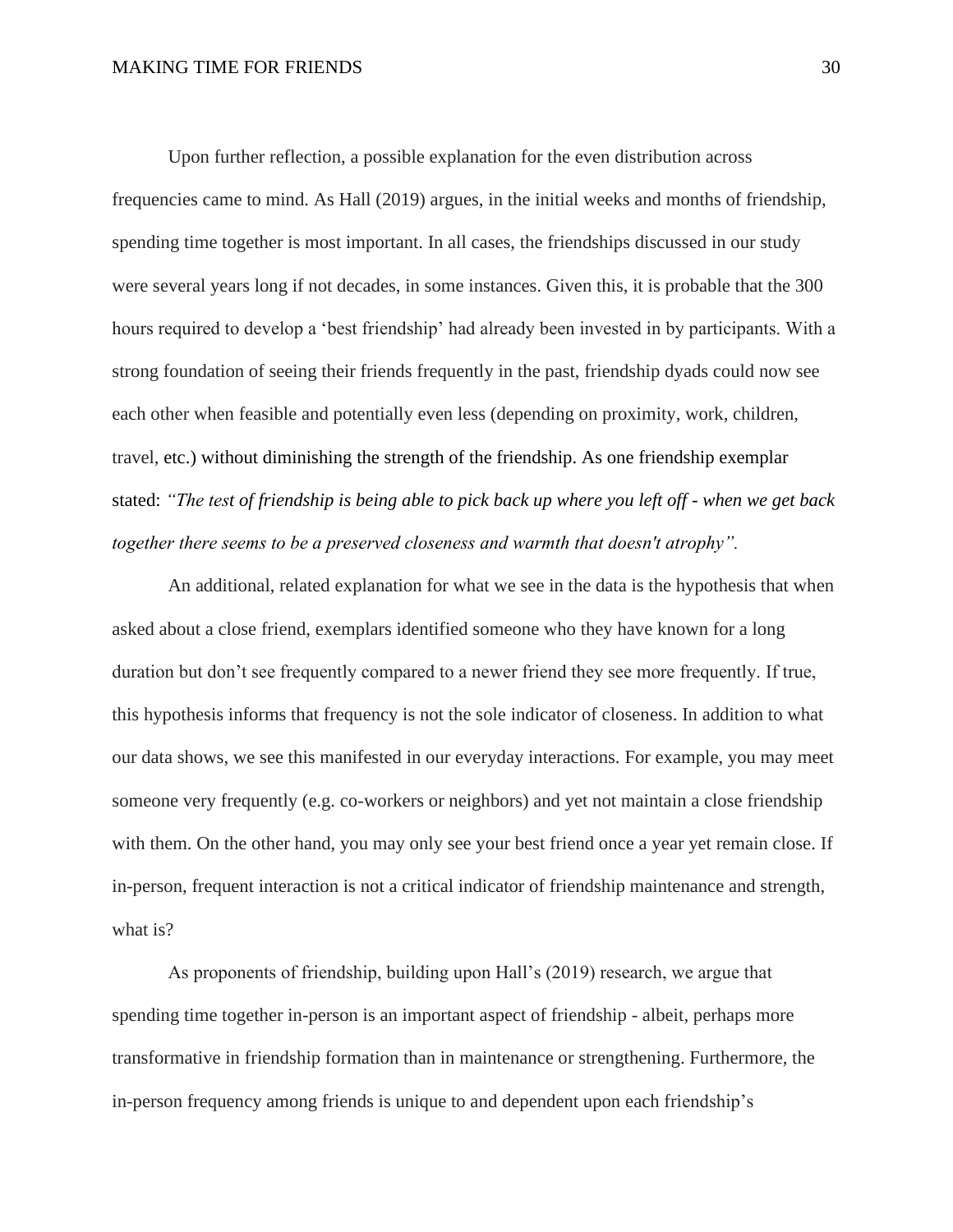Upon further reflection, a possible explanation for the even distribution across frequencies came to mind. As Hall (2019) argues, in the initial weeks and months of friendship, spending time together is most important. In all cases, the friendships discussed in our study were several years long if not decades, in some instances. Given this, it is probable that the 300 hours required to develop a 'best friendship' had already been invested in by participants. With a strong foundation of seeing their friends frequently in the past, friendship dyads could now see each other when feasible and potentially even less (depending on proximity, work, children, travel, etc.) without diminishing the strength of the friendship. As one friendship exemplar stated: *"The test of friendship is being able to pick back up where you left off - when we get back together there seems to be a preserved closeness and warmth that doesn't atrophy".*

An additional, related explanation for what we see in the data is the hypothesis that when asked about a close friend, exemplars identified someone who they have known for a long duration but don't see frequently compared to a newer friend they see more frequently. If true, this hypothesis informs that frequency is not the sole indicator of closeness. In addition to what our data shows, we see this manifested in our everyday interactions. For example, you may meet someone very frequently (e.g. co-workers or neighbors) and yet not maintain a close friendship with them. On the other hand, you may only see your best friend once a year yet remain close. If in-person, frequent interaction is not a critical indicator of friendship maintenance and strength, what is?

As proponents of friendship, building upon Hall's (2019) research, we argue that spending time together in-person is an important aspect of friendship - albeit, perhaps more transformative in friendship formation than in maintenance or strengthening. Furthermore, the in-person frequency among friends is unique to and dependent upon each friendship's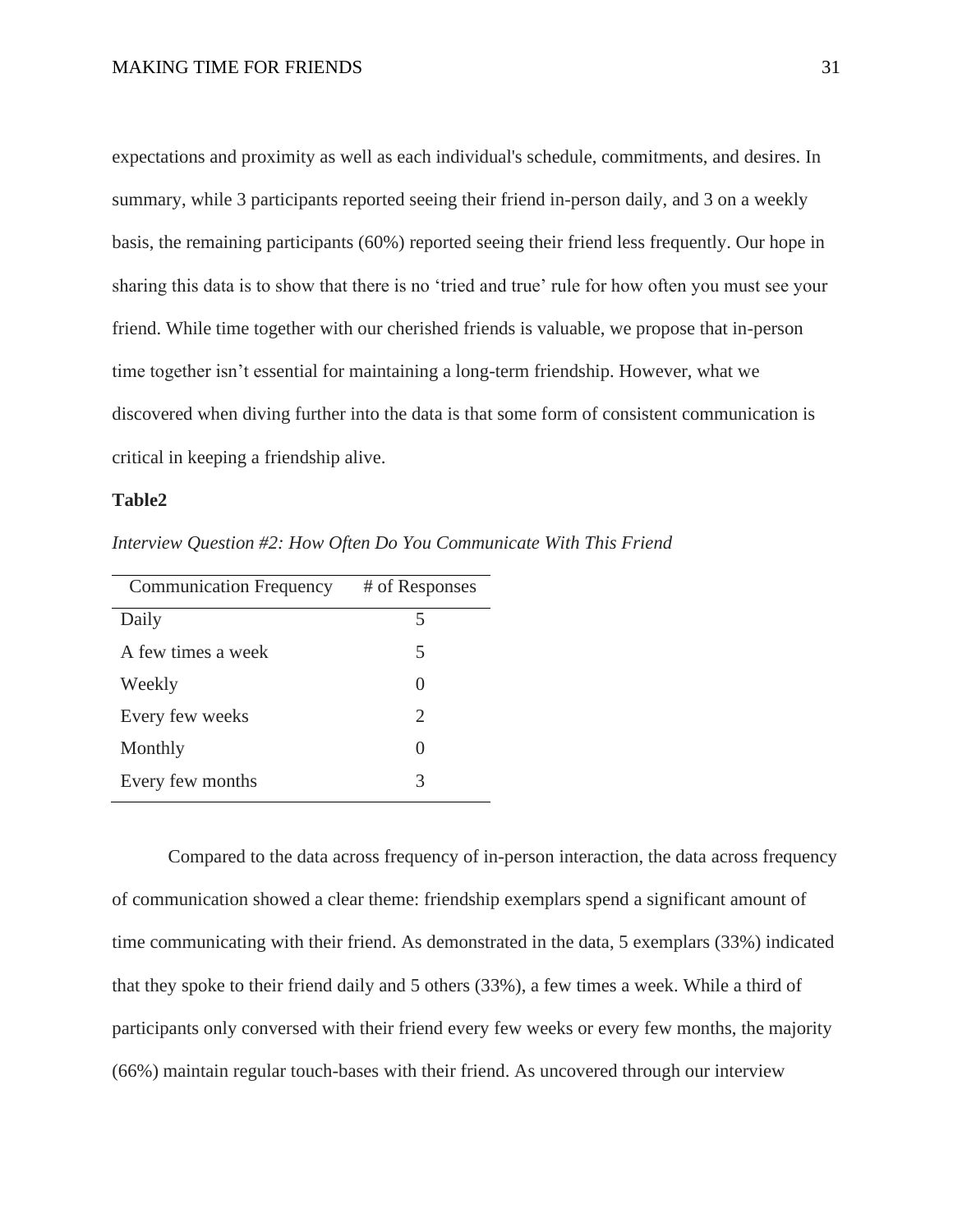expectations and proximity as well as each individual's schedule, commitments, and desires. In summary, while 3 participants reported seeing their friend in-person daily, and 3 on a weekly basis, the remaining participants (60%) reported seeing their friend less frequently. Our hope in sharing this data is to show that there is no 'tried and true' rule for how often you must see your friend. While time together with our cherished friends is valuable, we propose that in-person time together isn't essential for maintaining a long-term friendship. However, what we discovered when diving further into the data is that some form of consistent communication is critical in keeping a friendship alive.

**Table2**

*Interview Question #2: How Often Do You Communicate With This Friend*

| Communication Frequency | # of Responses |
|---|---|
| Daily | 5 |
| A few times a week | 5 |
| Weekly | 0 |
| Every few weeks | 2 |
| Monthly | 0 |
| Every few months | 3 |

Compared to the data across frequency of in-person interaction, the data across frequency of communication showed a clear theme: friendship exemplars spend a significant amount of time communicating with their friend. As demonstrated in the data, 5 exemplars (33%) indicated that they spoke to their friend daily and 5 others (33%), a few times a week. While a third of participants only conversed with their friend every few weeks or every few months, the majority (66%) maintain regular touch-bases with their friend. As uncovered through our interview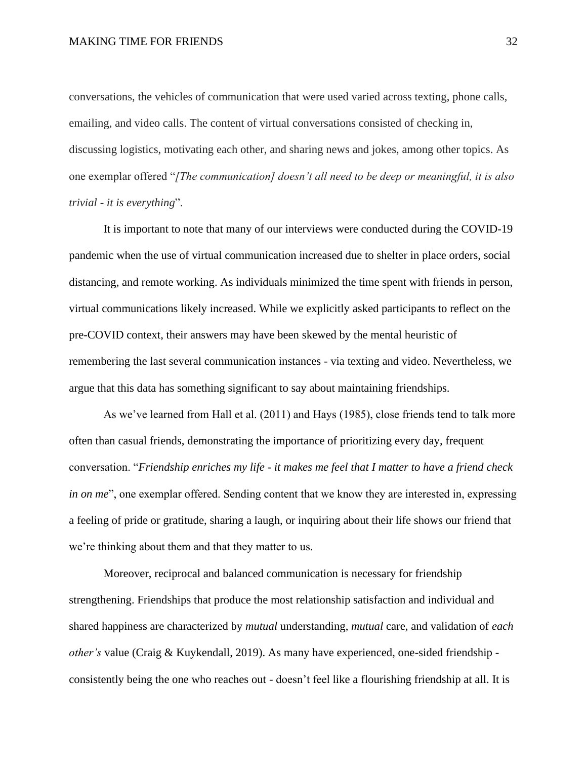conversations, the vehicles of communication that were used varied across texting, phone calls, emailing, and video calls. The content of virtual conversations consisted of checking in, discussing logistics, motivating each other, and sharing news and jokes, among other topics. As one exemplar offered "*[The communication] doesn't all need to be deep or meaningful, it is also trivial - it is everything*".

It is important to note that many of our interviews were conducted during the COVID-19 pandemic when the use of virtual communication increased due to shelter in place orders, social distancing, and remote working. As individuals minimized the time spent with friends in person, virtual communications likely increased. While we explicitly asked participants to reflect on the pre-COVID context, their answers may have been skewed by the mental heuristic of remembering the last several communication instances - via texting and video. Nevertheless, we argue that this data has something significant to say about maintaining friendships.

As we've learned from Hall et al. (2011) and Hays (1985), close friends tend to talk more often than casual friends, demonstrating the importance of prioritizing every day, frequent conversation. "*Friendship enriches my life - it makes me feel that I matter to have a friend check in on me*", one exemplar offered. Sending content that we know they are interested in, expressing a feeling of pride or gratitude, sharing a laugh, or inquiring about their life shows our friend that we're thinking about them and that they matter to us.

Moreover, reciprocal and balanced communication is necessary for friendship strengthening. Friendships that produce the most relationship satisfaction and individual and shared happiness are characterized by *mutual* understanding, *mutual* care, and validation of *each other's* value (Craig & Kuykendall, 2019). As many have experienced, one-sided friendship - consistently being the one who reaches out - doesn't feel like a flourishing friendship at all. It is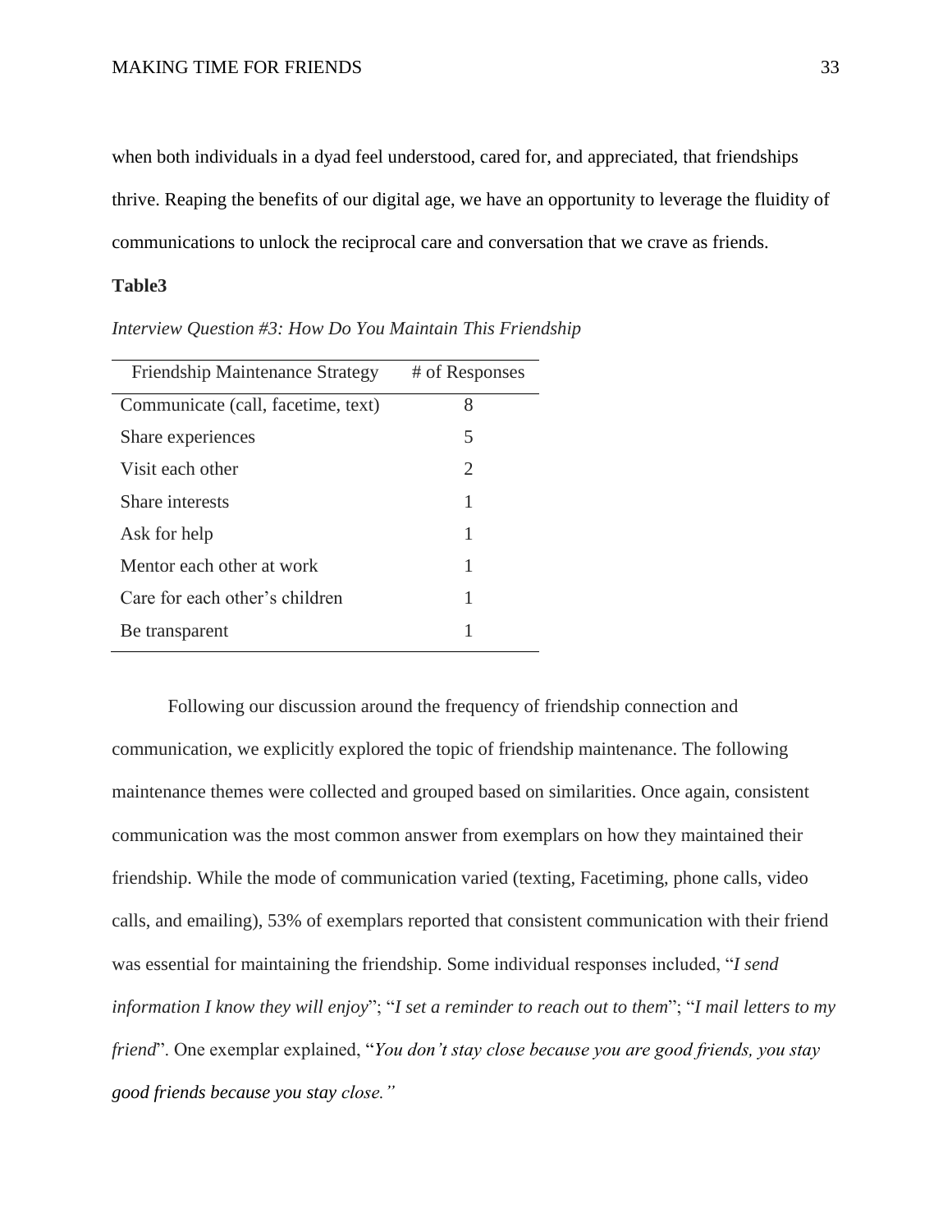when both individuals in a dyad feel understood, cared for, and appreciated, that friendships thrive. Reaping the benefits of our digital age, we have an opportunity to leverage the fluidity of communications to unlock the reciprocal care and conversation that we crave as friends.

**Table3**

*Interview Question #3: How Do You Maintain This Friendship*

| Friendship Maintenance Strategy | # of Responses |
|---|---|
| Communicate (call, facetime, text) | 8 |
| Share experiences | 5 |
| Visit each other | 2 |
| Share interests | 1 |
| Ask for help | 1 |
| Mentor each other at work | 1 |
| Care for each other's children | 1 |
| Be transparent | 1 |

Following our discussion around the frequency of friendship connection and communication, we explicitly explored the topic of friendship maintenance. The following maintenance themes were collected and grouped based on similarities. Once again, consistent communication was the most common answer from exemplars on how they maintained their friendship. While the mode of communication varied (texting, Facetiming, phone calls, video calls, and emailing), 53% of exemplars reported that consistent communication with their friend was essential for maintaining the friendship. Some individual responses included, "*I send information I know they will enjoy*"; "*I set a reminder to reach out to them*"; "*I mail letters to my friend*". One exemplar explained, "*You don't stay close because you are good friends, you stay good friends because you stay close."*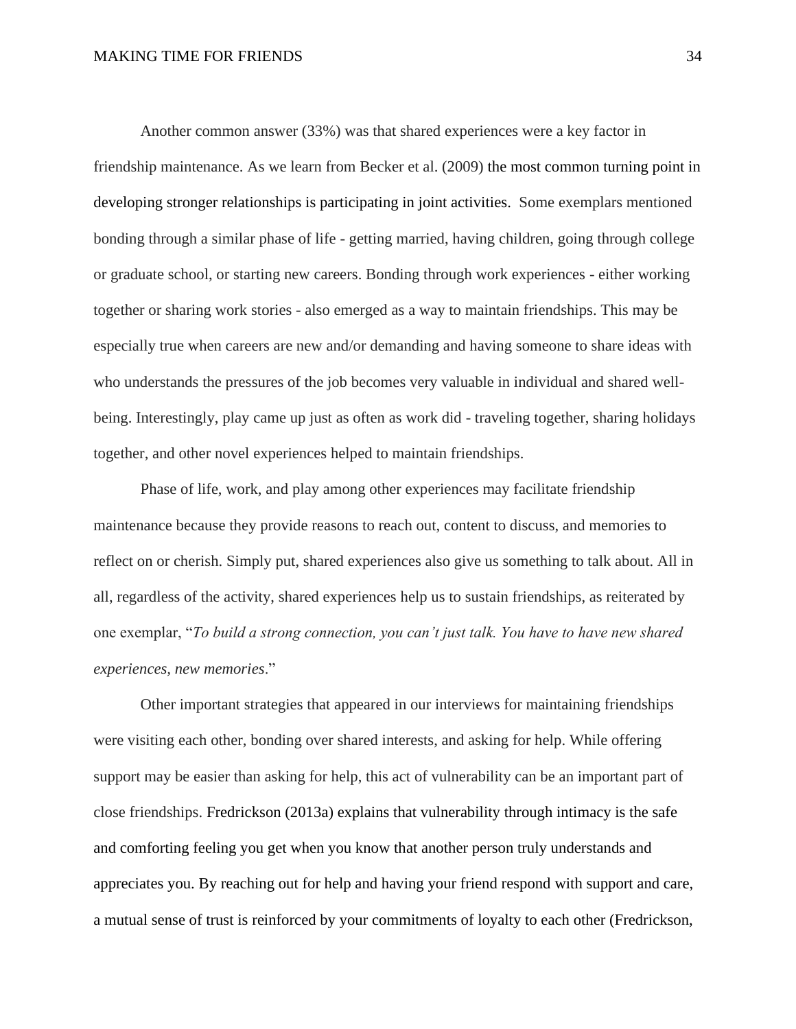Another common answer (33%) was that shared experiences were a key factor in friendship maintenance. As we learn from Becker et al. (2009) the most common turning point in developing stronger relationships is participating in joint activities.  Some exemplars mentioned bonding through a similar phase of life - getting married, having children, going through college or graduate school, or starting new careers. Bonding through work experiences - either working together or sharing work stories - also emerged as a way to maintain friendships. This may be especially true when careers are new and/or demanding and having someone to share ideas with who understands the pressures of the job becomes very valuable in individual and shared well-being. Interestingly, play came up just as often as work did - traveling together, sharing holidays together, and other novel experiences helped to maintain friendships.

Phase of life, work, and play among other experiences may facilitate friendship maintenance because they provide reasons to reach out, content to discuss, and memories to reflect on or cherish. Simply put, shared experiences also give us something to talk about. All in all, regardless of the activity, shared experiences help us to sustain friendships, as reiterated by one exemplar, "*To build a strong connection, you can't just talk. You have to have new shared experiences, new memories*."

Other important strategies that appeared in our interviews for maintaining friendships were visiting each other, bonding over shared interests, and asking for help. While offering support may be easier than asking for help, this act of vulnerability can be an important part of close friendships. Fredrickson (2013a) explains that vulnerability through intimacy is the safe and comforting feeling you get when you know that another person truly understands and appreciates you. By reaching out for help and having your friend respond with support and care, a mutual sense of trust is reinforced by your commitments of loyalty to each other (Fredrickson,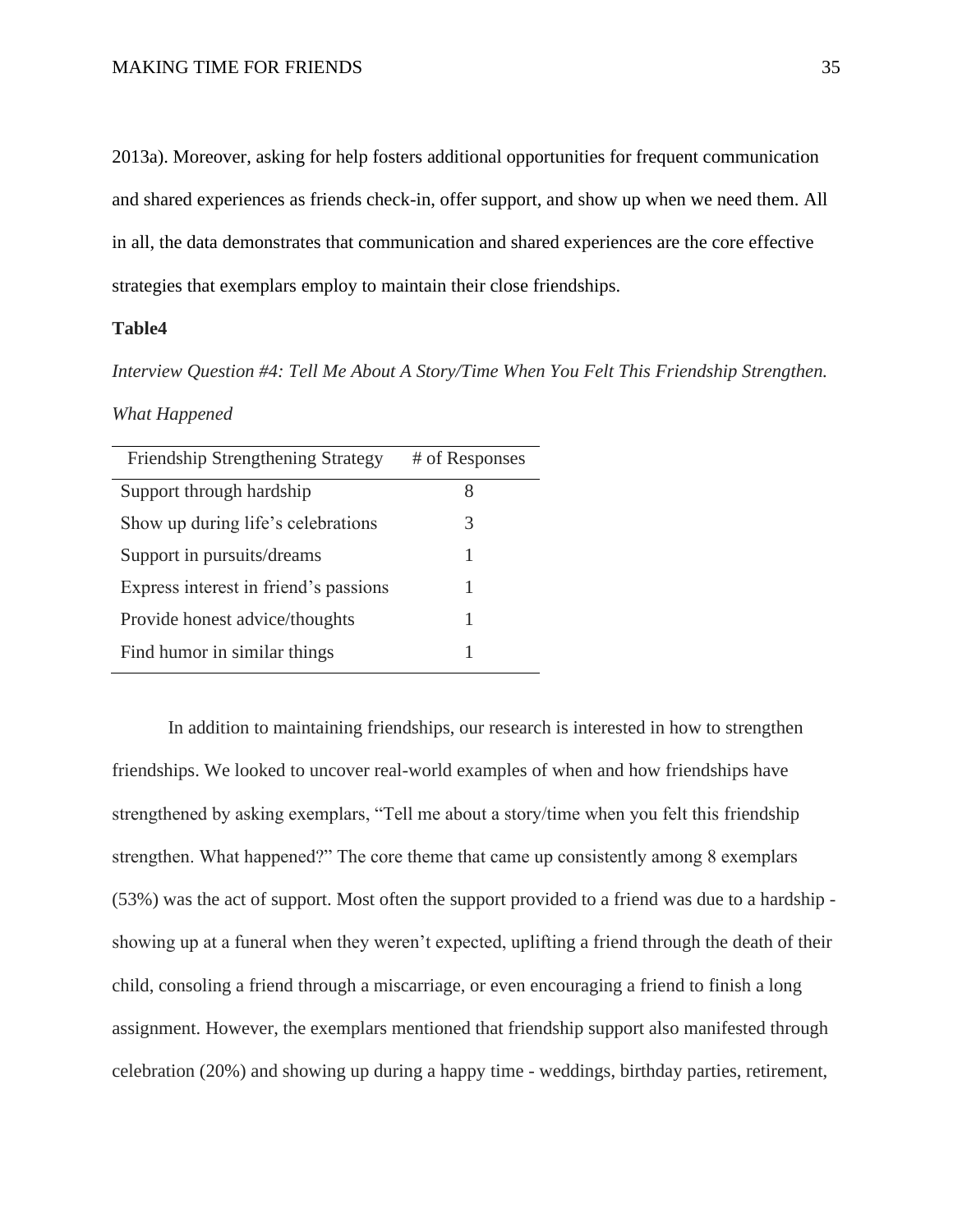2013a). Moreover, asking for help fosters additional opportunities for frequent communication and shared experiences as friends check-in, offer support, and show up when we need them. All in all, the data demonstrates that communication and shared experiences are the core effective strategies that exemplars employ to maintain their close friendships.

**Table4**

*Interview Question #4: Tell Me About A Story/Time When You Felt This Friendship Strengthen. What Happened*

| Friendship Strengthening Strategy | # of Responses |
| --- | --- |
| Support through hardship | 8 |
| Show up during life's celebrations | 3 |
| Support in pursuits/dreams | 1 |
| Express interest in friend's passions | 1 |
| Provide honest advice/thoughts | 1 |
| Find humor in similar things | 1 |

In addition to maintaining friendships, our research is interested in how to strengthen friendships. We looked to uncover real-world examples of when and how friendships have strengthened by asking exemplars, "Tell me about a story/time when you felt this friendship strengthen. What happened?" The core theme that came up consistently among 8 exemplars (53%) was the act of support. Most often the support provided to a friend was due to a hardship - showing up at a funeral when they weren't expected, uplifting a friend through the death of their child, consoling a friend through a miscarriage, or even encouraging a friend to finish a long assignment. However, the exemplars mentioned that friendship support also manifested through celebration (20%) and showing up during a happy time - weddings, birthday parties, retirement,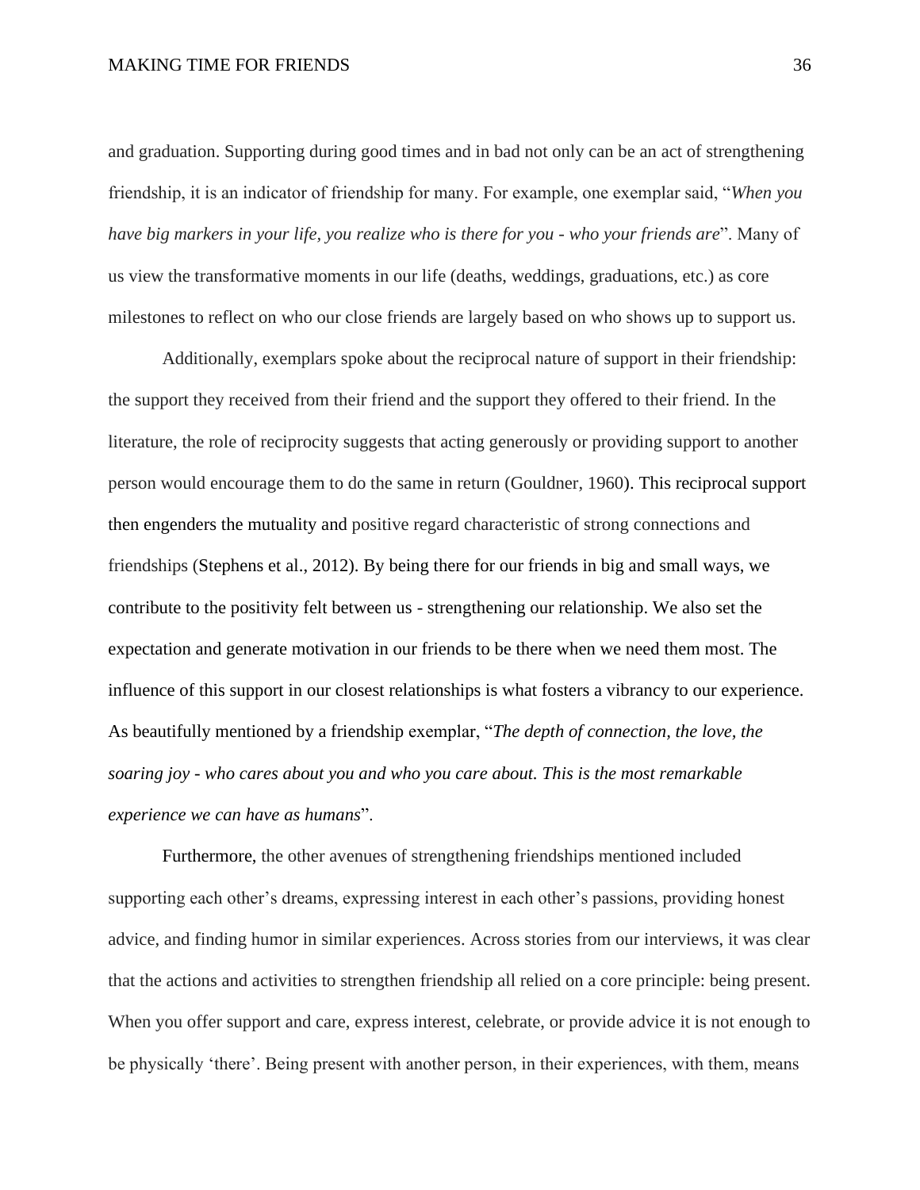and graduation. Supporting during good times and in bad not only can be an act of strengthening friendship, it is an indicator of friendship for many. For example, one exemplar said, "*When you have big markers in your life, you realize who is there for you - who your friends are*". Many of us view the transformative moments in our life (deaths, weddings, graduations, etc.) as core milestones to reflect on who our close friends are largely based on who shows up to support us.

Additionally, exemplars spoke about the reciprocal nature of support in their friendship: the support they received from their friend and the support they offered to their friend. In the literature, the role of reciprocity suggests that acting generously or providing support to another person would encourage them to do the same in return (Gouldner, 1960). This reciprocal support then engenders the mutuality and positive regard characteristic of strong connections and friendships (Stephens et al., 2012). By being there for our friends in big and small ways, we contribute to the positivity felt between us - strengthening our relationship. We also set the expectation and generate motivation in our friends to be there when we need them most. The influence of this support in our closest relationships is what fosters a vibrancy to our experience. As beautifully mentioned by a friendship exemplar, "*The depth of connection, the love, the soaring joy - who cares about you and who you care about. This is the most remarkable experience we can have as humans*".

Furthermore, the other avenues of strengthening friendships mentioned included supporting each other's dreams, expressing interest in each other's passions, providing honest advice, and finding humor in similar experiences. Across stories from our interviews, it was clear that the actions and activities to strengthen friendship all relied on a core principle: being present. When you offer support and care, express interest, celebrate, or provide advice it is not enough to be physically 'there'. Being present with another person, in their experiences, with them, means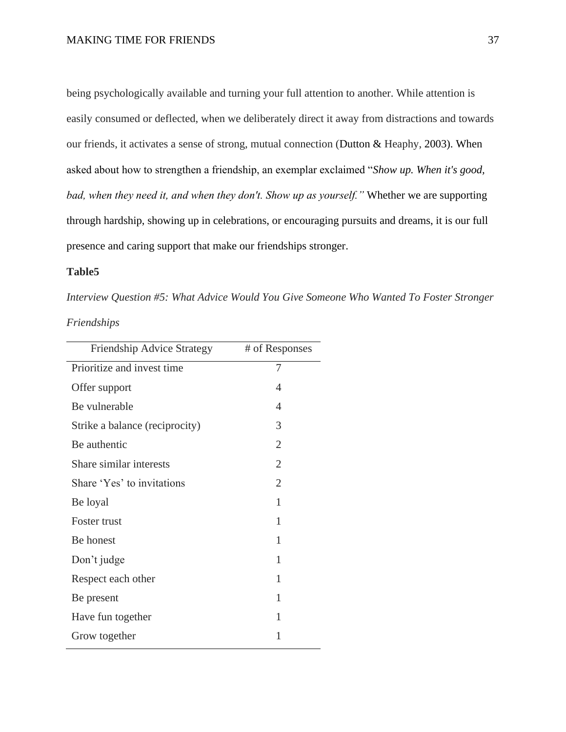being psychologically available and turning your full attention to another. While attention is easily consumed or deflected, when we deliberately direct it away from distractions and towards our friends, it activates a sense of strong, mutual connection (Dutton & Heaphy, 2003). When asked about how to strengthen a friendship, an exemplar exclaimed "*Show up. When it's good, bad, when they need it, and when they don't. Show up as yourself."* Whether we are supporting through hardship, showing up in celebrations, or encouraging pursuits and dreams, it is our full presence and caring support that make our friendships stronger.

**Table5**

*Interview Question #5: What Advice Would You Give Someone Who Wanted To Foster Stronger Friendships*

| Friendship Advice Strategy | # of Responses |
|---|---|
| Prioritize and invest time | 7 |
| Offer support | 4 |
| Be vulnerable | 4 |
| Strike a balance (reciprocity) | 3 |
| Be authentic | 2 |
| Share similar interests | 2 |
| Share 'Yes' to invitations | 2 |
| Be loyal | 1 |
| Foster trust | 1 |
| Be honest | 1 |
| Don't judge | 1 |
| Respect each other | 1 |
| Be present | 1 |
| Have fun together | 1 |
| Grow together | 1 |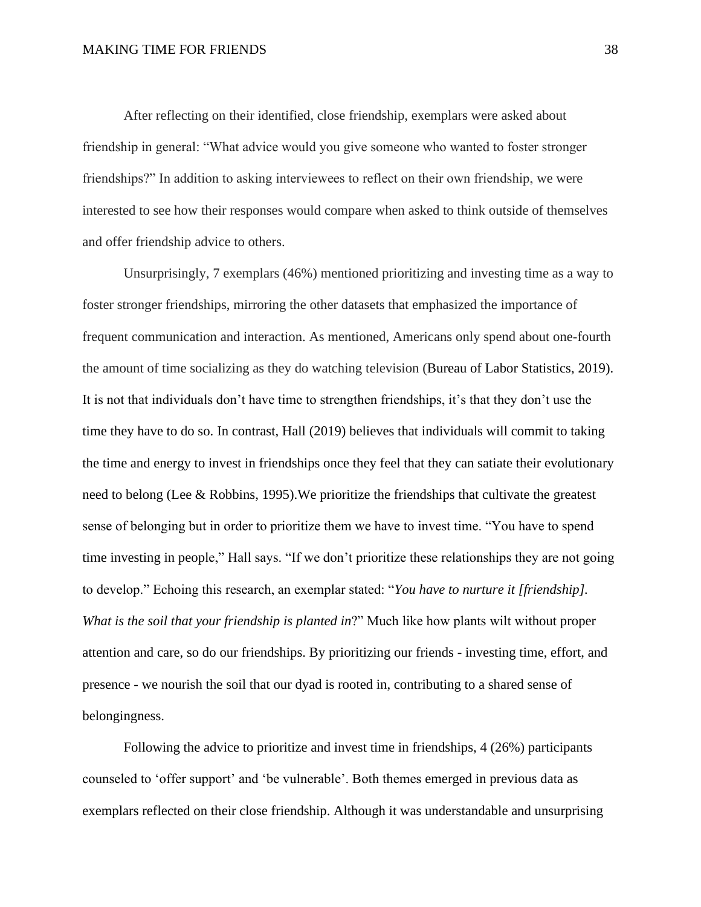After reflecting on their identified, close friendship, exemplars were asked about friendship in general: "What advice would you give someone who wanted to foster stronger friendships?" In addition to asking interviewees to reflect on their own friendship, we were interested to see how their responses would compare when asked to think outside of themselves and offer friendship advice to others.

Unsurprisingly, 7 exemplars (46%) mentioned prioritizing and investing time as a way to foster stronger friendships, mirroring the other datasets that emphasized the importance of frequent communication and interaction. As mentioned, Americans only spend about one-fourth the amount of time socializing as they do watching television (Bureau of Labor Statistics, 2019). It is not that individuals don't have time to strengthen friendships, it's that they don't use the time they have to do so. In contrast, Hall (2019) believes that individuals will commit to taking the time and energy to invest in friendships once they feel that they can satiate their evolutionary need to belong (Lee & Robbins, 1995).We prioritize the friendships that cultivate the greatest sense of belonging but in order to prioritize them we have to invest time. "You have to spend time investing in people," Hall says. "If we don't prioritize these relationships they are not going to develop." Echoing this research, an exemplar stated: "*You have to nurture it [friendship]. What is the soil that your friendship is planted in*?" Much like how plants wilt without proper attention and care, so do our friendships. By prioritizing our friends - investing time, effort, and presence - we nourish the soil that our dyad is rooted in, contributing to a shared sense of belongingness.

Following the advice to prioritize and invest time in friendships, 4 (26%) participants counseled to 'offer support' and 'be vulnerable'. Both themes emerged in previous data as exemplars reflected on their close friendship. Although it was understandable and unsurprising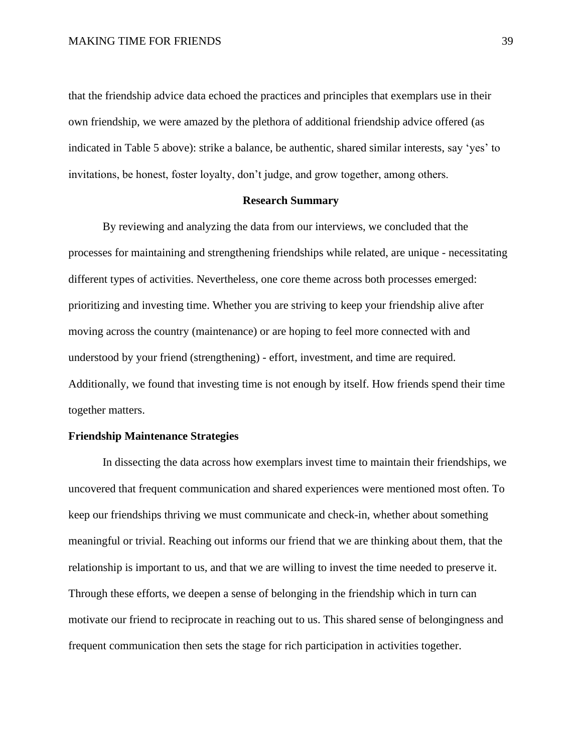that the friendship advice data echoed the practices and principles that exemplars use in their own friendship, we were amazed by the plethora of additional friendship advice offered (as indicated in Table 5 above): strike a balance, be authentic, shared similar interests, say 'yes' to invitations, be honest, foster loyalty, don't judge, and grow together, among others.

## Research Summary

By reviewing and analyzing the data from our interviews, we concluded that the processes for maintaining and strengthening friendships while related, are unique - necessitating different types of activities. Nevertheless, one core theme across both processes emerged: prioritizing and investing time. Whether you are striving to keep your friendship alive after moving across the country (maintenance) or are hoping to feel more connected with and understood by your friend (strengthening) - effort, investment, and time are required. Additionally, we found that investing time is not enough by itself. How friends spend their time together matters.

### Friendship Maintenance Strategies

In dissecting the data across how exemplars invest time to maintain their friendships, we uncovered that frequent communication and shared experiences were mentioned most often. To keep our friendships thriving we must communicate and check-in, whether about something meaningful or trivial. Reaching out informs our friend that we are thinking about them, that the relationship is important to us, and that we are willing to invest the time needed to preserve it. Through these efforts, we deepen a sense of belonging in the friendship which in turn can motivate our friend to reciprocate in reaching out to us. This shared sense of belongingness and frequent communication then sets the stage for rich participation in activities together.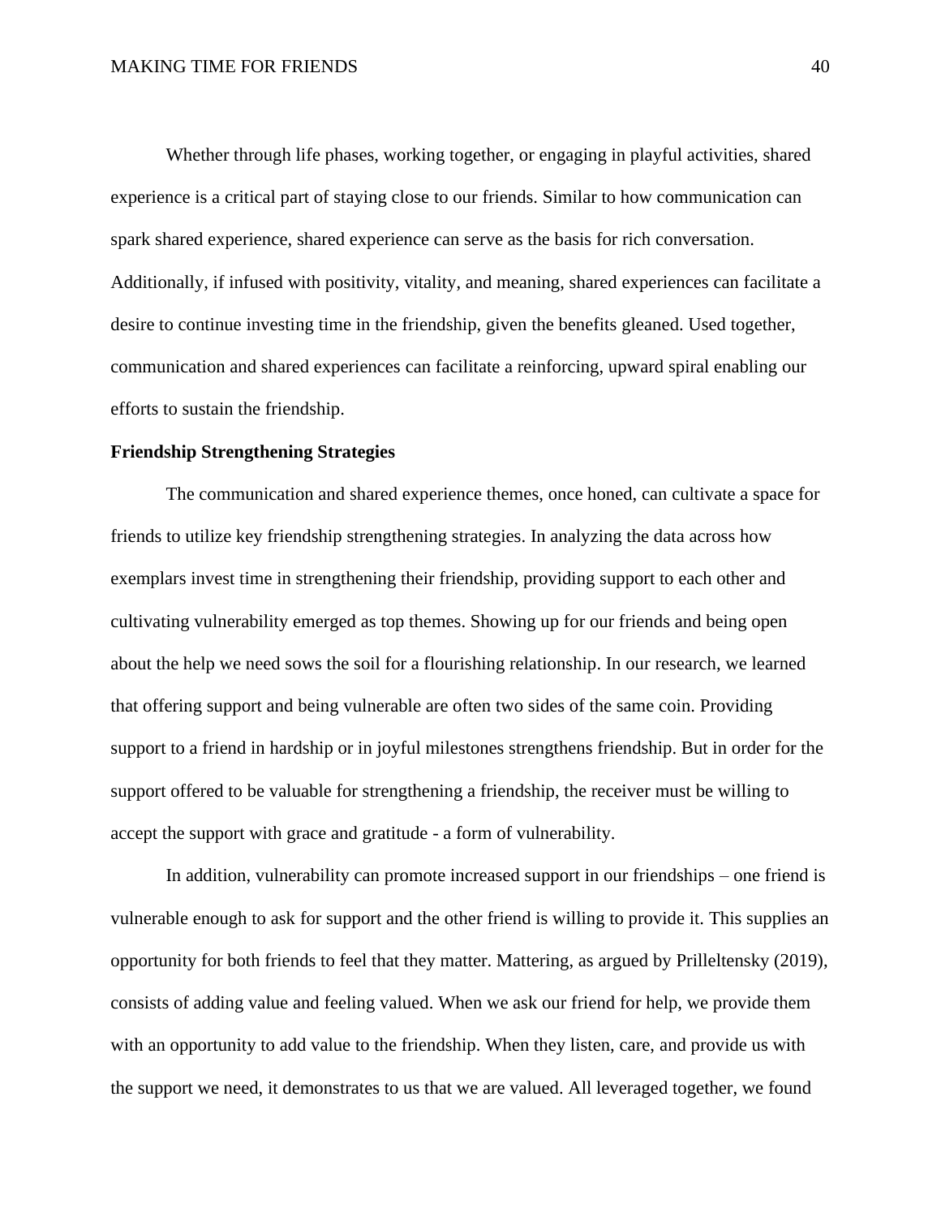Whether through life phases, working together, or engaging in playful activities, shared experience is a critical part of staying close to our friends. Similar to how communication can spark shared experience, shared experience can serve as the basis for rich conversation. Additionally, if infused with positivity, vitality, and meaning, shared experiences can facilitate a desire to continue investing time in the friendship, given the benefits gleaned. Used together, communication and shared experiences can facilitate a reinforcing, upward spiral enabling our efforts to sustain the friendship.

**Friendship Strengthening Strategies**

The communication and shared experience themes, once honed, can cultivate a space for friends to utilize key friendship strengthening strategies. In analyzing the data across how exemplars invest time in strengthening their friendship, providing support to each other and cultivating vulnerability emerged as top themes. Showing up for our friends and being open about the help we need sows the soil for a flourishing relationship. In our research, we learned that offering support and being vulnerable are often two sides of the same coin. Providing support to a friend in hardship or in joyful milestones strengthens friendship. But in order for the support offered to be valuable for strengthening a friendship, the receiver must be willing to accept the support with grace and gratitude - a form of vulnerability.

In addition, vulnerability can promote increased support in our friendships – one friend is vulnerable enough to ask for support and the other friend is willing to provide it. This supplies an opportunity for both friends to feel that they matter. Mattering, as argued by Prilleltensky (2019), consists of adding value and feeling valued. When we ask our friend for help, we provide them with an opportunity to add value to the friendship. When they listen, care, and provide us with the support we need, it demonstrates to us that we are valued. All leveraged together, we found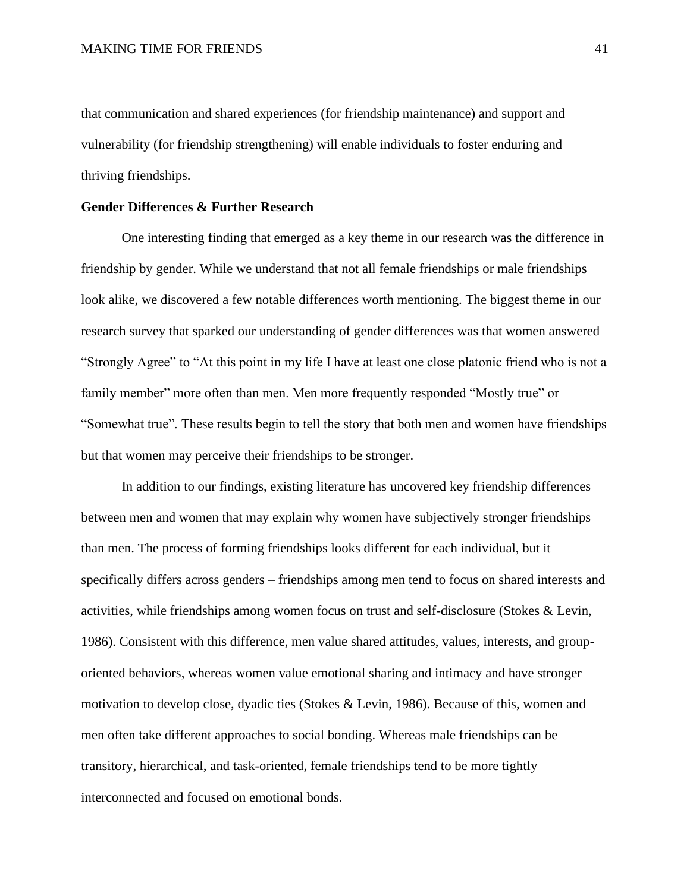that communication and shared experiences (for friendship maintenance) and support and vulnerability (for friendship strengthening) will enable individuals to foster enduring and thriving friendships.

**Gender Differences & Further Research**

One interesting finding that emerged as a key theme in our research was the difference in friendship by gender. While we understand that not all female friendships or male friendships look alike, we discovered a few notable differences worth mentioning. The biggest theme in our research survey that sparked our understanding of gender differences was that women answered "Strongly Agree" to "At this point in my life I have at least one close platonic friend who is not a family member" more often than men. Men more frequently responded "Mostly true" or "Somewhat true". These results begin to tell the story that both men and women have friendships but that women may perceive their friendships to be stronger.

In addition to our findings, existing literature has uncovered key friendship differences between men and women that may explain why women have subjectively stronger friendships than men. The process of forming friendships looks different for each individual, but it specifically differs across genders – friendships among men tend to focus on shared interests and activities, while friendships among women focus on trust and self-disclosure (Stokes & Levin, 1986). Consistent with this difference, men value shared attitudes, values, interests, and group-oriented behaviors, whereas women value emotional sharing and intimacy and have stronger motivation to develop close, dyadic ties (Stokes & Levin, 1986). Because of this, women and men often take different approaches to social bonding. Whereas male friendships can be transitory, hierarchical, and task-oriented, female friendships tend to be more tightly interconnected and focused on emotional bonds.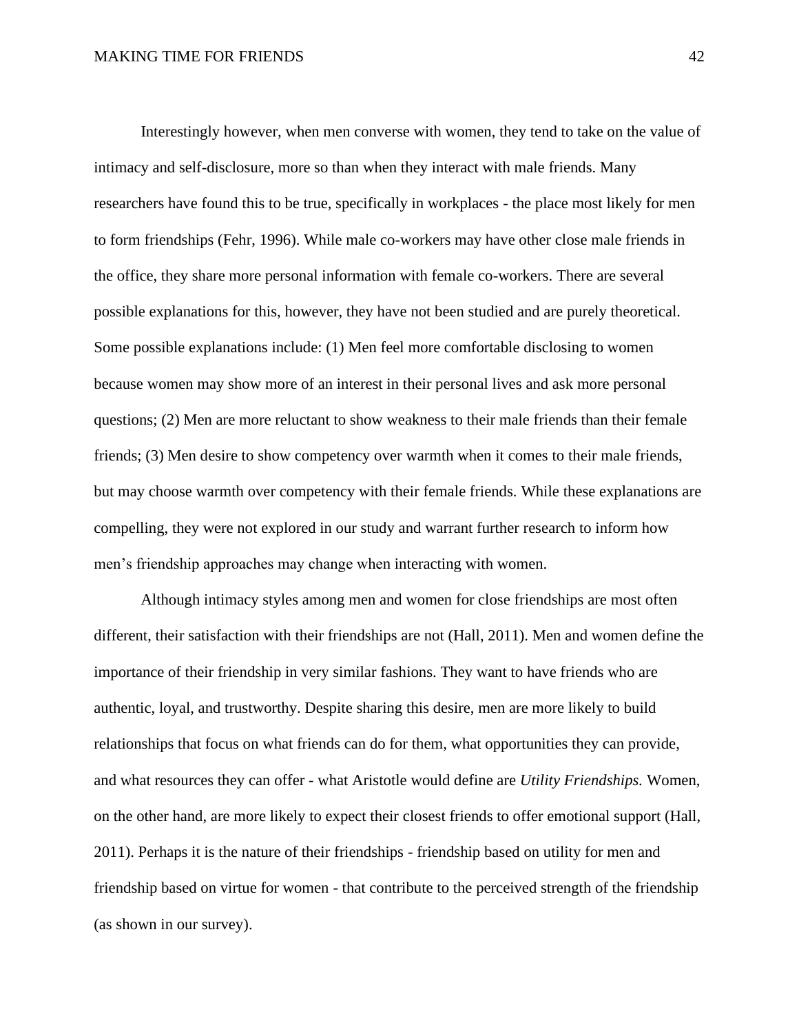Interestingly however, when men converse with women, they tend to take on the value of intimacy and self-disclosure, more so than when they interact with male friends. Many researchers have found this to be true, specifically in workplaces - the place most likely for men to form friendships (Fehr, 1996). While male co-workers may have other close male friends in the office, they share more personal information with female co-workers. There are several possible explanations for this, however, they have not been studied and are purely theoretical. Some possible explanations include: (1) Men feel more comfortable disclosing to women because women may show more of an interest in their personal lives and ask more personal questions; (2) Men are more reluctant to show weakness to their male friends than their female friends; (3) Men desire to show competency over warmth when it comes to their male friends, but may choose warmth over competency with their female friends. While these explanations are compelling, they were not explored in our study and warrant further research to inform how men's friendship approaches may change when interacting with women.

Although intimacy styles among men and women for close friendships are most often different, their satisfaction with their friendships are not (Hall, 2011). Men and women define the importance of their friendship in very similar fashions. They want to have friends who are authentic, loyal, and trustworthy. Despite sharing this desire, men are more likely to build relationships that focus on what friends can do for them, what opportunities they can provide, and what resources they can offer - what Aristotle would define are *Utility Friendships.* Women, on the other hand, are more likely to expect their closest friends to offer emotional support (Hall, 2011). Perhaps it is the nature of their friendships - friendship based on utility for men and friendship based on virtue for women - that contribute to the perceived strength of the friendship (as shown in our survey).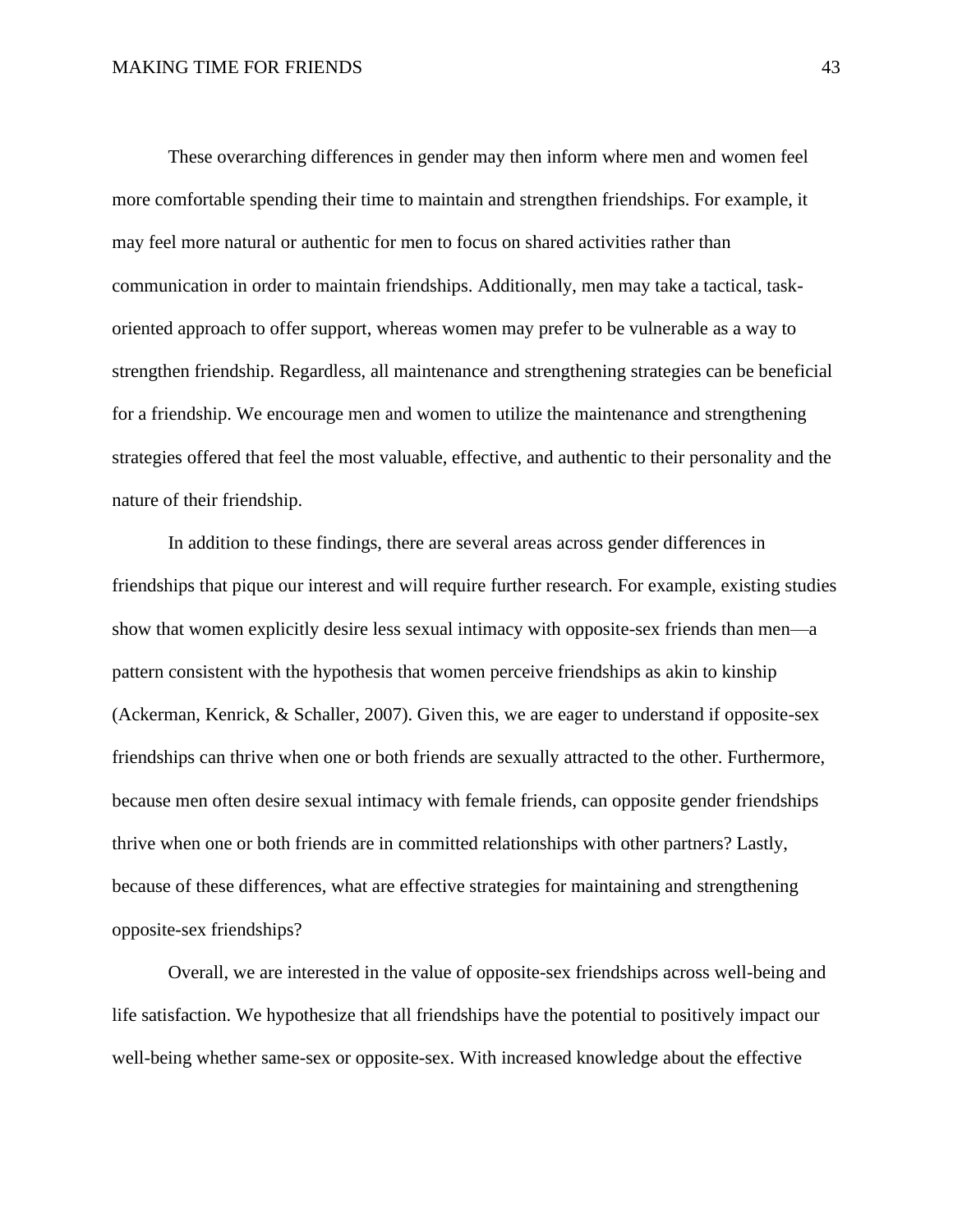These overarching differences in gender may then inform where men and women feel more comfortable spending their time to maintain and strengthen friendships. For example, it may feel more natural or authentic for men to focus on shared activities rather than communication in order to maintain friendships. Additionally, men may take a tactical, task-oriented approach to offer support, whereas women may prefer to be vulnerable as a way to strengthen friendship. Regardless, all maintenance and strengthening strategies can be beneficial for a friendship. We encourage men and women to utilize the maintenance and strengthening strategies offered that feel the most valuable, effective, and authentic to their personality and the nature of their friendship.

In addition to these findings, there are several areas across gender differences in friendships that pique our interest and will require further research. For example, existing studies show that women explicitly desire less sexual intimacy with opposite-sex friends than men—a pattern consistent with the hypothesis that women perceive friendships as akin to kinship (Ackerman, Kenrick, & Schaller, 2007). Given this, we are eager to understand if opposite-sex friendships can thrive when one or both friends are sexually attracted to the other. Furthermore, because men often desire sexual intimacy with female friends, can opposite gender friendships thrive when one or both friends are in committed relationships with other partners? Lastly, because of these differences, what are effective strategies for maintaining and strengthening opposite-sex friendships?

Overall, we are interested in the value of opposite-sex friendships across well-being and life satisfaction. We hypothesize that all friendships have the potential to positively impact our well-being whether same-sex or opposite-sex. With increased knowledge about the effective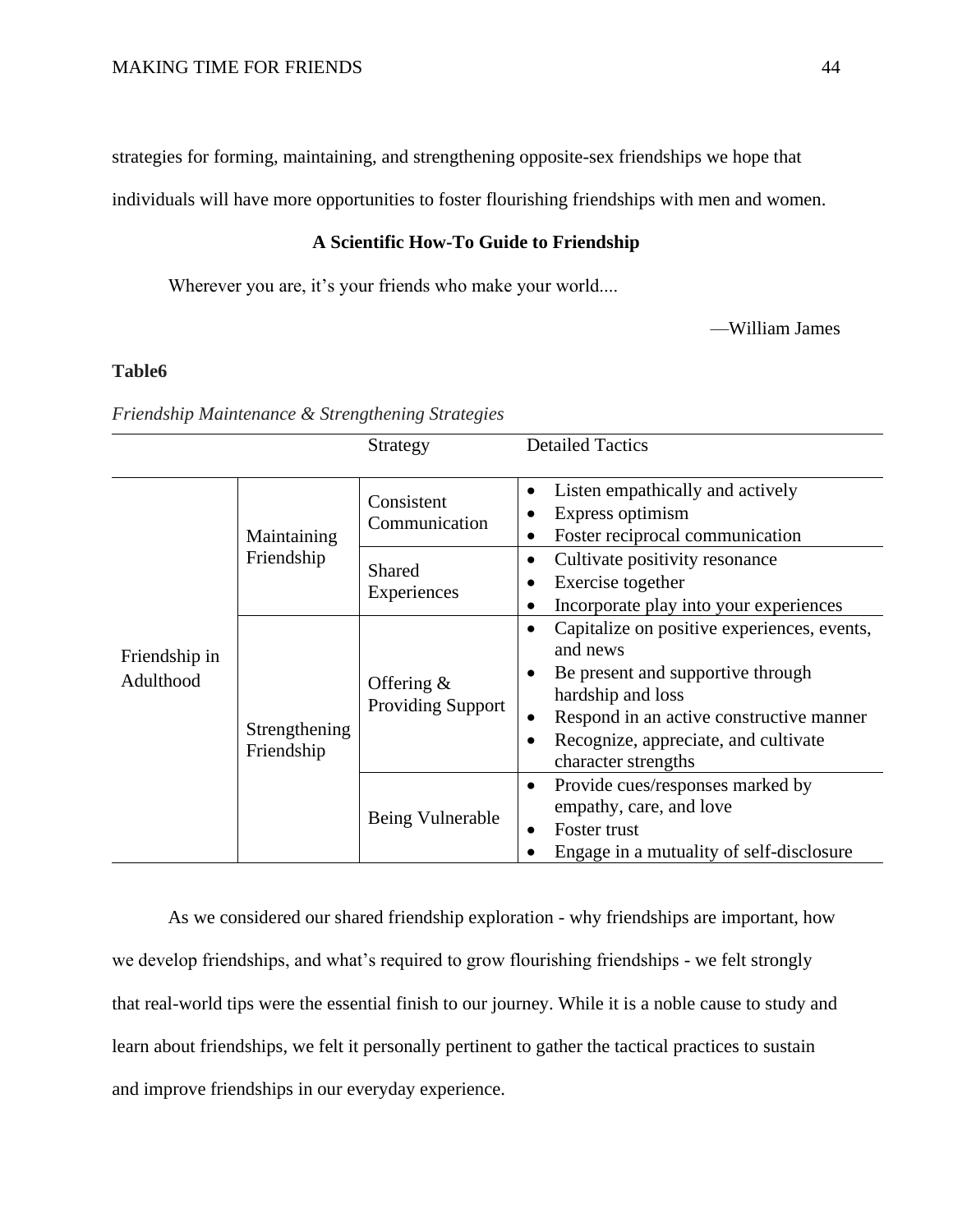strategies for forming, maintaining, and strengthening opposite-sex friendships we hope that individuals will have more opportunities to foster flourishing friendships with men and women.

## A Scientific How-To Guide to Friendship

Wherever you are, it's your friends who make your world....

—William James

**Table6**

*Friendship Maintenance & Strengthening Strategies*

| | | Strategy | Detailed Tactics |
|---|---|---|---|
| Friendship in Adulthood | Maintaining Friendship | Consistent Communication | • Listen empathically and actively<br>• Express optimism<br>• Foster reciprocal communication |
| | | Shared Experiences | • Cultivate positivity resonance<br>• Exercise together<br>• Incorporate play into your experiences |
| | Strengthening Friendship | Offering & Providing Support | • Capitalize on positive experiences, events, and news<br>• Be present and supportive through hardship and loss<br>• Respond in an active constructive manner<br>• Recognize, appreciate, and cultivate character strengths |
| | | Being Vulnerable | • Provide cues/responses marked by empathy, care, and love<br>• Foster trust<br>• Engage in a mutuality of self-disclosure |

As we considered our shared friendship exploration - why friendships are important, how we develop friendships, and what's required to grow flourishing friendships - we felt strongly that real-world tips were the essential finish to our journey. While it is a noble cause to study and learn about friendships, we felt it personally pertinent to gather the tactical practices to sustain and improve friendships in our everyday experience.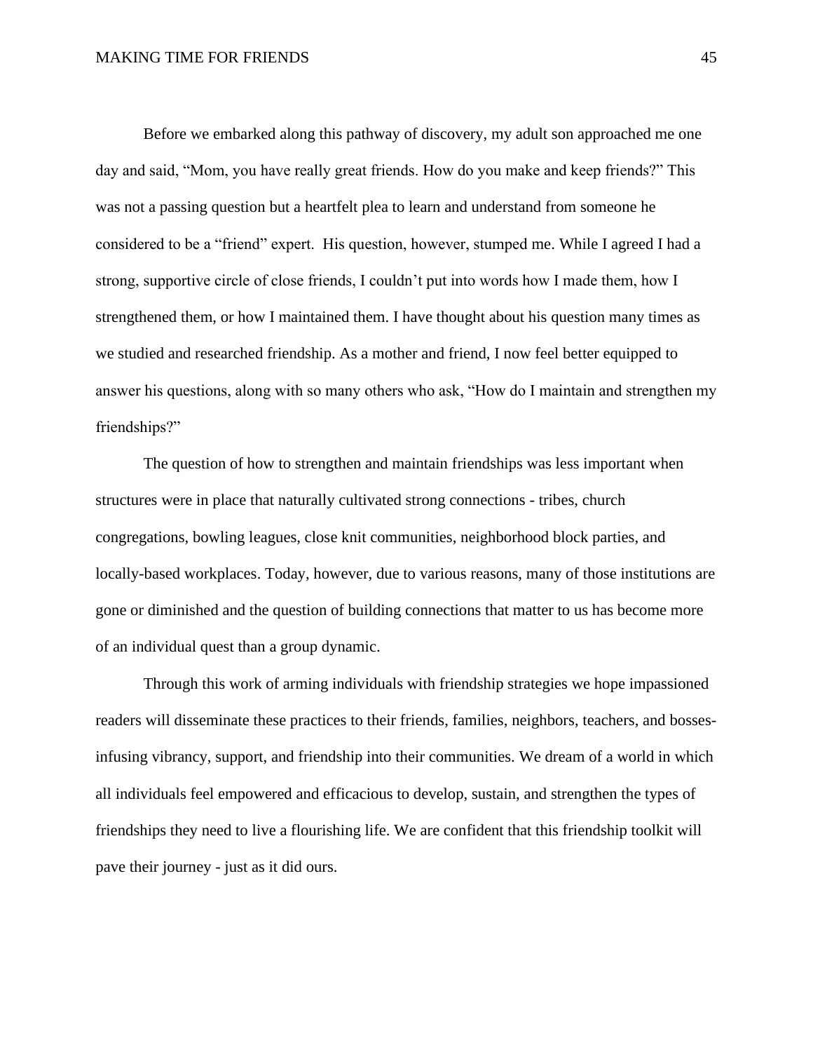Before we embarked along this pathway of discovery, my adult son approached me one day and said, “Mom, you have really great friends. How do you make and keep friends?” This was not a passing question but a heartfelt plea to learn and understand from someone he considered to be a “friend” expert.  His question, however, stumped me. While I agreed I had a strong, supportive circle of close friends, I couldn’t put into words how I made them, how I strengthened them, or how I maintained them. I have thought about his question many times as we studied and researched friendship. As a mother and friend, I now feel better equipped to answer his questions, along with so many others who ask, “How do I maintain and strengthen my friendships?”

The question of how to strengthen and maintain friendships was less important when structures were in place that naturally cultivated strong connections - tribes, church congregations, bowling leagues, close knit communities, neighborhood block parties, and locally-based workplaces. Today, however, due to various reasons, many of those institutions are gone or diminished and the question of building connections that matter to us has become more of an individual quest than a group dynamic.

Through this work of arming individuals with friendship strategies we hope impassioned readers will disseminate these practices to their friends, families, neighbors, teachers, and bosses- infusing vibrancy, support, and friendship into their communities. We dream of a world in which all individuals feel empowered and efficacious to develop, sustain, and strengthen the types of friendships they need to live a flourishing life. We are confident that this friendship toolkit will pave their journey - just as it did ours.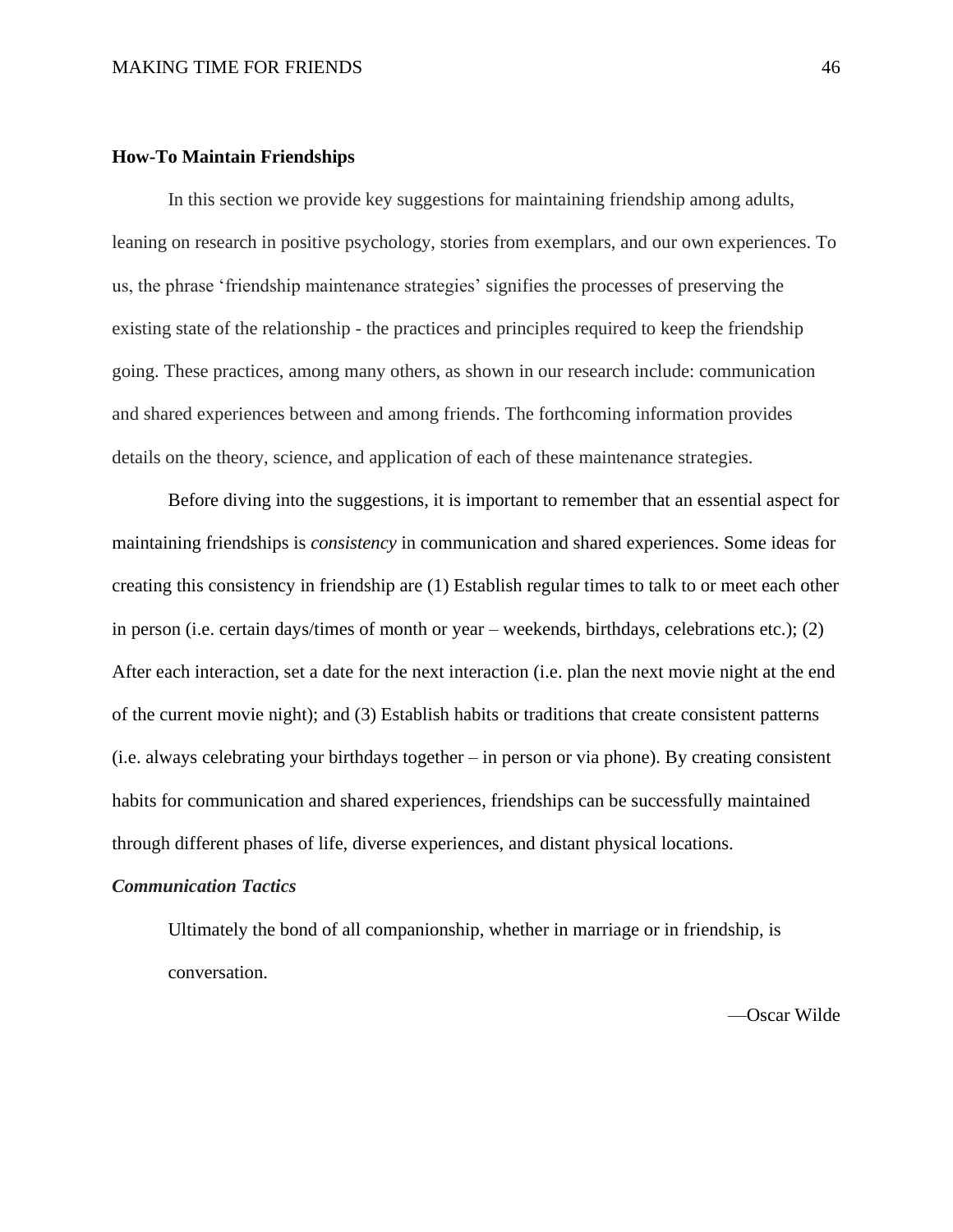## How-To Maintain Friendships

In this section we provide key suggestions for maintaining friendship among adults, leaning on research in positive psychology, stories from exemplars, and our own experiences. To us, the phrase 'friendship maintenance strategies' signifies the processes of preserving the existing state of the relationship - the practices and principles required to keep the friendship going. These practices, among many others, as shown in our research include: communication and shared experiences between and among friends. The forthcoming information provides details on the theory, science, and application of each of these maintenance strategies.

Before diving into the suggestions, it is important to remember that an essential aspect for maintaining friendships is *consistency* in communication and shared experiences. Some ideas for creating this consistency in friendship are (1) Establish regular times to talk to or meet each other in person (i.e. certain days/times of month or year – weekends, birthdays, celebrations etc.); (2) After each interaction, set a date for the next interaction (i.e. plan the next movie night at the end of the current movie night); and (3) Establish habits or traditions that create consistent patterns (i.e. always celebrating your birthdays together – in person or via phone). By creating consistent habits for communication and shared experiences, friendships can be successfully maintained through different phases of life, diverse experiences, and distant physical locations.

### *Communication Tactics*

> Ultimately the bond of all companionship, whether in marriage or in friendship, is conversation.
>
> —Oscar Wilde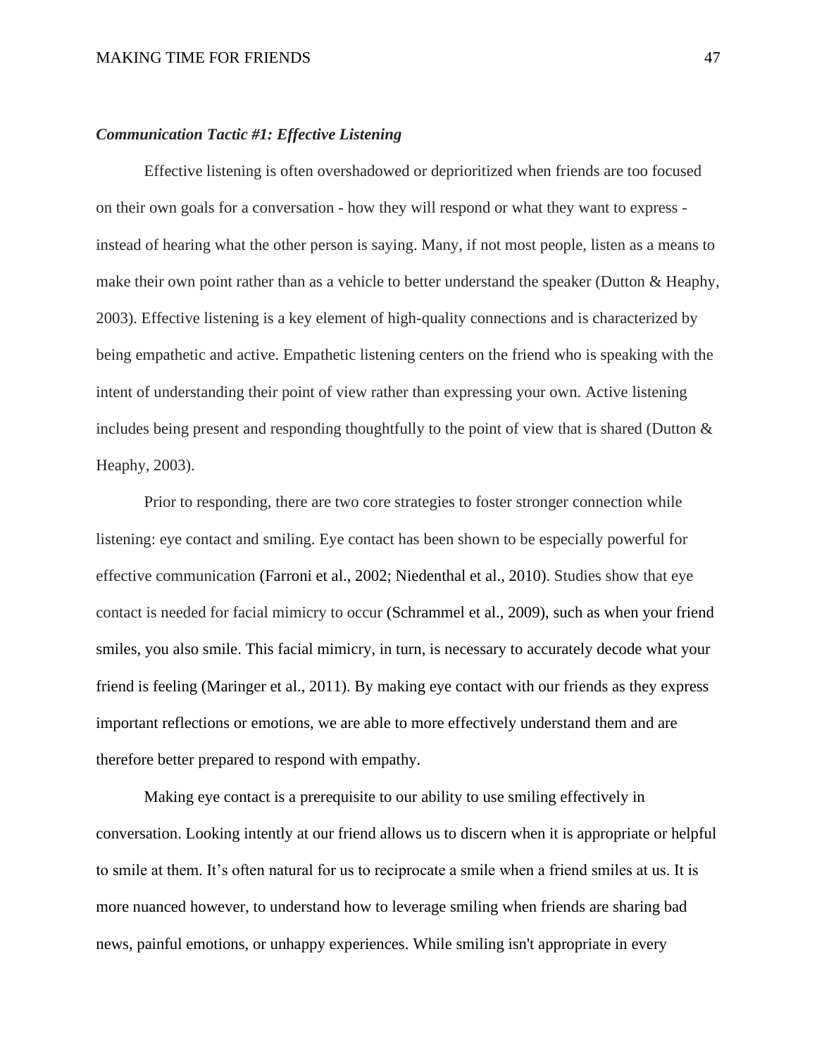***Communication Tactic #1: Effective Listening***

Effective listening is often overshadowed or deprioritized when friends are too focused on their own goals for a conversation - how they will respond or what they want to express - instead of hearing what the other person is saying. Many, if not most people, listen as a means to make their own point rather than as a vehicle to better understand the speaker (Dutton & Heaphy, 2003). Effective listening is a key element of high-quality connections and is characterized by being empathetic and active. Empathetic listening centers on the friend who is speaking with the intent of understanding their point of view rather than expressing your own. Active listening includes being present and responding thoughtfully to the point of view that is shared (Dutton & Heaphy, 2003).

Prior to responding, there are two core strategies to foster stronger connection while listening: eye contact and smiling. Eye contact has been shown to be especially powerful for effective communication (Farroni et al., 2002; Niedenthal et al., 2010). Studies show that eye contact is needed for facial mimicry to occur (Schrammel et al., 2009), such as when your friend smiles, you also smile. This facial mimicry, in turn, is necessary to accurately decode what your friend is feeling (Maringer et al., 2011). By making eye contact with our friends as they express important reflections or emotions, we are able to more effectively understand them and are therefore better prepared to respond with empathy.

Making eye contact is a prerequisite to our ability to use smiling effectively in conversation. Looking intently at our friend allows us to discern when it is appropriate or helpful to smile at them. It's often natural for us to reciprocate a smile when a friend smiles at us. It is more nuanced however, to understand how to leverage smiling when friends are sharing bad news, painful emotions, or unhappy experiences. While smiling isn't appropriate in every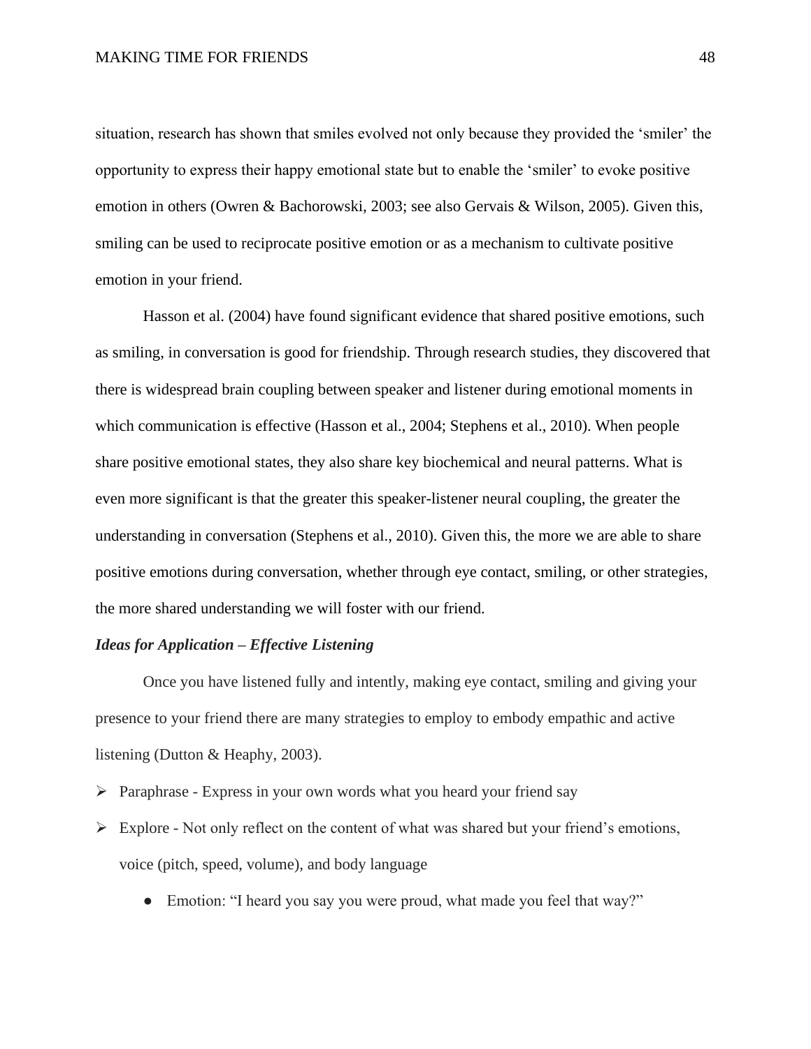situation, research has shown that smiles evolved not only because they provided the 'smiler' the opportunity to express their happy emotional state but to enable the 'smiler' to evoke positive emotion in others (Owren & Bachorowski, 2003; see also Gervais & Wilson, 2005). Given this, smiling can be used to reciprocate positive emotion or as a mechanism to cultivate positive emotion in your friend.

Hasson et al. (2004) have found significant evidence that shared positive emotions, such as smiling, in conversation is good for friendship. Through research studies, they discovered that there is widespread brain coupling between speaker and listener during emotional moments in which communication is effective (Hasson et al., 2004; Stephens et al., 2010). When people share positive emotional states, they also share key biochemical and neural patterns. What is even more significant is that the greater this speaker-listener neural coupling, the greater the understanding in conversation (Stephens et al., 2010). Given this, the more we are able to share positive emotions during conversation, whether through eye contact, smiling, or other strategies, the more shared understanding we will foster with our friend.

***Ideas for Application – Effective Listening***

Once you have listened fully and intently, making eye contact, smiling and giving your presence to your friend there are many strategies to employ to embody empathic and active listening (Dutton & Heaphy, 2003).

- Paraphrase - Express in your own words what you heard your friend say
- Explore - Not only reflect on the content of what was shared but your friend's emotions, voice (pitch, speed, volume), and body language
    - Emotion: "I heard you say you were proud, what made you feel that way?"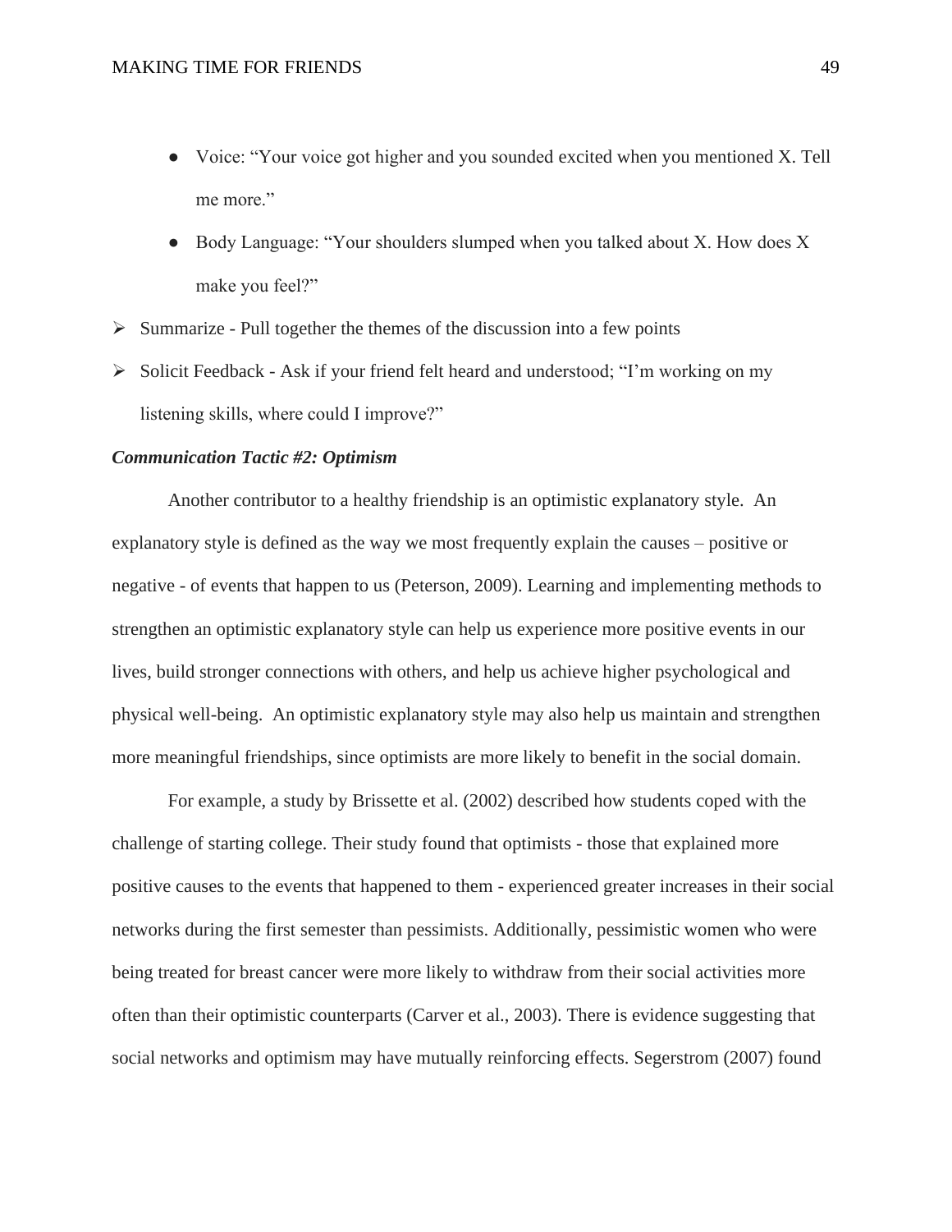- Voice: "Your voice got higher and you sounded excited when you mentioned X. Tell me more."
- Body Language: "Your shoulders slumped when you talked about X. How does X make you feel?"

➢ Summarize - Pull together the themes of the discussion into a few points

➢ Solicit Feedback - Ask if your friend felt heard and understood; "I'm working on my listening skills, where could I improve?"

***Communication Tactic #2: Optimism***

Another contributor to a healthy friendship is an optimistic explanatory style. An explanatory style is defined as the way we most frequently explain the causes – positive or negative - of events that happen to us (Peterson, 2009). Learning and implementing methods to strengthen an optimistic explanatory style can help us experience more positive events in our lives, build stronger connections with others, and help us achieve higher psychological and physical well-being. An optimistic explanatory style may also help us maintain and strengthen more meaningful friendships, since optimists are more likely to benefit in the social domain.

For example, a study by Brissette et al. (2002) described how students coped with the challenge of starting college. Their study found that optimists - those that explained more positive causes to the events that happened to them - experienced greater increases in their social networks during the first semester than pessimists. Additionally, pessimistic women who were being treated for breast cancer were more likely to withdraw from their social activities more often than their optimistic counterparts (Carver et al., 2003). There is evidence suggesting that social networks and optimism may have mutually reinforcing effects. Segerstrom (2007) found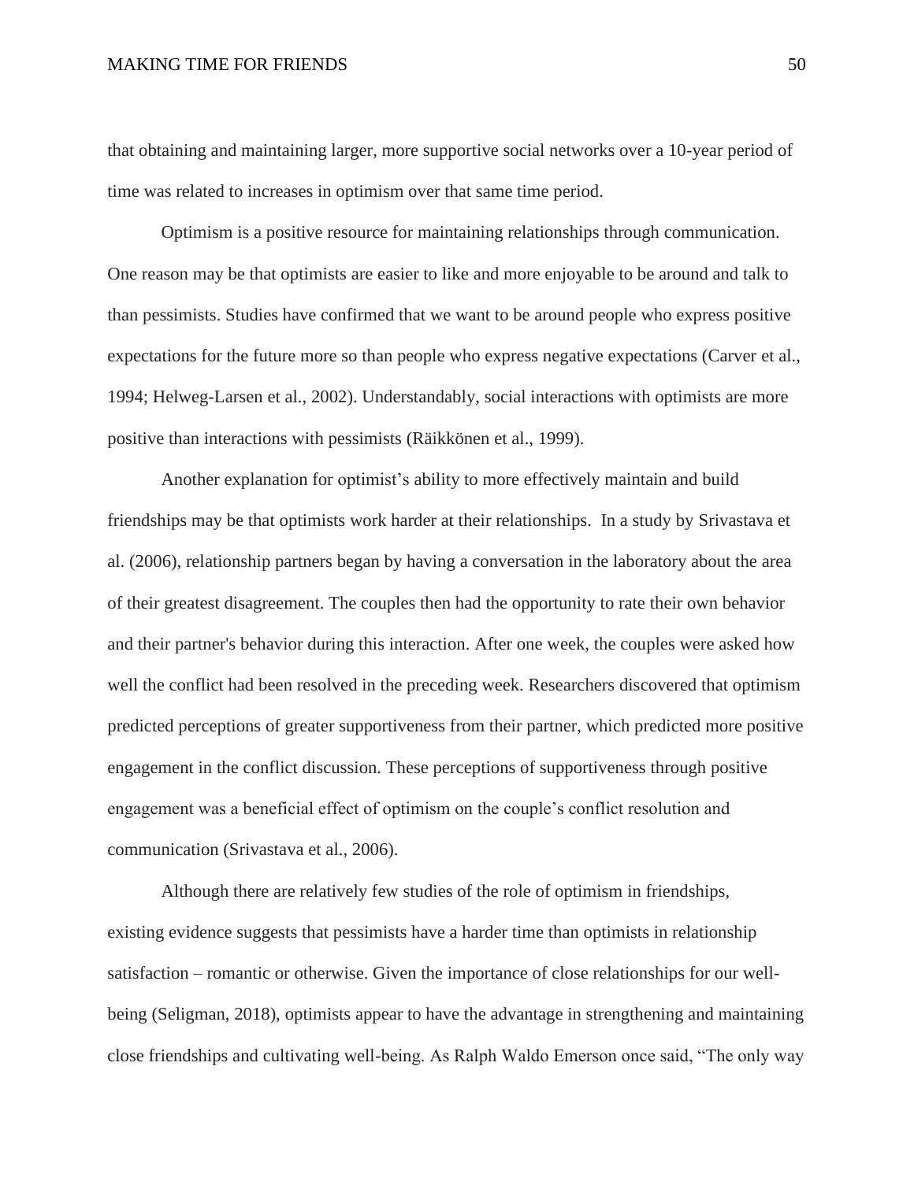that obtaining and maintaining larger, more supportive social networks over a 10-year period of time was related to increases in optimism over that same time period.

Optimism is a positive resource for maintaining relationships through communication. One reason may be that optimists are easier to like and more enjoyable to be around and talk to than pessimists. Studies have confirmed that we want to be around people who express positive expectations for the future more so than people who express negative expectations (Carver et al., 1994; Helweg-Larsen et al., 2002). Understandably, social interactions with optimists are more positive than interactions with pessimists (Räikkönen et al., 1999).

Another explanation for optimist's ability to more effectively maintain and build friendships may be that optimists work harder at their relationships. In a study by Srivastava et al. (2006), relationship partners began by having a conversation in the laboratory about the area of their greatest disagreement. The couples then had the opportunity to rate their own behavior and their partner's behavior during this interaction. After one week, the couples were asked how well the conflict had been resolved in the preceding week. Researchers discovered that optimism predicted perceptions of greater supportiveness from their partner, which predicted more positive engagement in the conflict discussion. These perceptions of supportiveness through positive engagement was a beneficial effect of optimism on the couple's conflict resolution and communication (Srivastava et al., 2006).

Although there are relatively few studies of the role of optimism in friendships, existing evidence suggests that pessimists have a harder time than optimists in relationship satisfaction – romantic or otherwise. Given the importance of close relationships for our well-being (Seligman, 2018), optimists appear to have the advantage in strengthening and maintaining close friendships and cultivating well-being. As Ralph Waldo Emerson once said, "The only way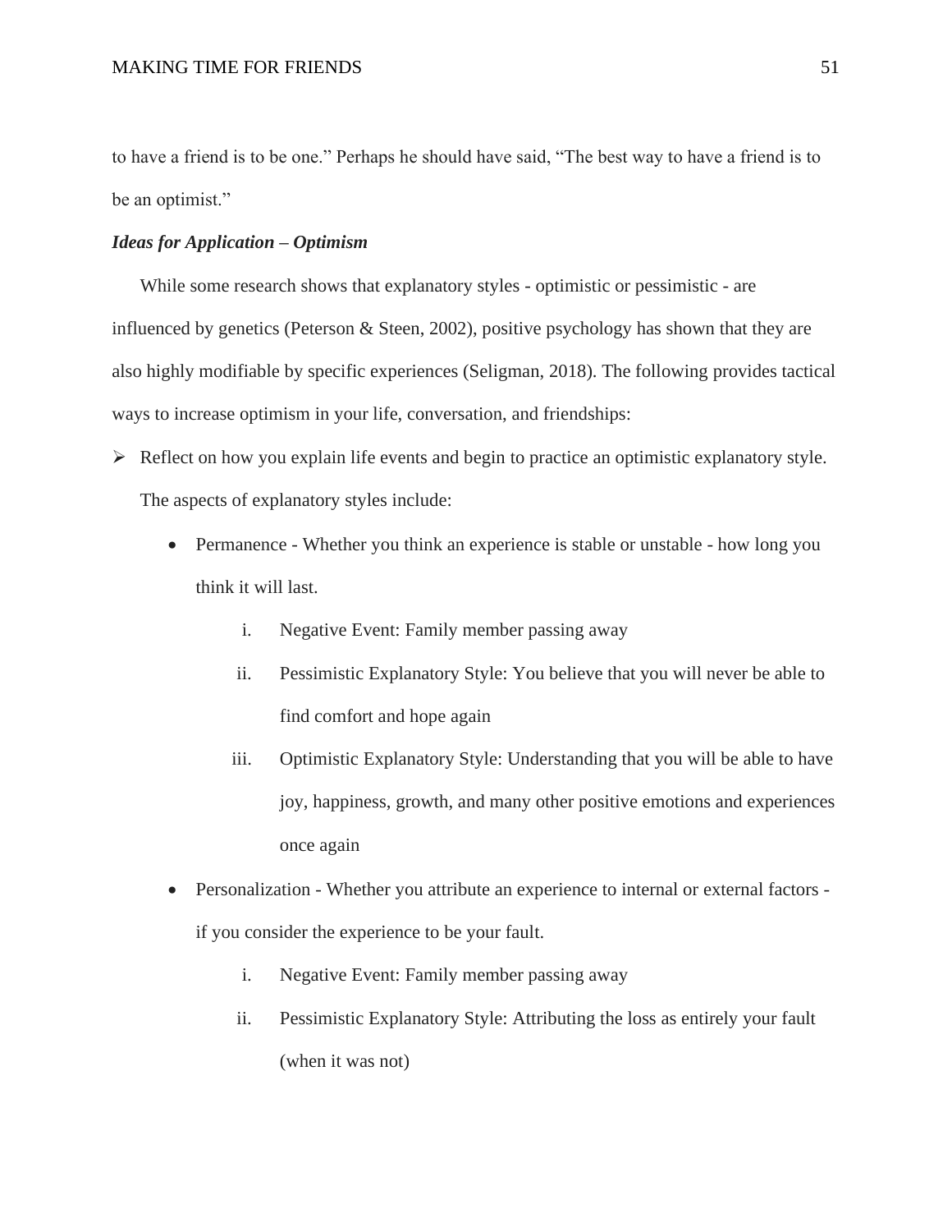to have a friend is to be one." Perhaps he should have said, "The best way to have a friend is to be an optimist."

***Ideas for Application – Optimism***

While some research shows that explanatory styles - optimistic or pessimistic - are influenced by genetics (Peterson & Steen, 2002), positive psychology has shown that they are also highly modifiable by specific experiences (Seligman, 2018). The following provides tactical ways to increase optimism in your life, conversation, and friendships:

- Reflect on how you explain life events and begin to practice an optimistic explanatory style. The aspects of explanatory styles include:
    - Permanence - Whether you think an experience is stable or unstable - how long you think it will last.
        1. Negative Event: Family member passing away
        2. Pessimistic Explanatory Style: You believe that you will never be able to find comfort and hope again
        3. Optimistic Explanatory Style: Understanding that you will be able to have joy, happiness, growth, and many other positive emotions and experiences once again
    - Personalization - Whether you attribute an experience to internal or external factors - if you consider the experience to be your fault.
        1. Negative Event: Family member passing away
        2. Pessimistic Explanatory Style: Attributing the loss as entirely your fault (when it was not)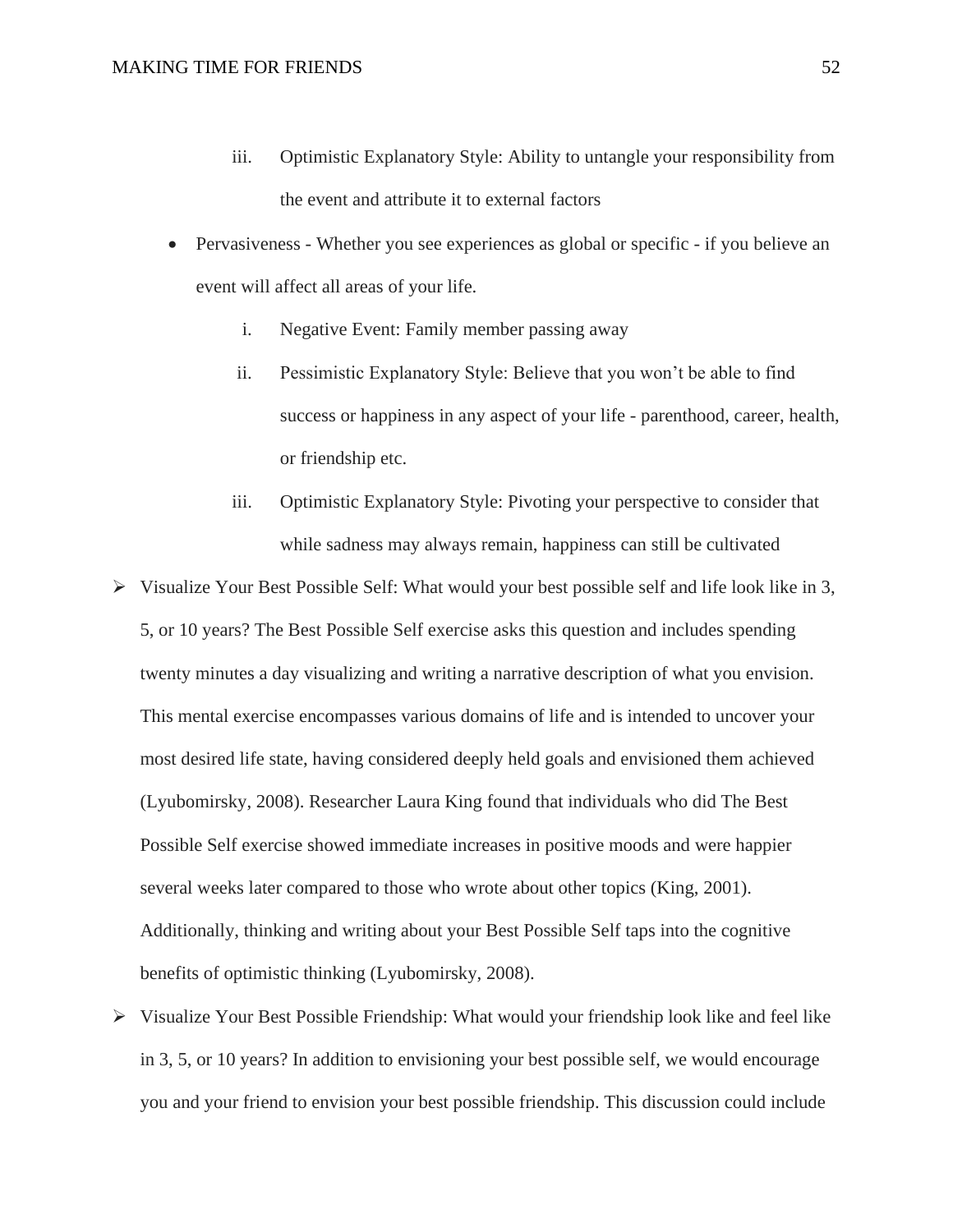iii. Optimistic Explanatory Style: Ability to untangle your responsibility from the event and attribute it to external factors

- Pervasiveness - Whether you see experiences as global or specific - if you believe an event will affect all areas of your life.
    i. Negative Event: Family member passing away
    ii. Pessimistic Explanatory Style: Believe that you won't be able to find success or happiness in any aspect of your life - parenthood, career, health, or friendship etc.
    iii. Optimistic Explanatory Style: Pivoting your perspective to consider that while sadness may always remain, happiness can still be cultivated

➢ Visualize Your Best Possible Self: What would your best possible self and life look like in 3, 5, or 10 years? The Best Possible Self exercise asks this question and includes spending twenty minutes a day visualizing and writing a narrative description of what you envision. This mental exercise encompasses various domains of life and is intended to uncover your most desired life state, having considered deeply held goals and envisioned them achieved (Lyubomirsky, 2008). Researcher Laura King found that individuals who did The Best Possible Self exercise showed immediate increases in positive moods and were happier several weeks later compared to those who wrote about other topics (King, 2001). Additionally, thinking and writing about your Best Possible Self taps into the cognitive benefits of optimistic thinking (Lyubomirsky, 2008).

➢ Visualize Your Best Possible Friendship: What would your friendship look like and feel like in 3, 5, or 10 years? In addition to envisioning your best possible self, we would encourage you and your friend to envision your best possible friendship. This discussion could include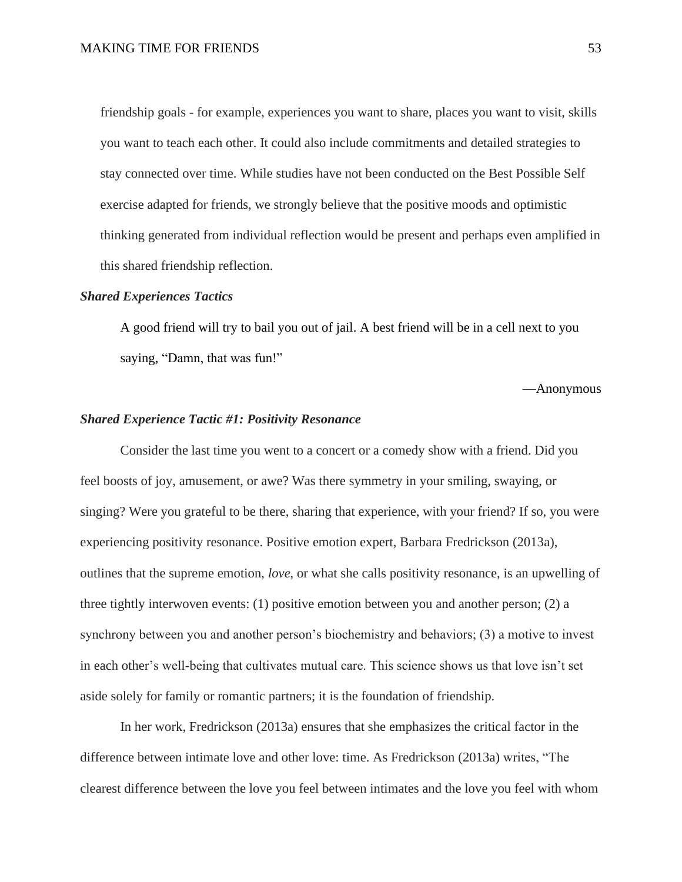friendship goals - for example, experiences you want to share, places you want to visit, skills you want to teach each other. It could also include commitments and detailed strategies to stay connected over time. While studies have not been conducted on the Best Possible Self exercise adapted for friends, we strongly believe that the positive moods and optimistic thinking generated from individual reflection would be present and perhaps even amplified in this shared friendship reflection.

### *Shared Experiences Tactics*

> A good friend will try to bail you out of jail. A best friend will be in a cell next to you saying, "Damn, that was fun!"
>
> —Anonymous

### *Shared Experience Tactic #1: Positivity Resonance*

Consider the last time you went to a concert or a comedy show with a friend. Did you feel boosts of joy, amusement, or awe? Was there symmetry in your smiling, swaying, or singing? Were you grateful to be there, sharing that experience, with your friend? If so, you were experiencing positivity resonance. Positive emotion expert, Barbara Fredrickson (2013a), outlines that the supreme emotion, *love*, or what she calls positivity resonance, is an upwelling of three tightly interwoven events: (1) positive emotion between you and another person; (2) a synchrony between you and another person's biochemistry and behaviors; (3) a motive to invest in each other's well-being that cultivates mutual care. This science shows us that love isn't set aside solely for family or romantic partners; it is the foundation of friendship.

In her work, Fredrickson (2013a) ensures that she emphasizes the critical factor in the difference between intimate love and other love: time. As Fredrickson (2013a) writes, "The clearest difference between the love you feel between intimates and the love you feel with whom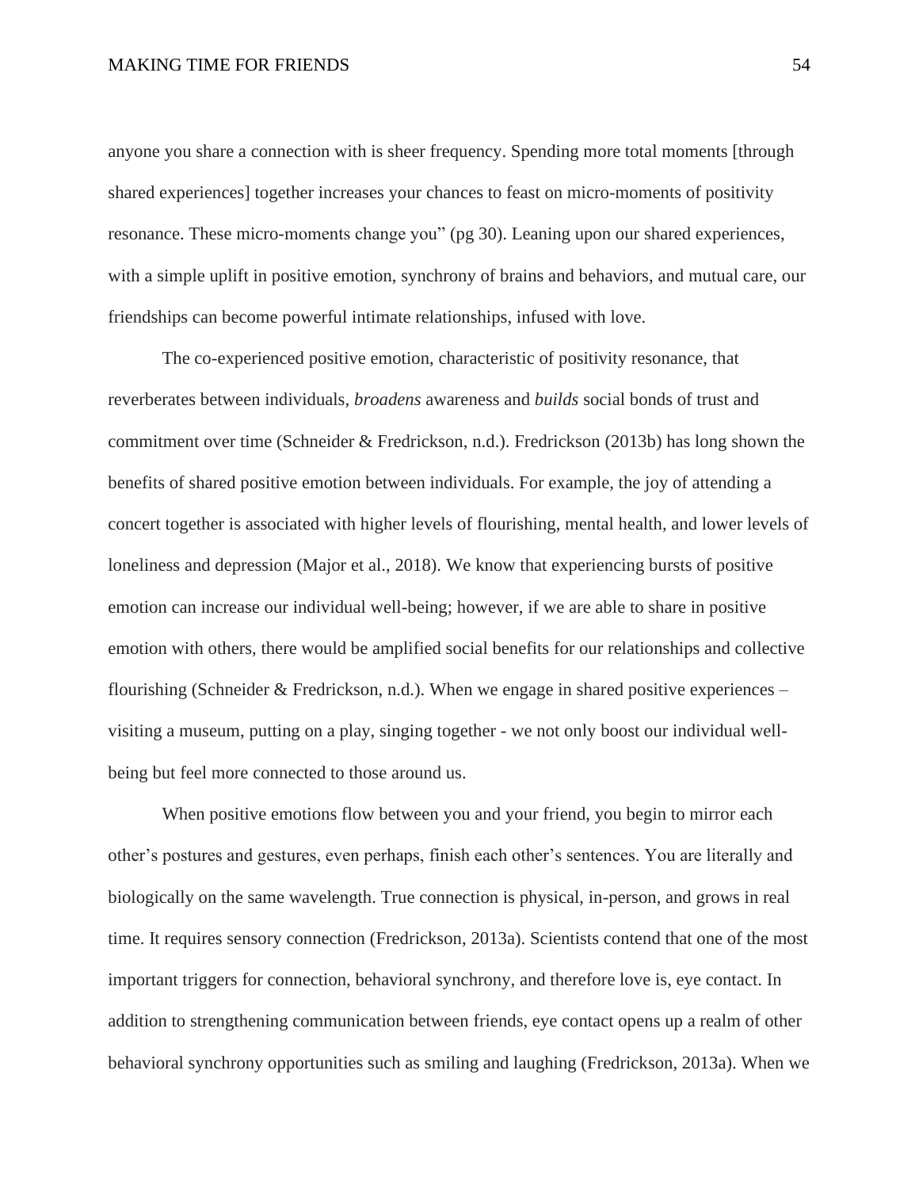anyone you share a connection with is sheer frequency. Spending more total moments [through shared experiences] together increases your chances to feast on micro-moments of positivity resonance. These micro-moments change you" (pg 30). Leaning upon our shared experiences, with a simple uplift in positive emotion, synchrony of brains and behaviors, and mutual care, our friendships can become powerful intimate relationships, infused with love.

The co-experienced positive emotion, characteristic of positivity resonance, that reverberates between individuals, *broadens* awareness and *builds* social bonds of trust and commitment over time (Schneider & Fredrickson, n.d.). Fredrickson (2013b) has long shown the benefits of shared positive emotion between individuals. For example, the joy of attending a concert together is associated with higher levels of flourishing, mental health, and lower levels of loneliness and depression (Major et al., 2018). We know that experiencing bursts of positive emotion can increase our individual well-being; however, if we are able to share in positive emotion with others, there would be amplified social benefits for our relationships and collective flourishing (Schneider & Fredrickson, n.d.). When we engage in shared positive experiences – visiting a museum, putting on a play, singing together - we not only boost our individual well-being but feel more connected to those around us.

When positive emotions flow between you and your friend, you begin to mirror each other's postures and gestures, even perhaps, finish each other's sentences. You are literally and biologically on the same wavelength. True connection is physical, in-person, and grows in real time. It requires sensory connection (Fredrickson, 2013a). Scientists contend that one of the most important triggers for connection, behavioral synchrony, and therefore love is, eye contact. In addition to strengthening communication between friends, eye contact opens up a realm of other behavioral synchrony opportunities such as smiling and laughing (Fredrickson, 2013a). When we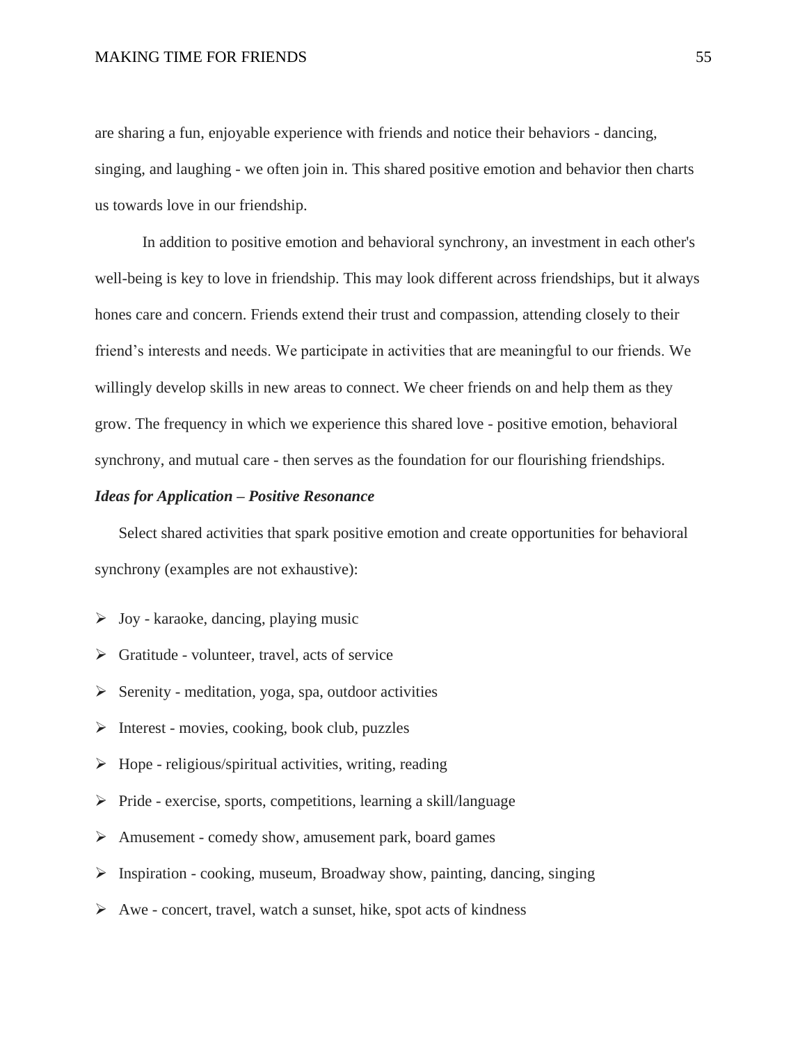are sharing a fun, enjoyable experience with friends and notice their behaviors - dancing, singing, and laughing - we often join in. This shared positive emotion and behavior then charts us towards love in our friendship.

In addition to positive emotion and behavioral synchrony, an investment in each other's well-being is key to love in friendship. This may look different across friendships, but it always hones care and concern. Friends extend their trust and compassion, attending closely to their friend's interests and needs. We participate in activities that are meaningful to our friends. We willingly develop skills in new areas to connect. We cheer friends on and help them as they grow. The frequency in which we experience this shared love - positive emotion, behavioral synchrony, and mutual care - then serves as the foundation for our flourishing friendships.

***Ideas for Application – Positive Resonance***

Select shared activities that spark positive emotion and create opportunities for behavioral synchrony (examples are not exhaustive):

- Joy - karaoke, dancing, playing music
- Gratitude - volunteer, travel, acts of service
- Serenity - meditation, yoga, spa, outdoor activities
- Interest - movies, cooking, book club, puzzles
- Hope - religious/spiritual activities, writing, reading
- Pride - exercise, sports, competitions, learning a skill/language
- Amusement - comedy show, amusement park, board games
- Inspiration - cooking, museum, Broadway show, painting, dancing, singing
- Awe - concert, travel, watch a sunset, hike, spot acts of kindness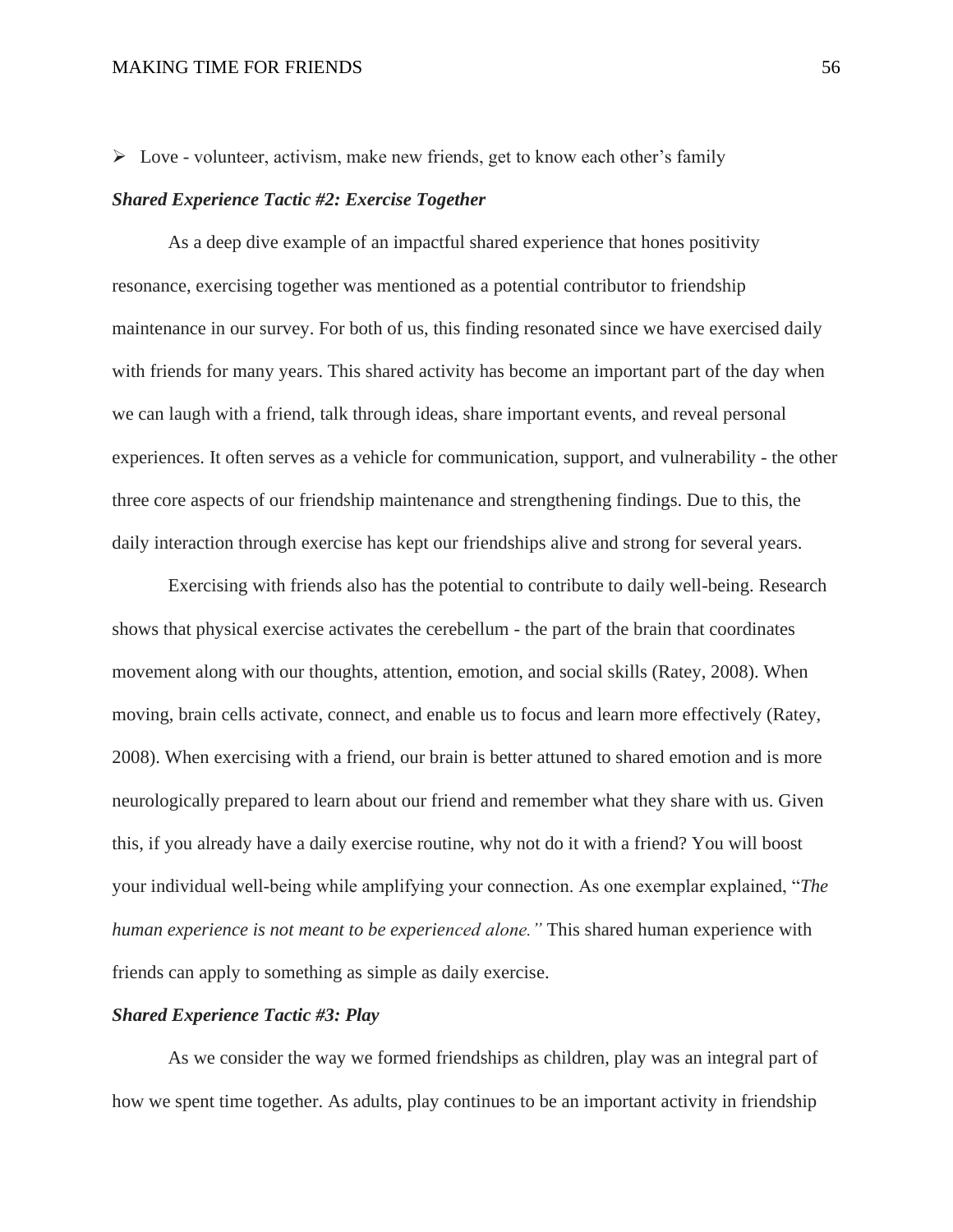- Love - volunteer, activism, make new friends, get to know each other's family

***Shared Experience Tactic #2: Exercise Together***

As a deep dive example of an impactful shared experience that hones positivity resonance, exercising together was mentioned as a potential contributor to friendship maintenance in our survey. For both of us, this finding resonated since we have exercised daily with friends for many years. This shared activity has become an important part of the day when we can laugh with a friend, talk through ideas, share important events, and reveal personal experiences. It often serves as a vehicle for communication, support, and vulnerability - the other three core aspects of our friendship maintenance and strengthening findings. Due to this, the daily interaction through exercise has kept our friendships alive and strong for several years.

Exercising with friends also has the potential to contribute to daily well-being. Research shows that physical exercise activates the cerebellum - the part of the brain that coordinates movement along with our thoughts, attention, emotion, and social skills (Ratey, 2008). When moving, brain cells activate, connect, and enable us to focus and learn more effectively (Ratey, 2008). When exercising with a friend, our brain is better attuned to shared emotion and is more neurologically prepared to learn about our friend and remember what they share with us. Given this, if you already have a daily exercise routine, why not do it with a friend? You will boost your individual well-being while amplifying your connection. As one exemplar explained, "*The human experience is not meant to be experienced alone."* This shared human experience with friends can apply to something as simple as daily exercise.

***Shared Experience Tactic #3: Play***

As we consider the way we formed friendships as children, play was an integral part of how we spent time together. As adults, play continues to be an important activity in friendship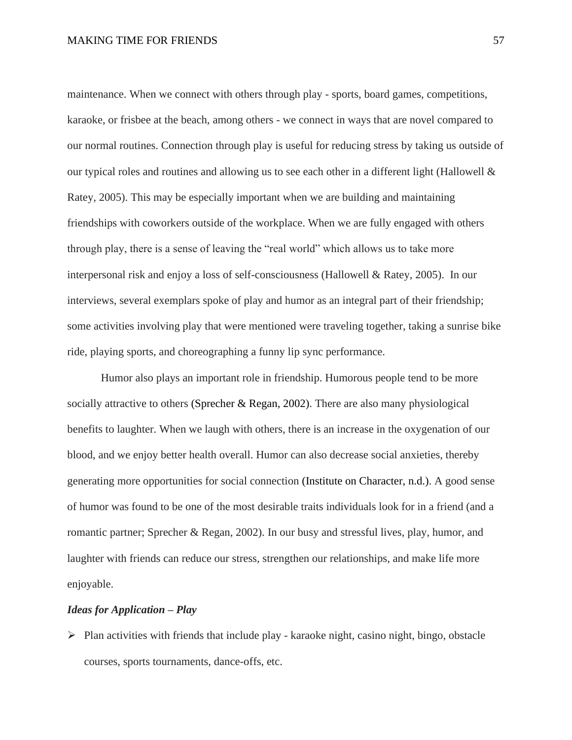maintenance. When we connect with others through play - sports, board games, competitions, karaoke, or frisbee at the beach, among others - we connect in ways that are novel compared to our normal routines. Connection through play is useful for reducing stress by taking us outside of our typical roles and routines and allowing us to see each other in a different light (Hallowell & Ratey, 2005). This may be especially important when we are building and maintaining friendships with coworkers outside of the workplace. When we are fully engaged with others through play, there is a sense of leaving the "real world" which allows us to take more interpersonal risk and enjoy a loss of self-consciousness (Hallowell & Ratey, 2005). In our interviews, several exemplars spoke of play and humor as an integral part of their friendship; some activities involving play that were mentioned were traveling together, taking a sunrise bike ride, playing sports, and choreographing a funny lip sync performance.

Humor also plays an important role in friendship. Humorous people tend to be more socially attractive to others (Sprecher & Regan, 2002). There are also many physiological benefits to laughter. When we laugh with others, there is an increase in the oxygenation of our blood, and we enjoy better health overall. Humor can also decrease social anxieties, thereby generating more opportunities for social connection (Institute on Character, n.d.). A good sense of humor was found to be one of the most desirable traits individuals look for in a friend (and a romantic partner; Sprecher & Regan, 2002). In our busy and stressful lives, play, humor, and laughter with friends can reduce our stress, strengthen our relationships, and make life more enjoyable.

***Ideas for Application – Play***

- Plan activities with friends that include play - karaoke night, casino night, bingo, obstacle courses, sports tournaments, dance-offs, etc.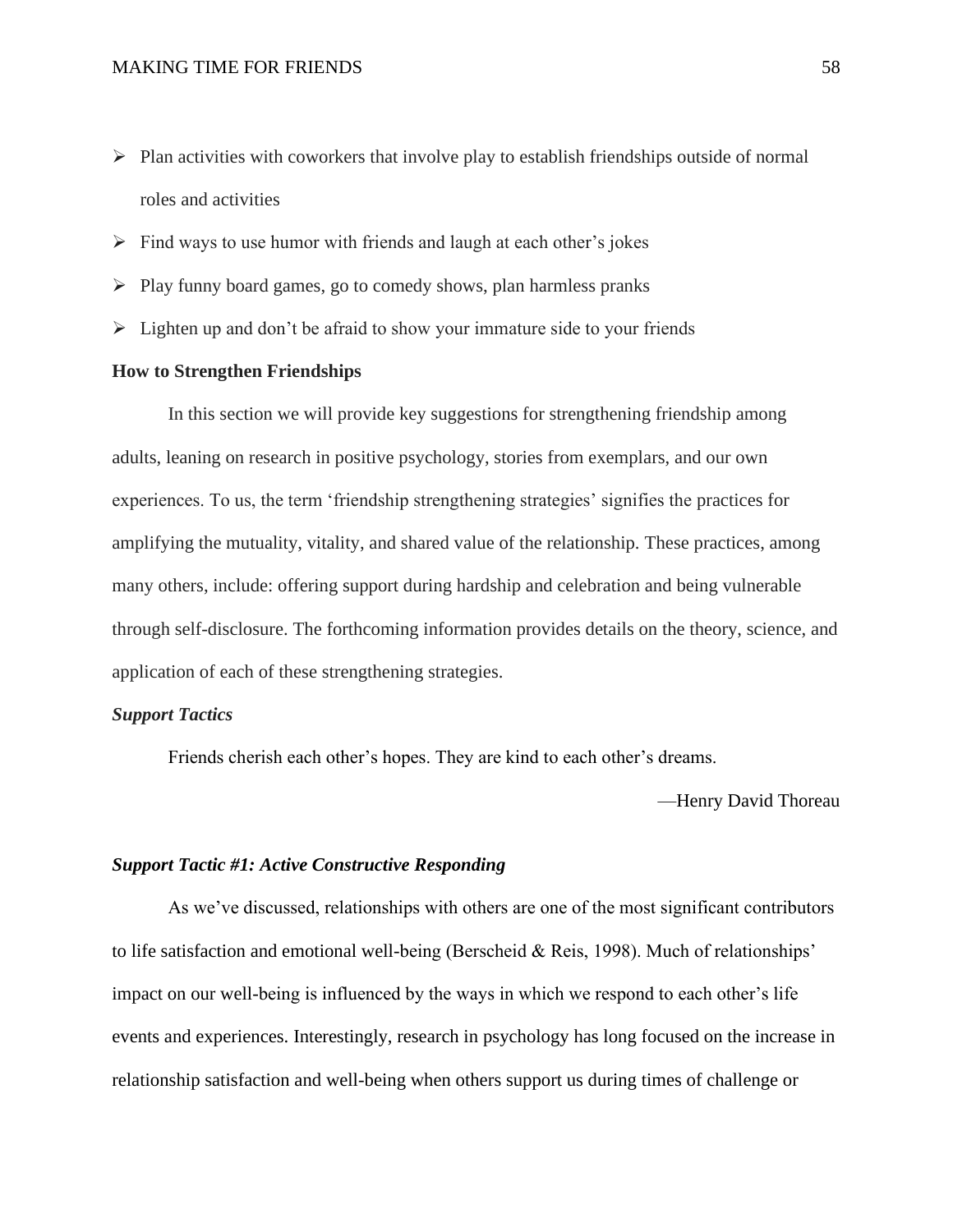- Plan activities with coworkers that involve play to establish friendships outside of normal roles and activities
- Find ways to use humor with friends and laugh at each other's jokes
- Play funny board games, go to comedy shows, plan harmless pranks
- Lighten up and don't be afraid to show your immature side to your friends

## How to Strengthen Friendships

In this section we will provide key suggestions for strengthening friendship among adults, leaning on research in positive psychology, stories from exemplars, and our own experiences. To us, the term 'friendship strengthening strategies' signifies the practices for amplifying the mutuality, vitality, and shared value of the relationship. These practices, among many others, include: offering support during hardship and celebration and being vulnerable through self-disclosure. The forthcoming information provides details on the theory, science, and application of each of these strengthening strategies.

### *Support Tactics*

> Friends cherish each other's hopes. They are kind to each other's dreams.
>
> —Henry David Thoreau

### *Support Tactic #1: Active Constructive Responding*

As we've discussed, relationships with others are one of the most significant contributors to life satisfaction and emotional well-being (Berscheid & Reis, 1998). Much of relationships' impact on our well-being is influenced by the ways in which we respond to each other's life events and experiences. Interestingly, research in psychology has long focused on the increase in relationship satisfaction and well-being when others support us during times of challenge or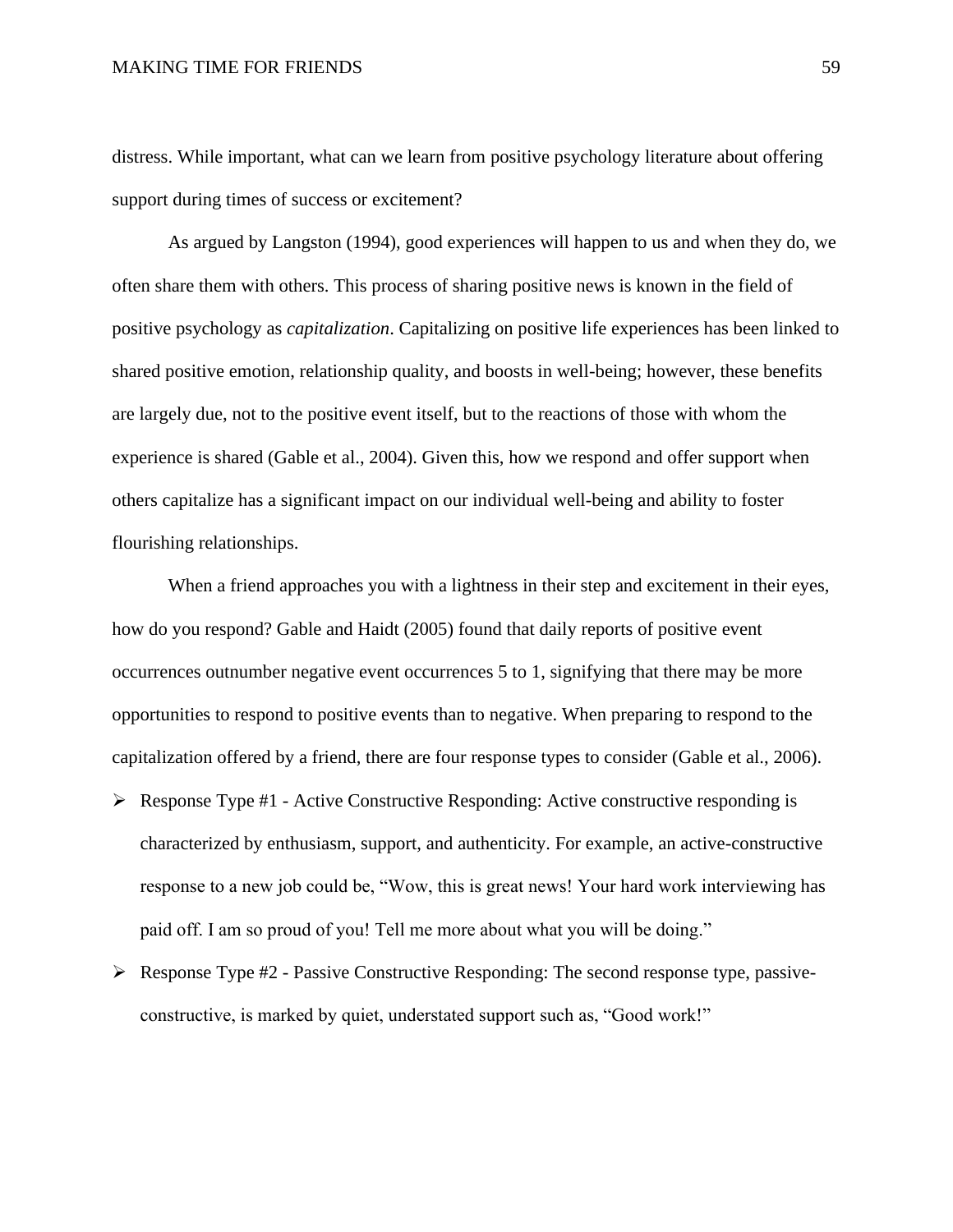distress. While important, what can we learn from positive psychology literature about offering support during times of success or excitement?

As argued by Langston (1994), good experiences will happen to us and when they do, we often share them with others. This process of sharing positive news is known in the field of positive psychology as *capitalization*. Capitalizing on positive life experiences has been linked to shared positive emotion, relationship quality, and boosts in well-being; however, these benefits are largely due, not to the positive event itself, but to the reactions of those with whom the experience is shared (Gable et al., 2004). Given this, how we respond and offer support when others capitalize has a significant impact on our individual well-being and ability to foster flourishing relationships.

When a friend approaches you with a lightness in their step and excitement in their eyes, how do you respond? Gable and Haidt (2005) found that daily reports of positive event occurrences outnumber negative event occurrences 5 to 1, signifying that there may be more opportunities to respond to positive events than to negative. When preparing to respond to the capitalization offered by a friend, there are four response types to consider (Gable et al., 2006).

- Response Type #1 - Active Constructive Responding: Active constructive responding is characterized by enthusiasm, support, and authenticity. For example, an active-constructive response to a new job could be, “Wow, this is great news! Your hard work interviewing has paid off. I am so proud of you! Tell me more about what you will be doing.”
- Response Type #2 - Passive Constructive Responding: The second response type, passive-constructive, is marked by quiet, understated support such as, “Good work!”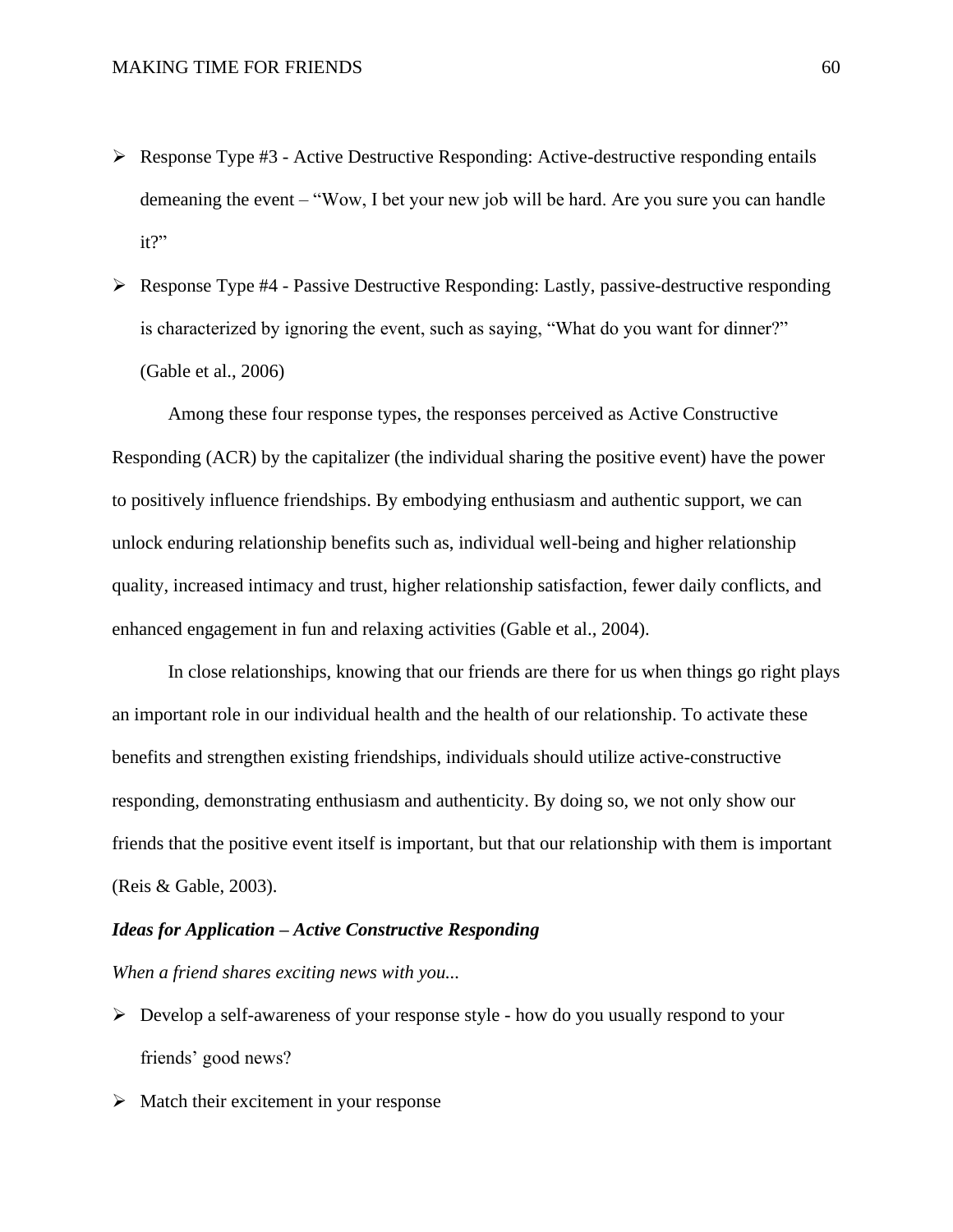- Response Type #3 - Active Destructive Responding: Active-destructive responding entails demeaning the event – “Wow, I bet your new job will be hard. Are you sure you can handle it?”
- Response Type #4 - Passive Destructive Responding: Lastly, passive-destructive responding is characterized by ignoring the event, such as saying, “What do you want for dinner?” (Gable et al., 2006)

Among these four response types, the responses perceived as Active Constructive Responding (ACR) by the capitalizer (the individual sharing the positive event) have the power to positively influence friendships. By embodying enthusiasm and authentic support, we can unlock enduring relationship benefits such as, individual well-being and higher relationship quality, increased intimacy and trust, higher relationship satisfaction, fewer daily conflicts, and enhanced engagement in fun and relaxing activities (Gable et al., 2004).

In close relationships, knowing that our friends are there for us when things go right plays an important role in our individual health and the health of our relationship. To activate these benefits and strengthen existing friendships, individuals should utilize active-constructive responding, demonstrating enthusiasm and authenticity. By doing so, we not only show our friends that the positive event itself is important, but that our relationship with them is important (Reis & Gable, 2003).

***Ideas for Application – Active Constructive Responding***

*When a friend shares exciting news with you...*

- Develop a self-awareness of your response style - how do you usually respond to your friends’ good news?
- Match their excitement in your response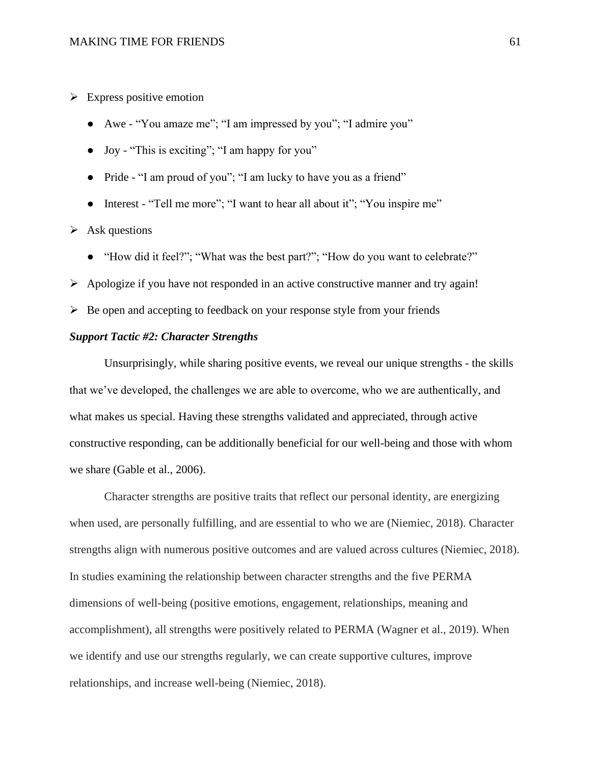- Express positive emotion
  - Awe - “You amaze me”; “I am impressed by you”; “I admire you”
  - Joy - “This is exciting”; “I am happy for you”
  - Pride - “I am proud of you”; “I am lucky to have you as a friend”
  - Interest - “Tell me more”; “I want to hear all about it”; “You inspire me”
- Ask questions
  - “How did it feel?”; “What was the best part?”; “How do you want to celebrate?”
- Apologize if you have not responded in an active constructive manner and try again!
- Be open and accepting to feedback on your response style from your friends

***Support Tactic #2: Character Strengths***

Unsurprisingly, while sharing positive events, we reveal our unique strengths - the skills that we’ve developed, the challenges we are able to overcome, who we are authentically, and what makes us special. Having these strengths validated and appreciated, through active constructive responding, can be additionally beneficial for our well-being and those with whom we share (Gable et al., 2006).

Character strengths are positive traits that reflect our personal identity, are energizing when used, are personally fulfilling, and are essential to who we are (Niemiec, 2018). Character strengths align with numerous positive outcomes and are valued across cultures (Niemiec, 2018). In studies examining the relationship between character strengths and the five PERMA dimensions of well-being (positive emotions, engagement, relationships, meaning and accomplishment), all strengths were positively related to PERMA (Wagner et al., 2019). When we identify and use our strengths regularly, we can create supportive cultures, improve relationships, and increase well-being (Niemiec, 2018).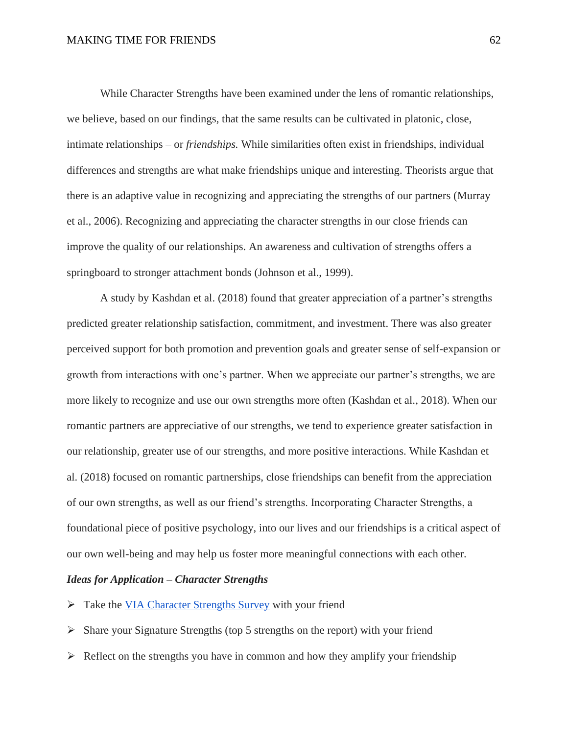While Character Strengths have been examined under the lens of romantic relationships, we believe, based on our findings, that the same results can be cultivated in platonic, close, intimate relationships – or *friendships.* While similarities often exist in friendships, individual differences and strengths are what make friendships unique and interesting. Theorists argue that there is an adaptive value in recognizing and appreciating the strengths of our partners (Murray et al., 2006). Recognizing and appreciating the character strengths in our close friends can improve the quality of our relationships. An awareness and cultivation of strengths offers a springboard to stronger attachment bonds (Johnson et al., 1999).

A study by Kashdan et al. (2018) found that greater appreciation of a partner's strengths predicted greater relationship satisfaction, commitment, and investment. There was also greater perceived support for both promotion and prevention goals and greater sense of self-expansion or growth from interactions with one's partner. When we appreciate our partner's strengths, we are more likely to recognize and use our own strengths more often (Kashdan et al., 2018). When our romantic partners are appreciative of our strengths, we tend to experience greater satisfaction in our relationship, greater use of our strengths, and more positive interactions. While Kashdan et al. (2018) focused on romantic partnerships, close friendships can benefit from the appreciation of our own strengths, as well as our friend's strengths. Incorporating Character Strengths, a foundational piece of positive psychology, into our lives and our friendships is a critical aspect of our own well-being and may help us foster more meaningful connections with each other.

***Ideas for Application – Character Strengths***

- Take the VIA Character Strengths Survey with your friend
- Share your Signature Strengths (top 5 strengths on the report) with your friend
- Reflect on the strengths you have in common and how they amplify your friendship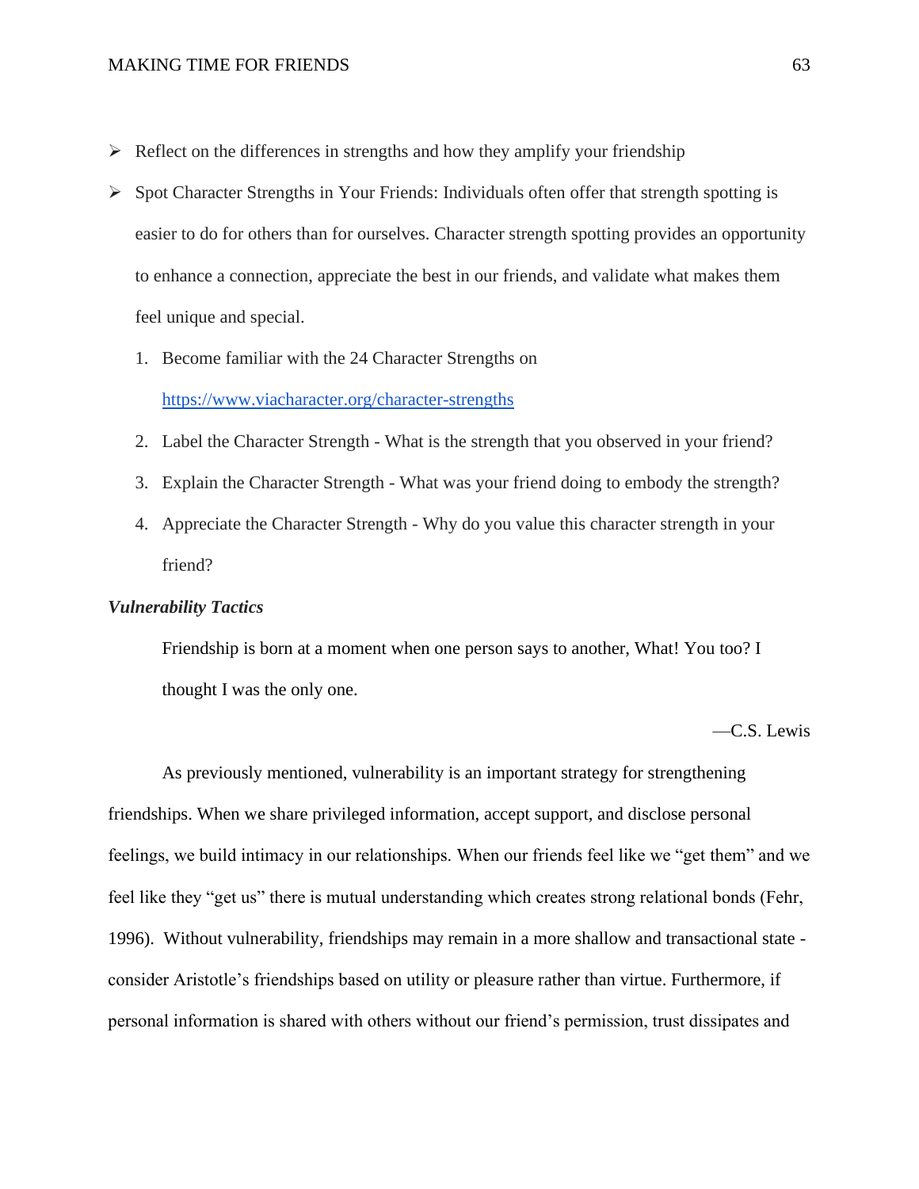- Reflect on the differences in strengths and how they amplify your friendship
- Spot Character Strengths in Your Friends: Individuals often offer that strength spotting is easier to do for others than for ourselves. Character strength spotting provides an opportunity to enhance a connection, appreciate the best in our friends, and validate what makes them feel unique and special.
    1. Become familiar with the 24 Character Strengths on https://www.viacharacter.org/character-strengths
    2. Label the Character Strength - What is the strength that you observed in your friend?
    3. Explain the Character Strength - What was your friend doing to embody the strength?
    4. Appreciate the Character Strength - Why do you value this character strength in your friend?

***Vulnerability Tactics***

> Friendship is born at a moment when one person says to another, What! You too? I thought I was the only one.
>
> —C.S. Lewis

As previously mentioned, vulnerability is an important strategy for strengthening friendships. When we share privileged information, accept support, and disclose personal feelings, we build intimacy in our relationships. When our friends feel like we "get them" and we feel like they "get us" there is mutual understanding which creates strong relational bonds (Fehr, 1996). Without vulnerability, friendships may remain in a more shallow and transactional state - consider Aristotle's friendships based on utility or pleasure rather than virtue. Furthermore, if personal information is shared with others without our friend's permission, trust dissipates and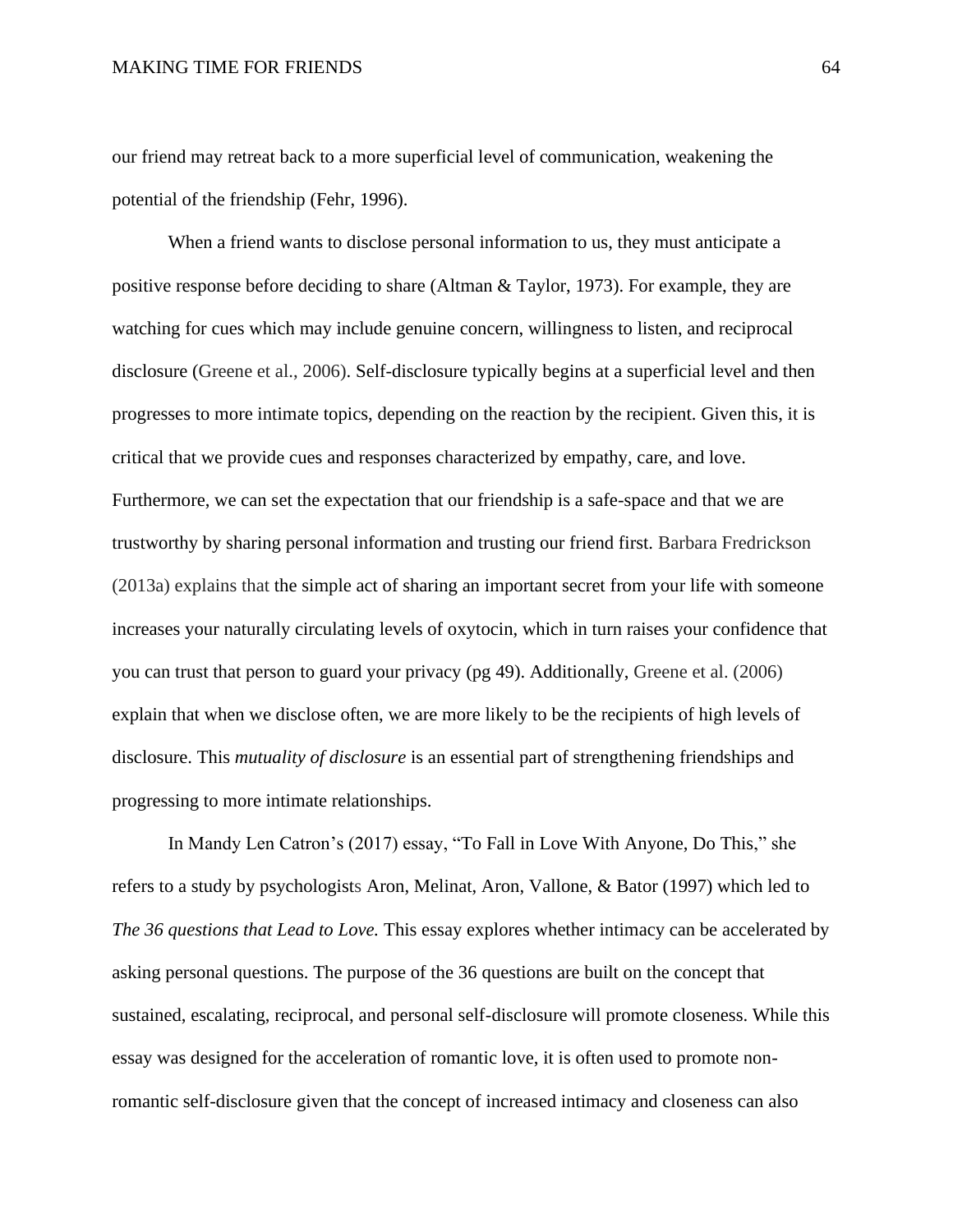our friend may retreat back to a more superficial level of communication, weakening the potential of the friendship (Fehr, 1996).

When a friend wants to disclose personal information to us, they must anticipate a positive response before deciding to share (Altman & Taylor, 1973). For example, they are watching for cues which may include genuine concern, willingness to listen, and reciprocal disclosure (Greene et al., 2006). Self-disclosure typically begins at a superficial level and then progresses to more intimate topics, depending on the reaction by the recipient. Given this, it is critical that we provide cues and responses characterized by empathy, care, and love. Furthermore, we can set the expectation that our friendship is a safe-space and that we are trustworthy by sharing personal information and trusting our friend first. Barbara Fredrickson (2013a) explains that the simple act of sharing an important secret from your life with someone increases your naturally circulating levels of oxytocin, which in turn raises your confidence that you can trust that person to guard your privacy (pg 49). Additionally, Greene et al. (2006) explain that when we disclose often, we are more likely to be the recipients of high levels of disclosure. This *mutuality of disclosure* is an essential part of strengthening friendships and progressing to more intimate relationships.

In Mandy Len Catron's (2017) essay, "To Fall in Love With Anyone, Do This," she refers to a study by psychologists Aron, Melinat, Aron, Vallone, & Bator (1997) which led to *The 36 questions that Lead to Love.* This essay explores whether intimacy can be accelerated by asking personal questions. The purpose of the 36 questions are built on the concept that sustained, escalating, reciprocal, and personal self-disclosure will promote closeness. While this essay was designed for the acceleration of romantic love, it is often used to promote non-romantic self-disclosure given that the concept of increased intimacy and closeness can also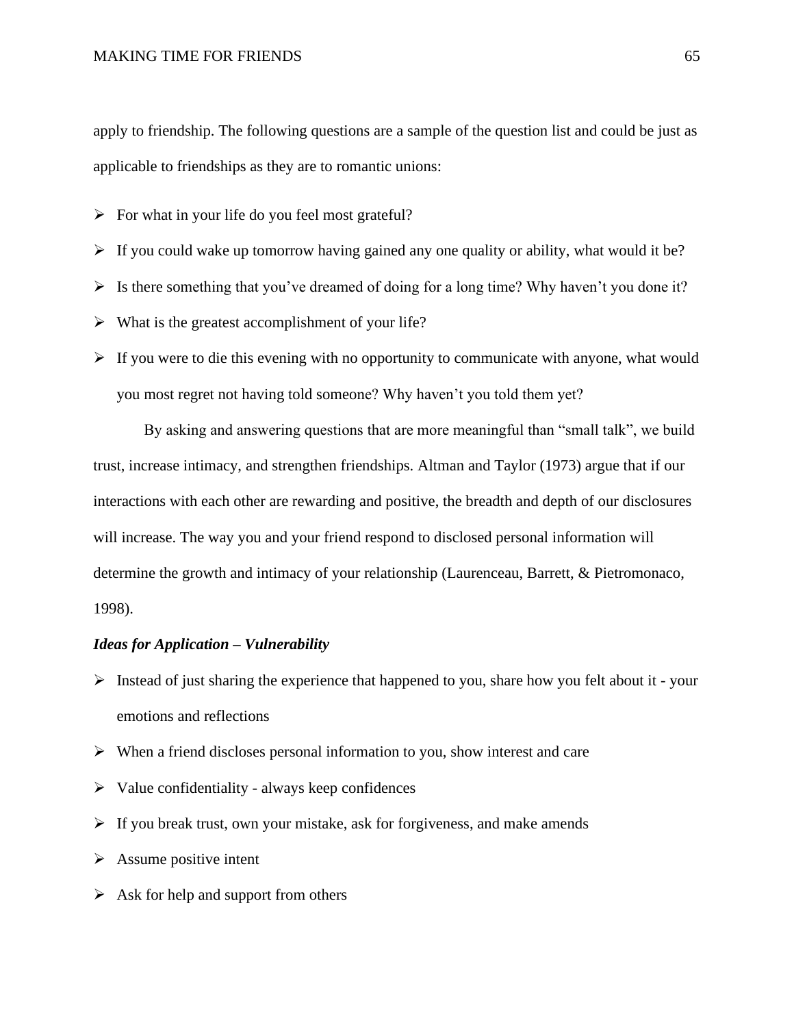apply to friendship. The following questions are a sample of the question list and could be just as applicable to friendships as they are to romantic unions:

- For what in your life do you feel most grateful?
- If you could wake up tomorrow having gained any one quality or ability, what would it be?
- Is there something that you've dreamed of doing for a long time? Why haven't you done it?
- What is the greatest accomplishment of your life?
- If you were to die this evening with no opportunity to communicate with anyone, what would you most regret not having told someone? Why haven't you told them yet?

By asking and answering questions that are more meaningful than "small talk", we build trust, increase intimacy, and strengthen friendships. Altman and Taylor (1973) argue that if our interactions with each other are rewarding and positive, the breadth and depth of our disclosures will increase. The way you and your friend respond to disclosed personal information will determine the growth and intimacy of your relationship (Laurenceau, Barrett, & Pietromonaco, 1998).

***Ideas for Application – Vulnerability***

- Instead of just sharing the experience that happened to you, share how you felt about it - your emotions and reflections
- When a friend discloses personal information to you, show interest and care
- Value confidentiality - always keep confidences
- If you break trust, own your mistake, ask for forgiveness, and make amends
- Assume positive intent
- Ask for help and support from others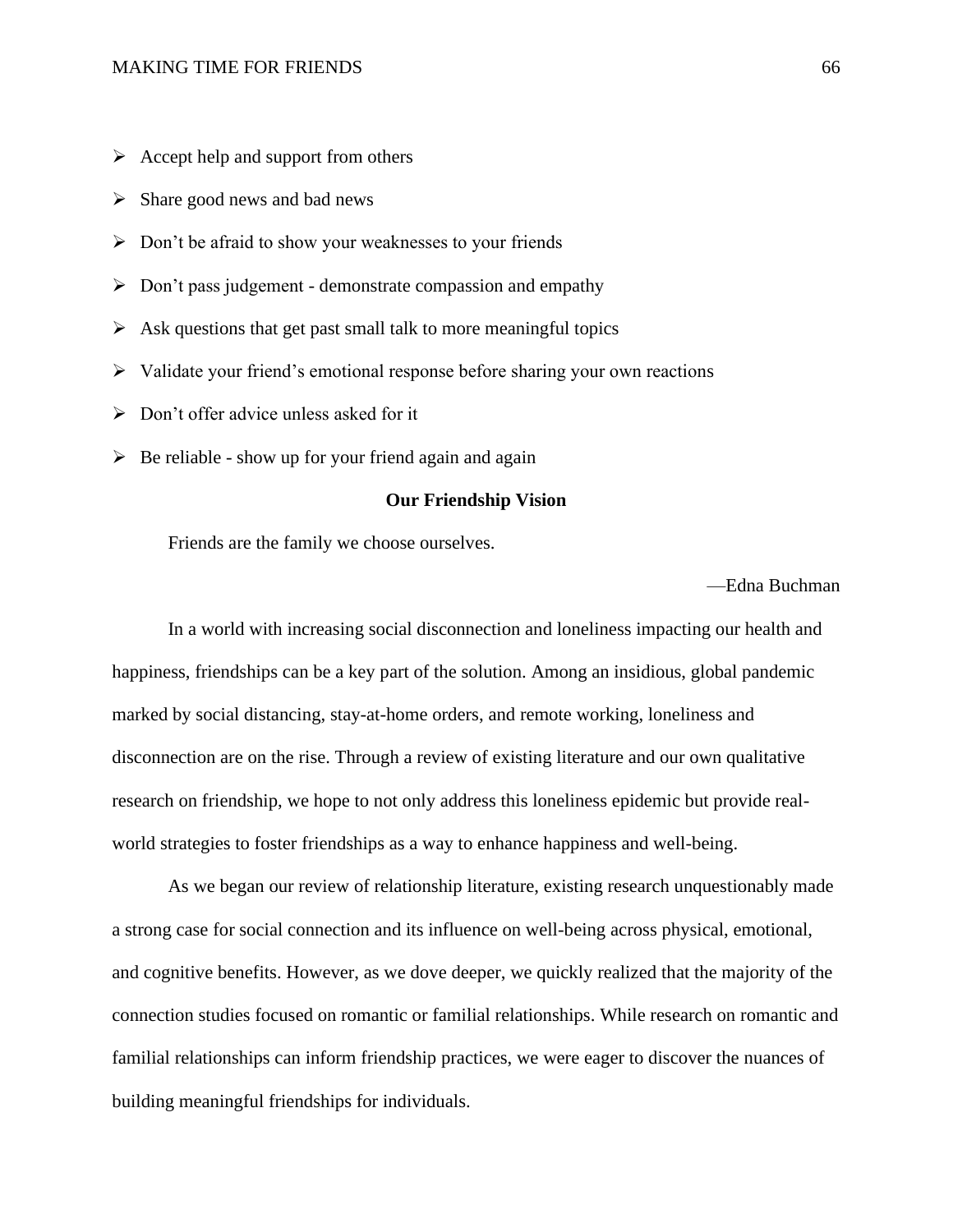- Accept help and support from others
- Share good news and bad news
- Don't be afraid to show your weaknesses to your friends
- Don't pass judgement - demonstrate compassion and empathy
- Ask questions that get past small talk to more meaningful topics
- Validate your friend's emotional response before sharing your own reactions
- Don't offer advice unless asked for it
- Be reliable - show up for your friend again and again

## Our Friendship Vision

Friends are the family we choose ourselves.

—Edna Buchman

In a world with increasing social disconnection and loneliness impacting our health and happiness, friendships can be a key part of the solution. Among an insidious, global pandemic marked by social distancing, stay-at-home orders, and remote working, loneliness and disconnection are on the rise. Through a review of existing literature and our own qualitative research on friendship, we hope to not only address this loneliness epidemic but provide real-world strategies to foster friendships as a way to enhance happiness and well-being.

As we began our review of relationship literature, existing research unquestionably made a strong case for social connection and its influence on well-being across physical, emotional, and cognitive benefits. However, as we dove deeper, we quickly realized that the majority of the connection studies focused on romantic or familial relationships. While research on romantic and familial relationships can inform friendship practices, we were eager to discover the nuances of building meaningful friendships for individuals.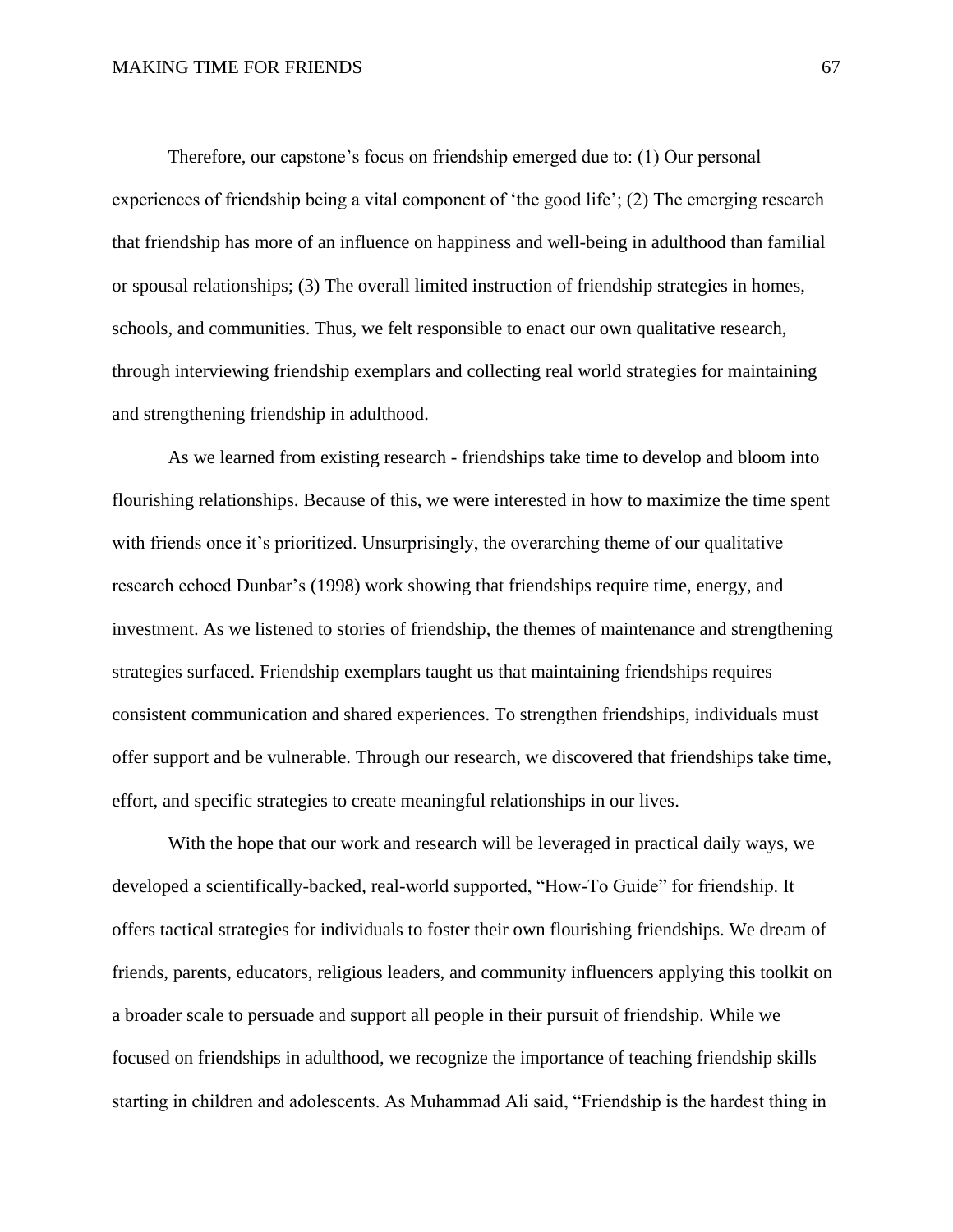Therefore, our capstone's focus on friendship emerged due to: (1) Our personal experiences of friendship being a vital component of 'the good life'; (2) The emerging research that friendship has more of an influence on happiness and well-being in adulthood than familial or spousal relationships; (3) The overall limited instruction of friendship strategies in homes, schools, and communities. Thus, we felt responsible to enact our own qualitative research, through interviewing friendship exemplars and collecting real world strategies for maintaining and strengthening friendship in adulthood.

As we learned from existing research - friendships take time to develop and bloom into flourishing relationships. Because of this, we were interested in how to maximize the time spent with friends once it's prioritized. Unsurprisingly, the overarching theme of our qualitative research echoed Dunbar's (1998) work showing that friendships require time, energy, and investment. As we listened to stories of friendship, the themes of maintenance and strengthening strategies surfaced. Friendship exemplars taught us that maintaining friendships requires consistent communication and shared experiences. To strengthen friendships, individuals must offer support and be vulnerable. Through our research, we discovered that friendships take time, effort, and specific strategies to create meaningful relationships in our lives.

With the hope that our work and research will be leveraged in practical daily ways, we developed a scientifically-backed, real-world supported, "How-To Guide" for friendship. It offers tactical strategies for individuals to foster their own flourishing friendships. We dream of friends, parents, educators, religious leaders, and community influencers applying this toolkit on a broader scale to persuade and support all people in their pursuit of friendship. While we focused on friendships in adulthood, we recognize the importance of teaching friendship skills starting in children and adolescents. As Muhammad Ali said, "Friendship is the hardest thing in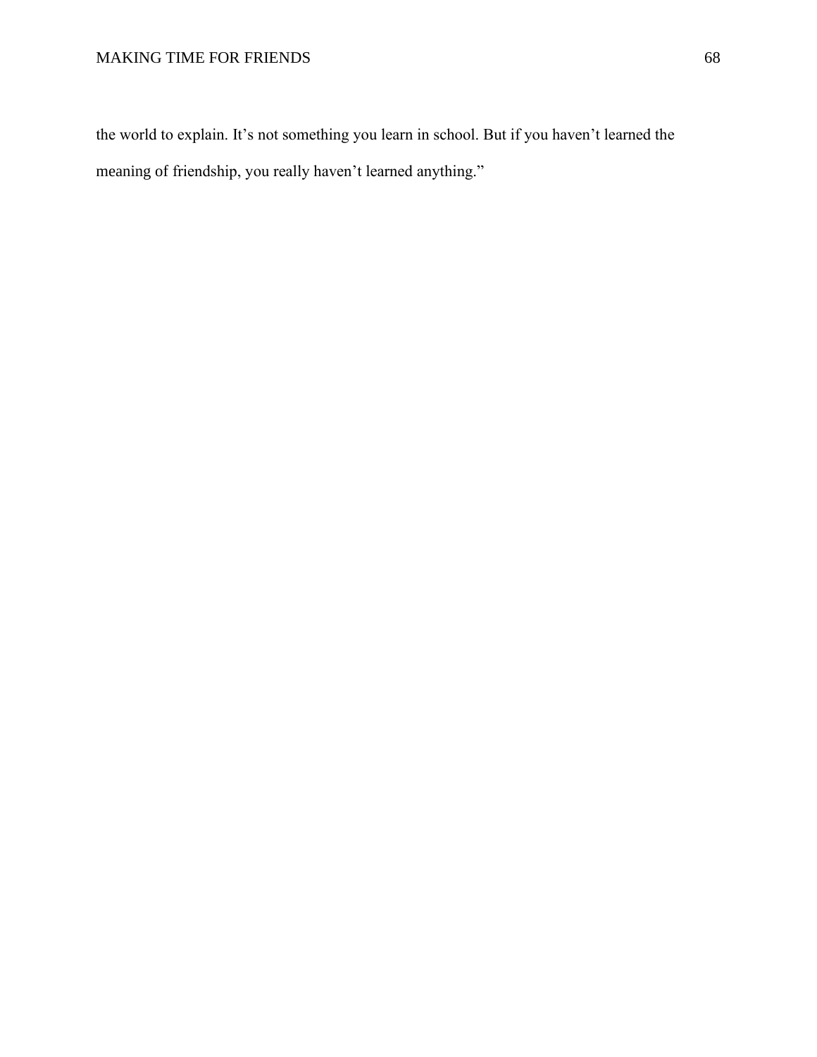the world to explain. It’s not something you learn in school. But if you haven’t learned the meaning of friendship, you really haven’t learned anything.”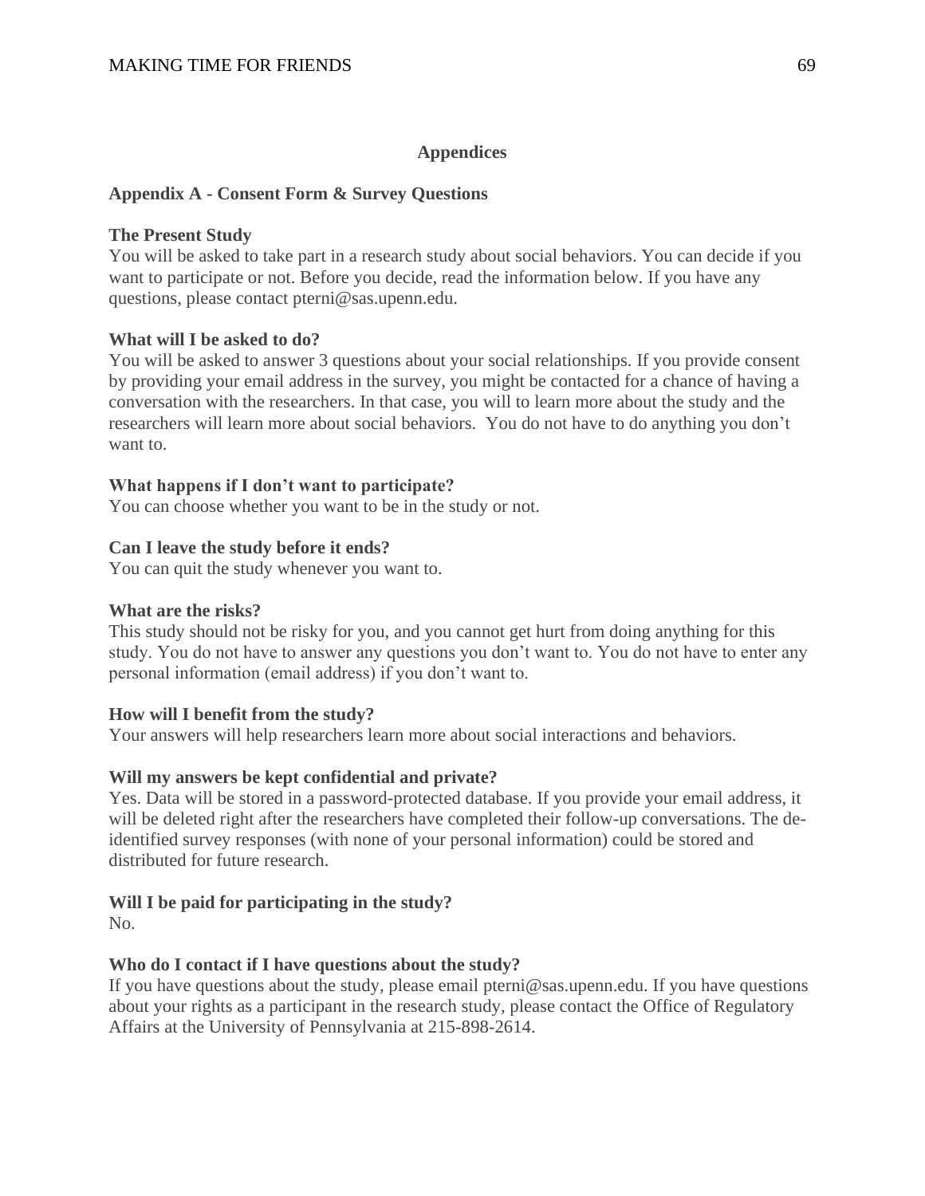# Appendices

## Appendix A - Consent Form & Survey Questions

**The Present Study**

You will be asked to take part in a research study about social behaviors. You can decide if you want to participate or not. Before you decide, read the information below. If you have any questions, please contact pterni@sas.upenn.edu.

**What will I be asked to do?**

You will be asked to answer 3 questions about your social relationships. If you provide consent by providing your email address in the survey, you might be contacted for a chance of having a conversation with the researchers. In that case, you will to learn more about the study and the researchers will learn more about social behaviors. You do not have to do anything you don't want to.

**What happens if I don't want to participate?**

You can choose whether you want to be in the study or not.

**Can I leave the study before it ends?**

You can quit the study whenever you want to.

**What are the risks?**

This study should not be risky for you, and you cannot get hurt from doing anything for this study. You do not have to answer any questions you don't want to. You do not have to enter any personal information (email address) if you don't want to.

**How will I benefit from the study?**

Your answers will help researchers learn more about social interactions and behaviors.

**Will my answers be kept confidential and private?**

Yes. Data will be stored in a password-protected database. If you provide your email address, it will be deleted right after the researchers have completed their follow-up conversations. The de-identified survey responses (with none of your personal information) could be stored and distributed for future research.

**Will I be paid for participating in the study?**

No.

**Who do I contact if I have questions about the study?**

If you have questions about the study, please email pterni@sas.upenn.edu. If you have questions about your rights as a participant in the research study, please contact the Office of Regulatory Affairs at the University of Pennsylvania at 215-898-2614.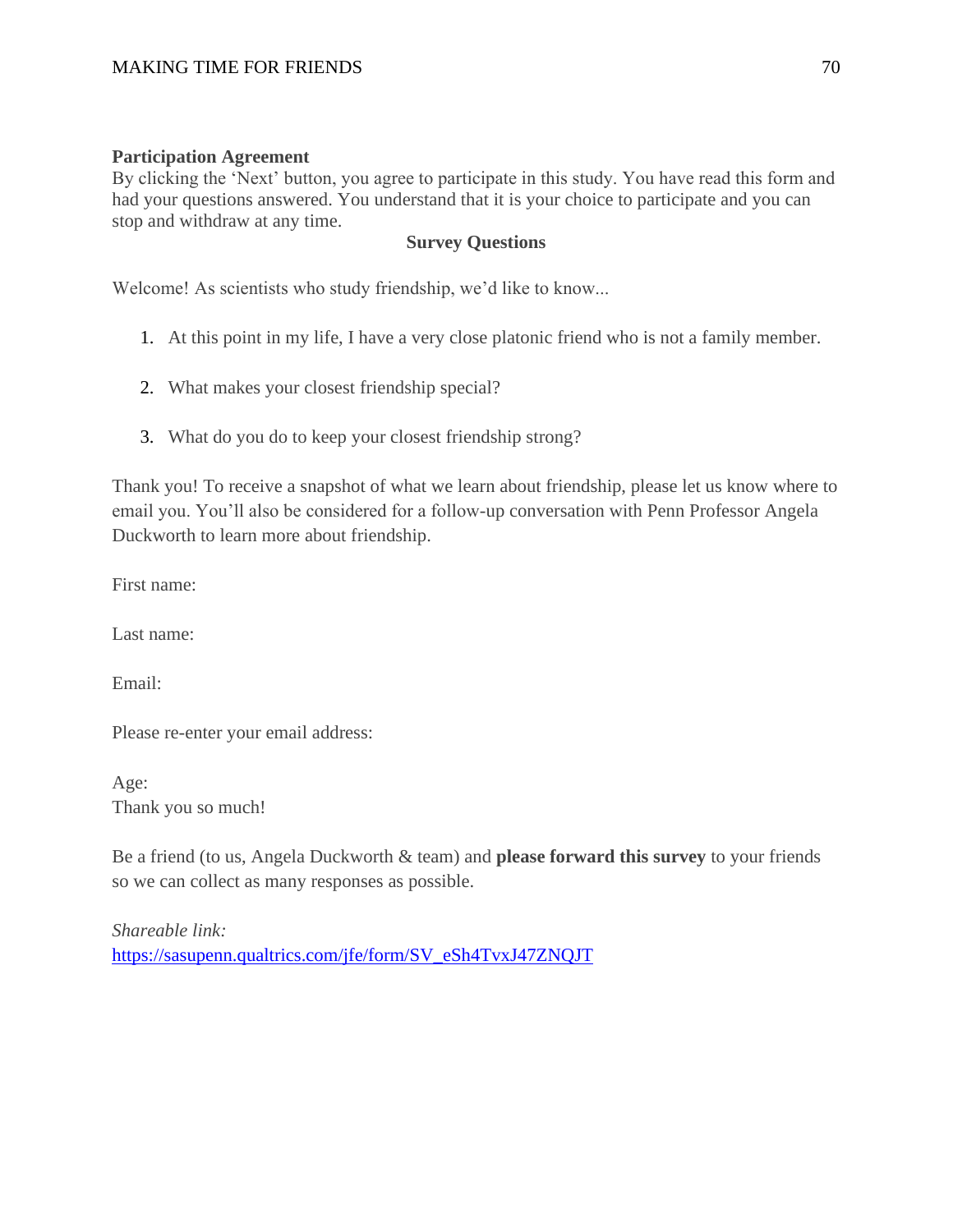**Participation Agreement**
By clicking the 'Next' button, you agree to participate in this study. You have read this form and had your questions answered. You understand that it is your choice to participate and you can stop and withdraw at any time.

**Survey Questions**

Welcome! As scientists who study friendship, we'd like to know...

1. At this point in my life, I have a very close platonic friend who is not a family member.

2. What makes your closest friendship special?

3. What do you do to keep your closest friendship strong?

Thank you! To receive a snapshot of what we learn about friendship, please let us know where to email you. You'll also be considered for a follow-up conversation with Penn Professor Angela Duckworth to learn more about friendship.

First name:

Last name:

Email:

Please re-enter your email address:

Age:
Thank you so much!

Be a friend (to us, Angela Duckworth & team) and **please forward this survey** to your friends so we can collect as many responses as possible.

*Shareable link:*
https://sasupenn.qualtrics.com/jfe/form/SV_eSh4TvxJ47ZNQJT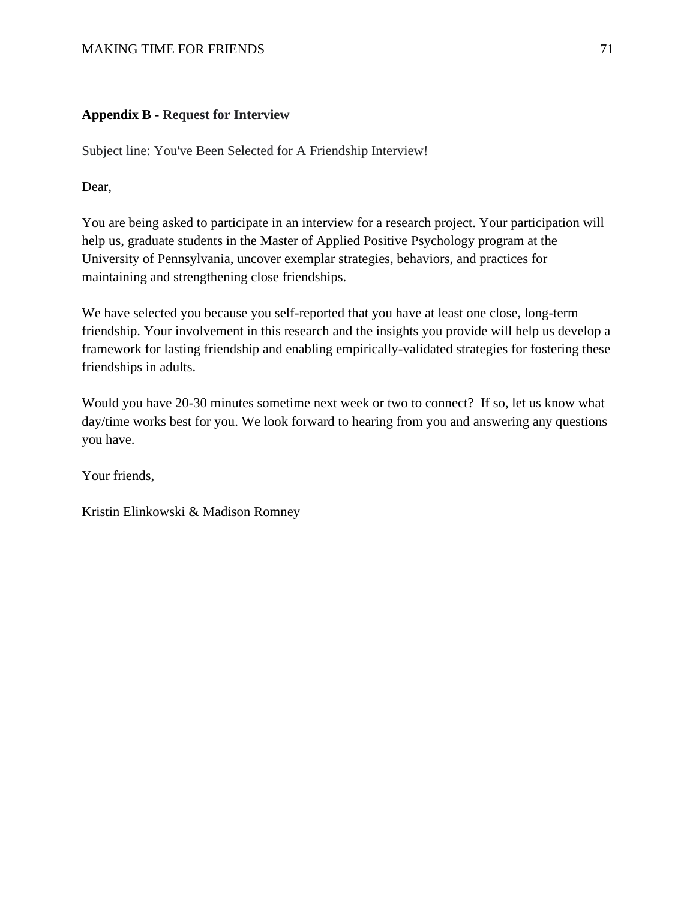**Appendix B - Request for Interview**

Subject line: You've Been Selected for A Friendship Interview!

Dear,

You are being asked to participate in an interview for a research project. Your participation will help us, graduate students in the Master of Applied Positive Psychology program at the University of Pennsylvania, uncover exemplar strategies, behaviors, and practices for maintaining and strengthening close friendships.

We have selected you because you self-reported that you have at least one close, long-term friendship. Your involvement in this research and the insights you provide will help us develop a framework for lasting friendship and enabling empirically-validated strategies for fostering these friendships in adults.

Would you have 20-30 minutes sometime next week or two to connect?  If so, let us know what day/time works best for you. We look forward to hearing from you and answering any questions you have.

Your friends,

Kristin Elinkowski & Madison Romney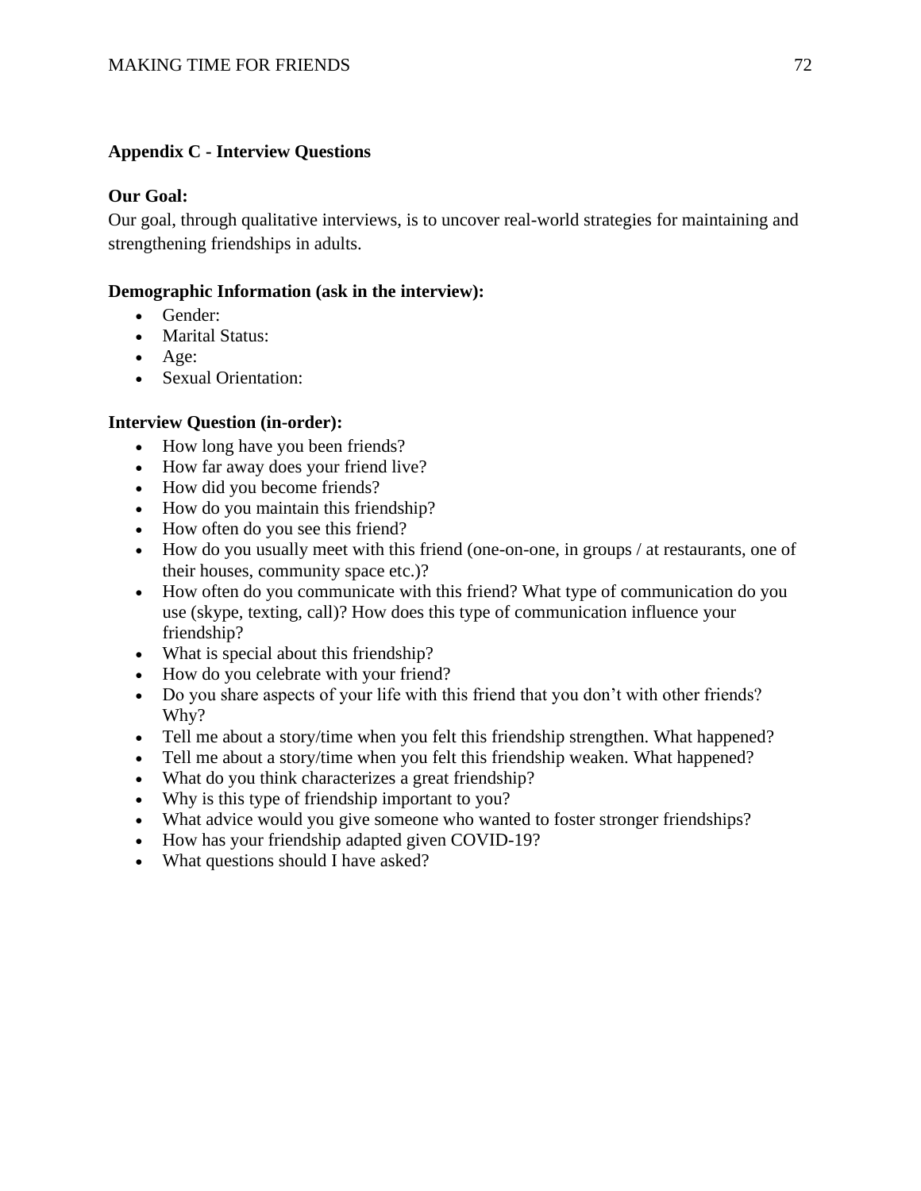## Appendix C - Interview Questions

**Our Goal:**

Our goal, through qualitative interviews, is to uncover real-world strategies for maintaining and strengthening friendships in adults.

**Demographic Information (ask in the interview):**

- Gender:
- Marital Status:
- Age:
- Sexual Orientation:

**Interview Question (in-order):**

- How long have you been friends?
- How far away does your friend live?
- How did you become friends?
- How do you maintain this friendship?
- How often do you see this friend?
- How do you usually meet with this friend (one-on-one, in groups / at restaurants, one of their houses, community space etc.)?
- How often do you communicate with this friend? What type of communication do you use (skype, texting, call)? How does this type of communication influence your friendship?
- What is special about this friendship?
- How do you celebrate with your friend?
- Do you share aspects of your life with this friend that you don't with other friends? Why?
- Tell me about a story/time when you felt this friendship strengthen. What happened?
- Tell me about a story/time when you felt this friendship weaken. What happened?
- What do you think characterizes a great friendship?
- Why is this type of friendship important to you?
- What advice would you give someone who wanted to foster stronger friendships?
- How has your friendship adapted given COVID-19?
- What questions should I have asked?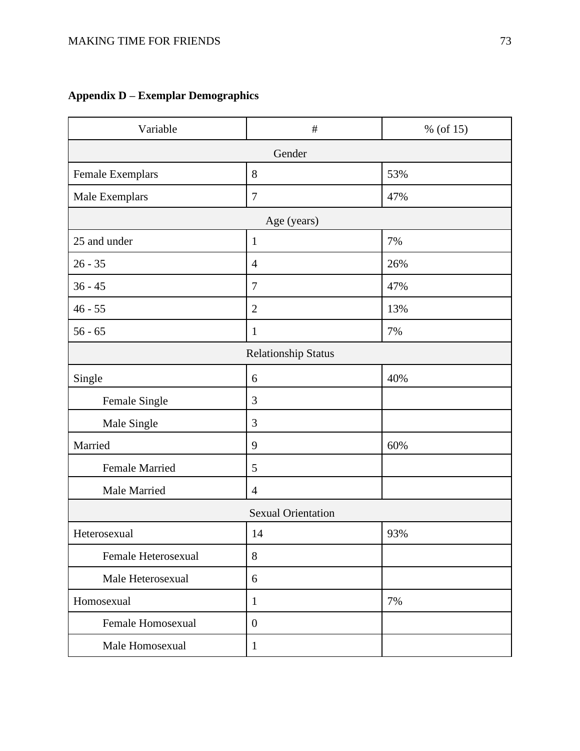**Appendix D – Exemplar Demographics**

| Variable | # | % (of 15) |
|---|---|---|
| Gender | | |
| Female Exemplars | 8 | 53% |
| Male Exemplars | 7 | 47% |
| Age (years) | | |
| 25 and under | 1 | 7% |
| 26 - 35 | 4 | 26% |
| 36 - 45 | 7 | 47% |
| 46 - 55 | 2 | 13% |
| 56 - 65 | 1 | 7% |
| Relationship Status | | |
| Single | 6 | 40% |
| Female Single | 3 | |
| Male Single | 3 | |
| Married | 9 | 60% |
| Female Married | 5 | |
| Male Married | 4 | |
| Sexual Orientation | | |
| Heterosexual | 14 | 93% |
| Female Heterosexual | 8 | |
| Male Heterosexual | 6 | |
| Homosexual | 1 | 7% |
| Female Homosexual | 0 | |
| Male Homosexual | 1 | |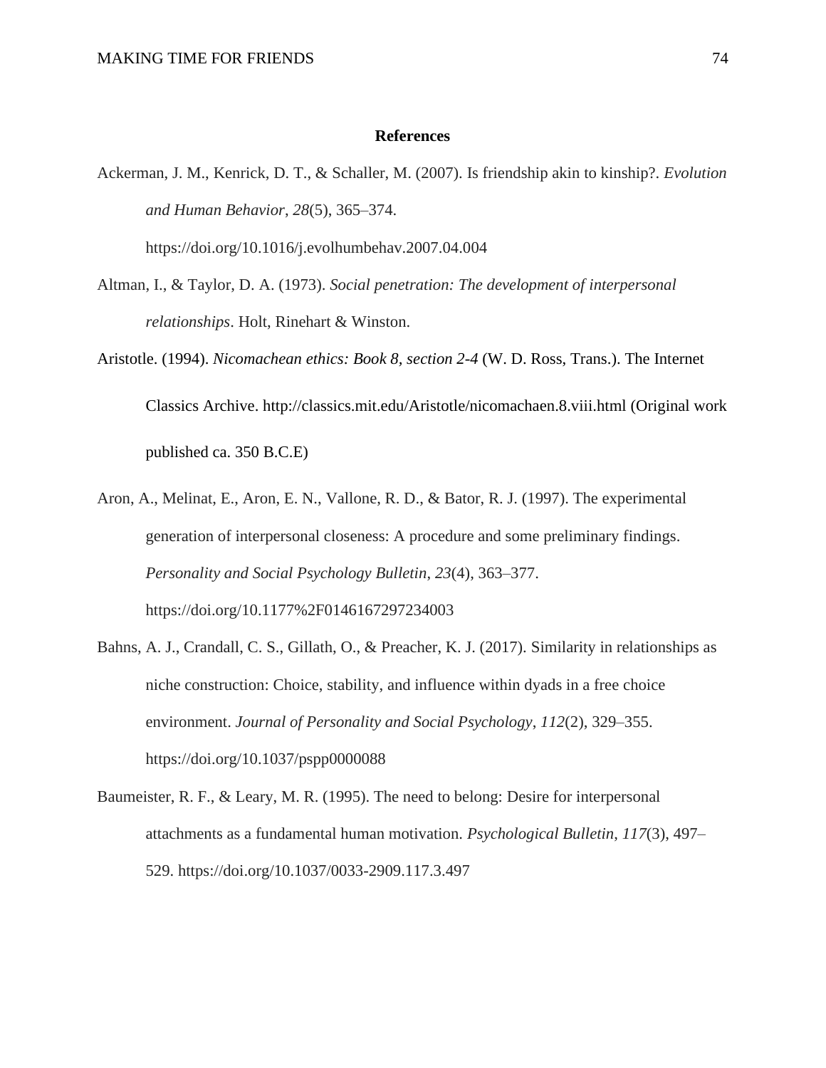# References

Ackerman, J. M., Kenrick, D. T., & Schaller, M. (2007). Is friendship akin to kinship?. *Evolution and Human Behavior*, *28*(5), 365–374. https://doi.org/10.1016/j.evolhumbehav.2007.04.004

Altman, I., & Taylor, D. A. (1973). *Social penetration: The development of interpersonal relationships*. Holt, Rinehart & Winston.

Aristotle. (1994). *Nicomachean ethics: Book 8, section 2-4* (W. D. Ross, Trans.). The Internet Classics Archive. http://classics.mit.edu/Aristotle/nicomachaen.8.viii.html (Original work published ca. 350 B.C.E)

Aron, A., Melinat, E., Aron, E. N., Vallone, R. D., & Bator, R. J. (1997). The experimental generation of interpersonal closeness: A procedure and some preliminary findings. *Personality and Social Psychology Bulletin*, *23*(4), 363–377. https://doi.org/10.1177%2F0146167297234003

Bahns, A. J., Crandall, C. S., Gillath, O., & Preacher, K. J. (2017). Similarity in relationships as niche construction: Choice, stability, and influence within dyads in a free choice environment. *Journal of Personality and Social Psychology*, *112*(2), 329–355. https://doi.org/10.1037/pspp0000088

Baumeister, R. F., & Leary, M. R. (1995). The need to belong: Desire for interpersonal attachments as a fundamental human motivation. *Psychological Bulletin*, *117*(3), 497–529. https://doi.org/10.1037/0033-2909.117.3.497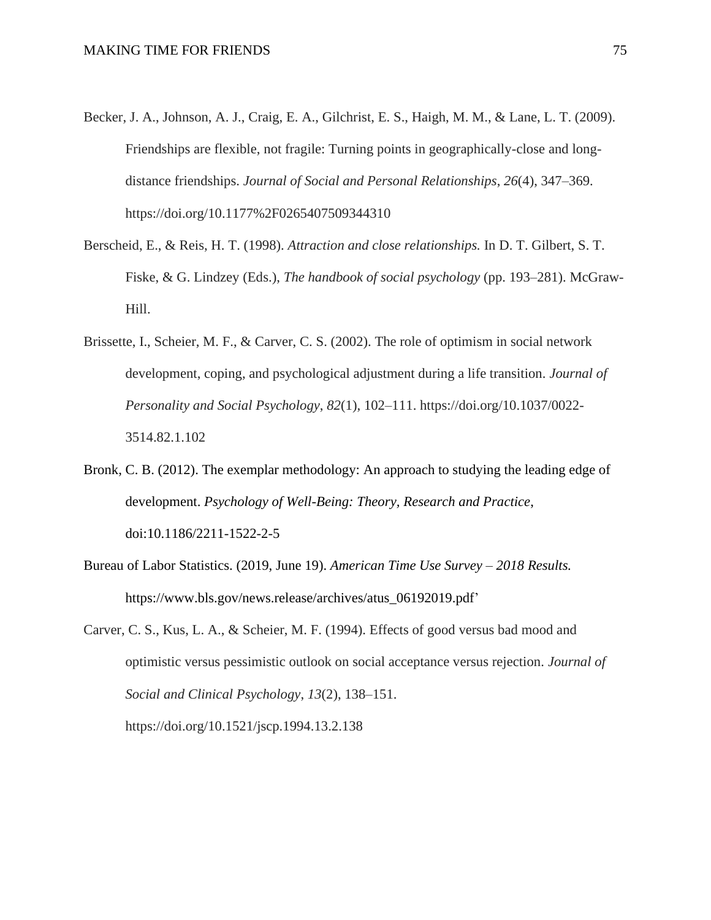Becker, J. A., Johnson, A. J., Craig, E. A., Gilchrist, E. S., Haigh, M. M., & Lane, L. T. (2009). Friendships are flexible, not fragile: Turning points in geographically-close and long-distance friendships. *Journal of Social and Personal Relationships*, *26*(4), 347–369. https://doi.org/10.1177%2F0265407509344310

Berscheid, E., & Reis, H. T. (1998). *Attraction and close relationships.* In D. T. Gilbert, S. T. Fiske, & G. Lindzey (Eds.), *The handbook of social psychology* (pp. 193–281). McGraw-Hill.

Brissette, I., Scheier, M. F., & Carver, C. S. (2002). The role of optimism in social network development, coping, and psychological adjustment during a life transition. *Journal of Personality and Social Psychology*, *82*(1), 102–111. https://doi.org/10.1037/0022-3514.82.1.102

Bronk, C. B. (2012). The exemplar methodology: An approach to studying the leading edge of development. *Psychology of Well-Being: Theory, Research and Practice*, doi:10.1186/2211-1522-2-5

Bureau of Labor Statistics. (2019, June 19). *American Time Use Survey – 2018 Results.* https://www.bls.gov/news.release/archives/atus_06192019.pdf'

Carver, C. S., Kus, L. A., & Scheier, M. F. (1994). Effects of good versus bad mood and optimistic versus pessimistic outlook on social acceptance versus rejection. *Journal of Social and Clinical Psychology*, *13*(2), 138–151. https://doi.org/10.1521/jscp.1994.13.2.138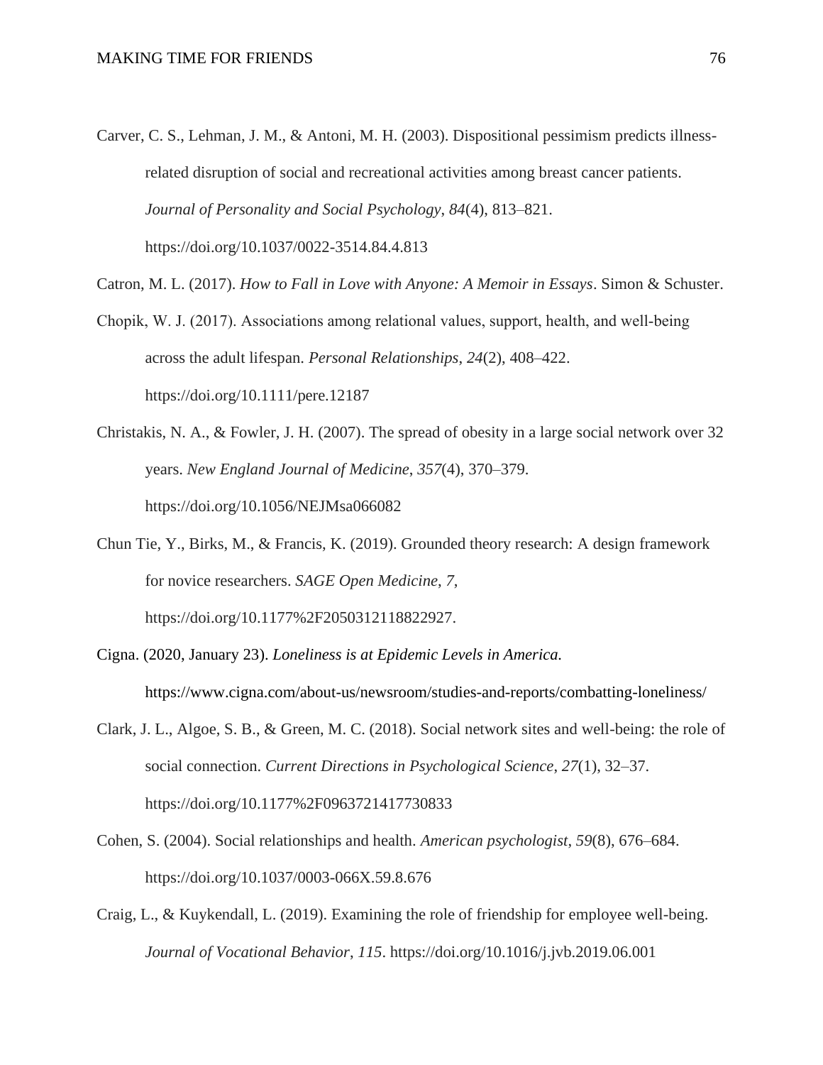Carver, C. S., Lehman, J. M., & Antoni, M. H. (2003). Dispositional pessimism predicts illness-related disruption of social and recreational activities among breast cancer patients. *Journal of Personality and Social Psychology*, *84*(4), 813–821. https://doi.org/10.1037/0022-3514.84.4.813

Catron, M. L. (2017). *How to Fall in Love with Anyone: A Memoir in Essays*. Simon & Schuster.

Chopik, W. J. (2017). Associations among relational values, support, health, and well-being across the adult lifespan. *Personal Relationships*, *24*(2), 408–422. https://doi.org/10.1111/pere.12187

Christakis, N. A., & Fowler, J. H. (2007). The spread of obesity in a large social network over 32 years. *New England Journal of Medicine*, *357*(4), 370–379. https://doi.org/10.1056/NEJMsa066082

Chun Tie, Y., Birks, M., & Francis, K. (2019). Grounded theory research: A design framework for novice researchers. *SAGE Open Medicine*, *7*, https://doi.org/10.1177%2F2050312118822927.

Cigna. (2020, January 23). *Loneliness is at Epidemic Levels in America.* https://www.cigna.com/about-us/newsroom/studies-and-reports/combatting-loneliness/

Clark, J. L., Algoe, S. B., & Green, M. C. (2018). Social network sites and well-being: the role of social connection. *Current Directions in Psychological Science*, *27*(1), 32–37. https://doi.org/10.1177%2F0963721417730833

Cohen, S. (2004). Social relationships and health. *American psychologist*, *59*(8), 676–684. https://doi.org/10.1037/0003-066X.59.8.676

Craig, L., & Kuykendall, L. (2019). Examining the role of friendship for employee well-being. *Journal of Vocational Behavior*, *115*. https://doi.org/10.1016/j.jvb.2019.06.001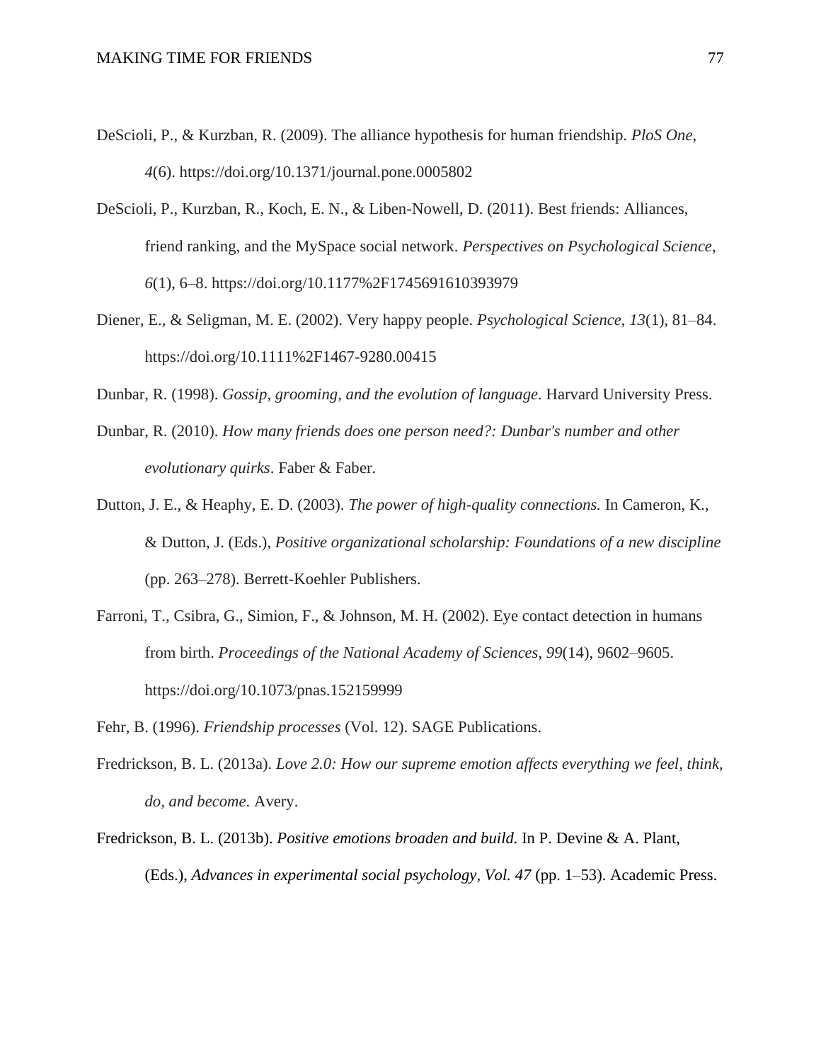DeScioli, P., & Kurzban, R. (2009). The alliance hypothesis for human friendship. *PloS One*, *4*(6). https://doi.org/10.1371/journal.pone.0005802

DeScioli, P., Kurzban, R., Koch, E. N., & Liben-Nowell, D. (2011). Best friends: Alliances, friend ranking, and the MySpace social network. *Perspectives on Psychological Science*, *6*(1), 6–8. https://doi.org/10.1177%2F1745691610393979

Diener, E., & Seligman, M. E. (2002). Very happy people. *Psychological Science*, *13*(1), 81–84. https://doi.org/10.1111%2F1467-9280.00415

Dunbar, R. (1998). *Gossip, grooming, and the evolution of language.* Harvard University Press.

Dunbar, R. (2010). *How many friends does one person need?: Dunbar's number and other evolutionary quirks*. Faber & Faber.

Dutton, J. E., & Heaphy, E. D. (2003). *The power of high-quality connections.* In Cameron, K., & Dutton, J. (Eds.), *Positive organizational scholarship: Foundations of a new discipline* (pp. 263–278). Berrett-Koehler Publishers.

Farroni, T., Csibra, G., Simion, F., & Johnson, M. H. (2002). Eye contact detection in humans from birth. *Proceedings of the National Academy of Sciences*, *99*(14), 9602–9605. https://doi.org/10.1073/pnas.152159999

Fehr, B. (1996). *Friendship processes* (Vol. 12). SAGE Publications.

Fredrickson, B. L. (2013a). *Love 2.0: How our supreme emotion affects everything we feel, think, do, and become*. Avery.

Fredrickson, B. L. (2013b). *Positive emotions broaden and build.* In P. Devine & A. Plant, (Eds.), *Advances in experimental social psychology*, *Vol. 47* (pp. 1–53). Academic Press.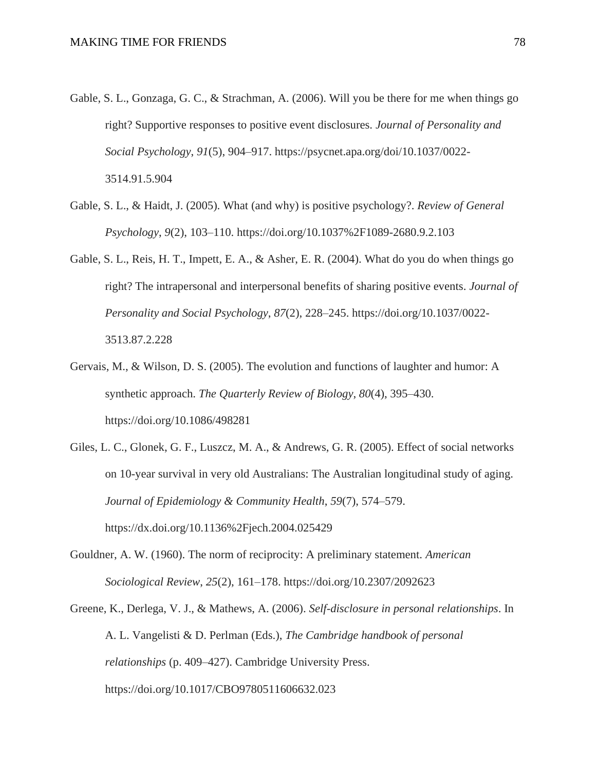Gable, S. L., Gonzaga, G. C., & Strachman, A. (2006). Will you be there for me when things go right? Supportive responses to positive event disclosures. *Journal of Personality and Social Psychology*, *91*(5), 904–917. https://psycnet.apa.org/doi/10.1037/0022-3514.91.5.904

Gable, S. L., & Haidt, J. (2005). What (and why) is positive psychology?. *Review of General Psychology*, *9*(2), 103–110. https://doi.org/10.1037%2F1089-2680.9.2.103

Gable, S. L., Reis, H. T., Impett, E. A., & Asher, E. R. (2004). What do you do when things go right? The intrapersonal and interpersonal benefits of sharing positive events. *Journal of Personality and Social Psychology*, *87*(2), 228–245. https://doi.org/10.1037/0022-3513.87.2.228

Gervais, M., & Wilson, D. S. (2005). The evolution and functions of laughter and humor: A synthetic approach. *The Quarterly Review of Biology*, *80*(4), 395–430. https://doi.org/10.1086/498281

Giles, L. C., Glonek, G. F., Luszcz, M. A., & Andrews, G. R. (2005). Effect of social networks on 10-year survival in very old Australians: The Australian longitudinal study of aging. *Journal of Epidemiology & Community Health*, *59*(7), 574–579. https://dx.doi.org/10.1136%2Fjech.2004.025429

Gouldner, A. W. (1960). The norm of reciprocity: A preliminary statement. *American Sociological Review*, *25*(2), 161–178. https://doi.org/10.2307/2092623

Greene, K., Derlega, V. J., & Mathews, A. (2006). *Self-disclosure in personal relationships*. In A. L. Vangelisti & D. Perlman (Eds.), *The Cambridge handbook of personal relationships* (p. 409–427). Cambridge University Press. https://doi.org/10.1017/CBO9780511606632.023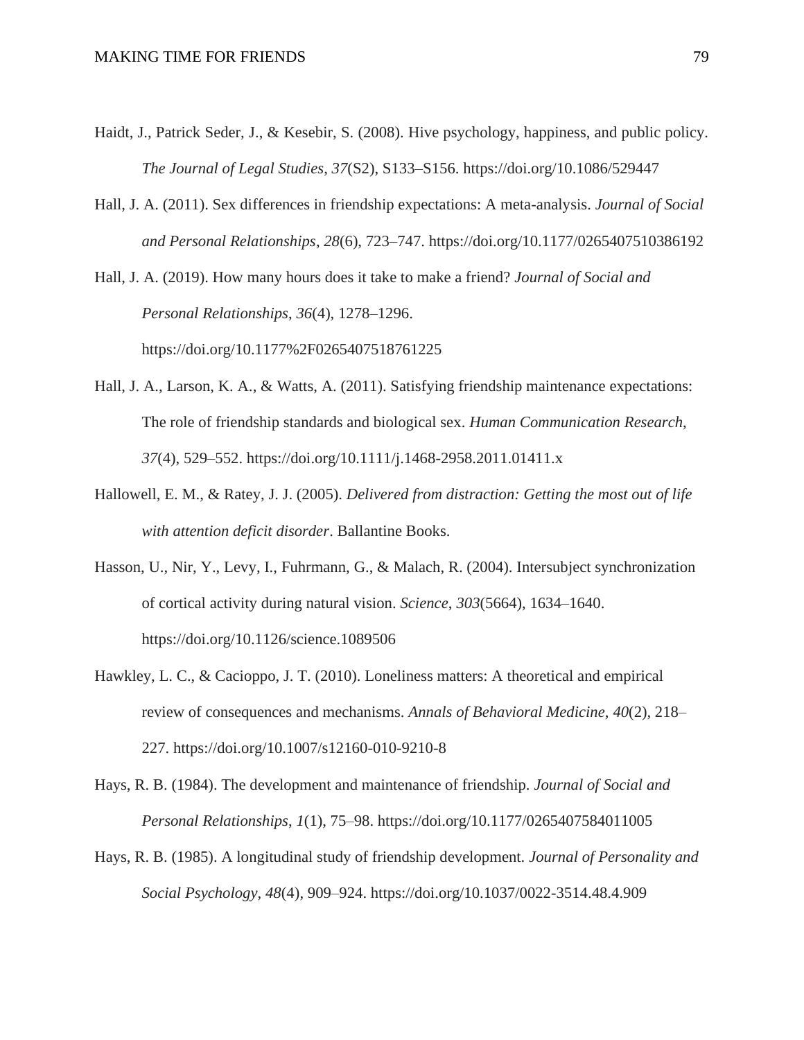Haidt, J., Patrick Seder, J., & Kesebir, S. (2008). Hive psychology, happiness, and public policy. *The Journal of Legal Studies*, *37*(S2), S133–S156. https://doi.org/10.1086/529447

Hall, J. A. (2011). Sex differences in friendship expectations: A meta-analysis. *Journal of Social and Personal Relationships*, *28*(6), 723–747. https://doi.org/10.1177/0265407510386192

Hall, J. A. (2019). How many hours does it take to make a friend? *Journal of Social and Personal Relationships*, *36*(4), 1278–1296. https://doi.org/10.1177%2F0265407518761225

Hall, J. A., Larson, K. A., & Watts, A. (2011). Satisfying friendship maintenance expectations: The role of friendship standards and biological sex. *Human Communication Research*, *37*(4), 529–552. https://doi.org/10.1111/j.1468-2958.2011.01411.x

Hallowell, E. M., & Ratey, J. J. (2005). *Delivered from distraction: Getting the most out of life with attention deficit disorder*. Ballantine Books.

Hasson, U., Nir, Y., Levy, I., Fuhrmann, G., & Malach, R. (2004). Intersubject synchronization of cortical activity during natural vision. *Science*, *303*(5664), 1634–1640. https://doi.org/10.1126/science.1089506

Hawkley, L. C., & Cacioppo, J. T. (2010). Loneliness matters: A theoretical and empirical review of consequences and mechanisms. *Annals of Behavioral Medicine*, *40*(2), 218–227. https://doi.org/10.1007/s12160-010-9210-8

Hays, R. B. (1984). The development and maintenance of friendship. *Journal of Social and Personal Relationships*, *1*(1), 75–98. https://doi.org/10.1177/0265407584011005

Hays, R. B. (1985). A longitudinal study of friendship development. *Journal of Personality and Social Psychology*, *48*(4), 909–924. https://doi.org/10.1037/0022-3514.48.4.909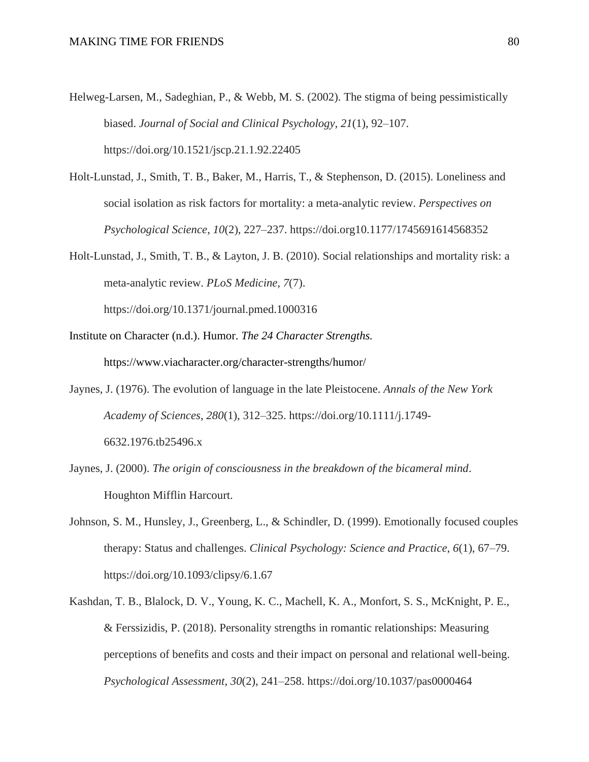Helweg-Larsen, M., Sadeghian, P., & Webb, M. S. (2002). The stigma of being pessimistically biased. *Journal of Social and Clinical Psychology*, *21*(1), 92–107. https://doi.org/10.1521/jscp.21.1.92.22405

Holt-Lunstad, J., Smith, T. B., Baker, M., Harris, T., & Stephenson, D. (2015). Loneliness and social isolation as risk factors for mortality: a meta-analytic review. *Perspectives on Psychological Science*, *10*(2), 227–237. https://doi.org10.1177/1745691614568352

Holt-Lunstad, J., Smith, T. B., & Layton, J. B. (2010). Social relationships and mortality risk: a meta-analytic review. *PLoS Medicine*, *7*(7). https://doi.org/10.1371/journal.pmed.1000316

Institute on Character (n.d.). Humor. *The 24 Character Strengths.* https://www.viacharacter.org/character-strengths/humor/

Jaynes, J. (1976). The evolution of language in the late Pleistocene. *Annals of the New York Academy of Sciences*, *280*(1), 312–325. https://doi.org/10.1111/j.1749-6632.1976.tb25496.x

Jaynes, J. (2000). *The origin of consciousness in the breakdown of the bicameral mind*. Houghton Mifflin Harcourt.

Johnson, S. M., Hunsley, J., Greenberg, L., & Schindler, D. (1999). Emotionally focused couples therapy: Status and challenges. *Clinical Psychology: Science and Practice*, *6*(1), 67–79. https://doi.org/10.1093/clipsy/6.1.67

Kashdan, T. B., Blalock, D. V., Young, K. C., Machell, K. A., Monfort, S. S., McKnight, P. E., & Ferssizidis, P. (2018). Personality strengths in romantic relationships: Measuring perceptions of benefits and costs and their impact on personal and relational well-being. *Psychological Assessment*, *30*(2), 241–258. https://doi.org/10.1037/pas0000464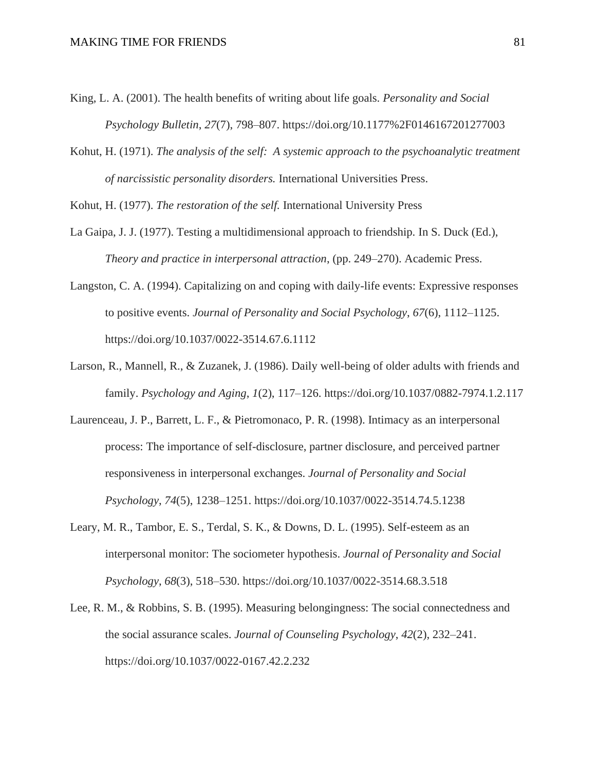King, L. A. (2001). The health benefits of writing about life goals. *Personality and Social Psychology Bulletin*, *27*(7), 798–807. https://doi.org/10.1177%2F0146167201277003

Kohut, H. (1971). *The analysis of the self: A systemic approach to the psychoanalytic treatment of narcissistic personality disorders.* International Universities Press.

Kohut, H. (1977). *The restoration of the self.* International University Press

La Gaipa, J. J. (1977). Testing a multidimensional approach to friendship. In S. Duck (Ed.), *Theory and practice in interpersonal attraction*, (pp. 249–270). Academic Press.

Langston, C. A. (1994). Capitalizing on and coping with daily-life events: Expressive responses to positive events. *Journal of Personality and Social Psychology*, *67*(6), 1112–1125. https://doi.org/10.1037/0022-3514.67.6.1112

Larson, R., Mannell, R., & Zuzanek, J. (1986). Daily well-being of older adults with friends and family. *Psychology and Aging*, *1*(2), 117–126. https://doi.org/10.1037/0882-7974.1.2.117

Laurenceau, J. P., Barrett, L. F., & Pietromonaco, P. R. (1998). Intimacy as an interpersonal process: The importance of self-disclosure, partner disclosure, and perceived partner responsiveness in interpersonal exchanges. *Journal of Personality and Social Psychology*, *74*(5), 1238–1251. https://doi.org/10.1037/0022-3514.74.5.1238

Leary, M. R., Tambor, E. S., Terdal, S. K., & Downs, D. L. (1995). Self-esteem as an interpersonal monitor: The sociometer hypothesis. *Journal of Personality and Social Psychology*, *68*(3), 518–530. https://doi.org/10.1037/0022-3514.68.3.518

Lee, R. M., & Robbins, S. B. (1995). Measuring belongingness: The social connectedness and the social assurance scales. *Journal of Counseling Psychology*, *42*(2), 232–241. https://doi.org/10.1037/0022-0167.42.2.232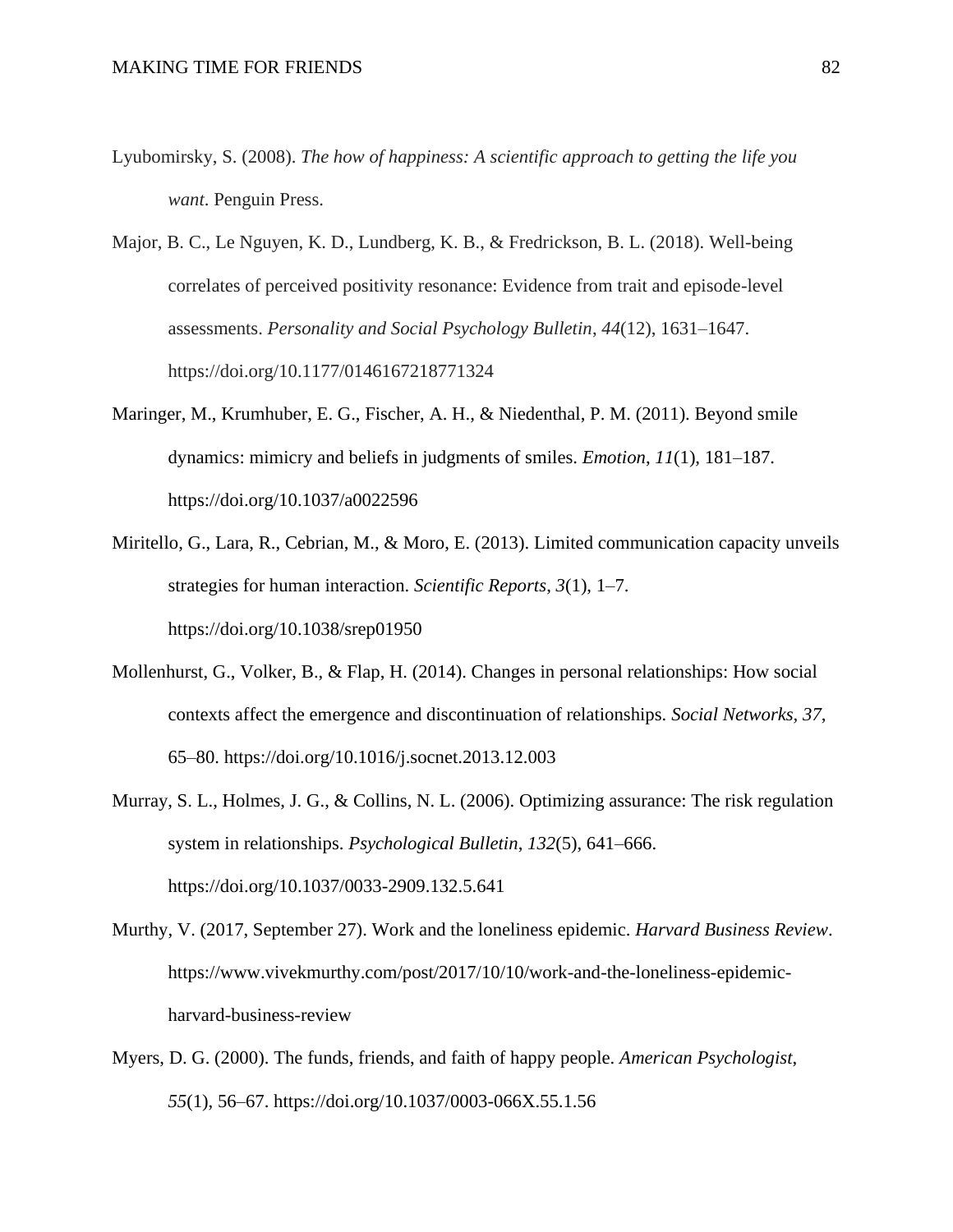Lyubomirsky, S. (2008). *The how of happiness: A scientific approach to getting the life you want*. Penguin Press.

Major, B. C., Le Nguyen, K. D., Lundberg, K. B., & Fredrickson, B. L. (2018). Well-being correlates of perceived positivity resonance: Evidence from trait and episode-level assessments. *Personality and Social Psychology Bulletin*, *44*(12), 1631–1647. https://doi.org/10.1177/0146167218771324

Maringer, M., Krumhuber, E. G., Fischer, A. H., & Niedenthal, P. M. (2011). Beyond smile dynamics: mimicry and beliefs in judgments of smiles. *Emotion*, *11*(1), 181–187. https://doi.org/10.1037/a0022596

Miritello, G., Lara, R., Cebrian, M., & Moro, E. (2013). Limited communication capacity unveils strategies for human interaction. *Scientific Reports*, *3*(1), 1–7. https://doi.org/10.1038/srep01950

Mollenhurst, G., Volker, B., & Flap, H. (2014). Changes in personal relationships: How social contexts affect the emergence and discontinuation of relationships. *Social Networks*, *37*, 65–80. https://doi.org/10.1016/j.socnet.2013.12.003

Murray, S. L., Holmes, J. G., & Collins, N. L. (2006). Optimizing assurance: The risk regulation system in relationships. *Psychological Bulletin*, *132*(5), 641–666. https://doi.org/10.1037/0033-2909.132.5.641

Murthy, V. (2017, September 27). Work and the loneliness epidemic. *Harvard Business Review*. https://www.vivekmurthy.com/post/2017/10/10/work-and-the-loneliness-epidemic-harvard-business-review

Myers, D. G. (2000). The funds, friends, and faith of happy people. *American Psychologist*, *55*(1), 56–67. https://doi.org/10.1037/0003-066X.55.1.56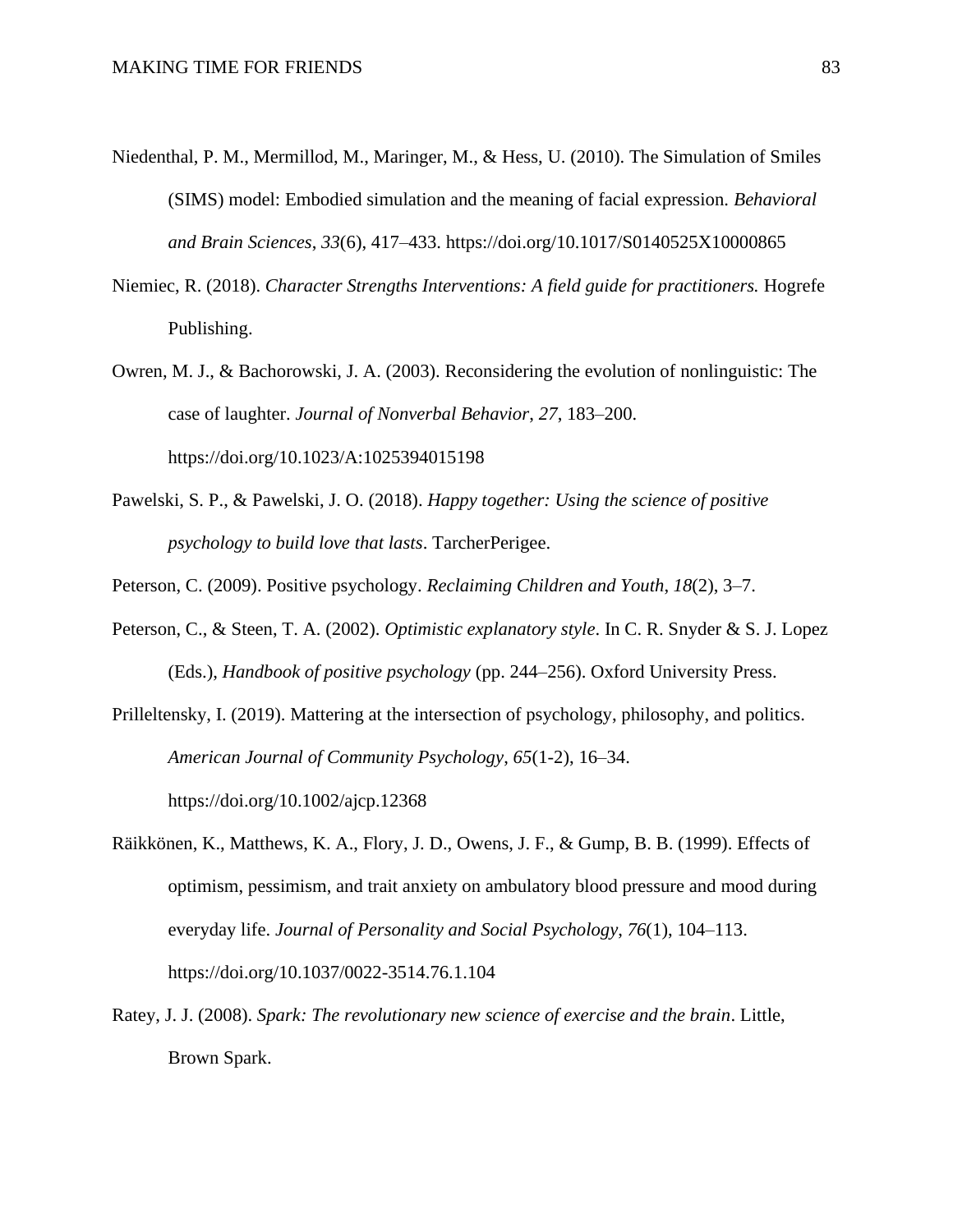Niedenthal, P. M., Mermillod, M., Maringer, M., & Hess, U. (2010). The Simulation of Smiles (SIMS) model: Embodied simulation and the meaning of facial expression. *Behavioral and Brain Sciences*, *33*(6), 417–433. https://doi.org/10.1017/S0140525X10000865

Niemiec, R. (2018). *Character Strengths Interventions: A field guide for practitioners.* Hogrefe Publishing.

Owren, M. J., & Bachorowski, J. A. (2003). Reconsidering the evolution of nonlinguistic: The case of laughter. *Journal of Nonverbal Behavior*, *27*, 183–200. https://doi.org/10.1023/A:1025394015198

Pawelski, S. P., & Pawelski, J. O. (2018). *Happy together: Using the science of positive psychology to build love that lasts*. TarcherPerigee.

Peterson, C. (2009). Positive psychology. *Reclaiming Children and Youth*, *18*(2), 3–7.

Peterson, C., & Steen, T. A. (2002). *Optimistic explanatory style*. In C. R. Snyder & S. J. Lopez (Eds.), *Handbook of positive psychology* (pp. 244–256). Oxford University Press.

Prilleltensky, I. (2019). Mattering at the intersection of psychology, philosophy, and politics. *American Journal of Community Psychology*, *65*(1-2), 16–34. https://doi.org/10.1002/ajcp.12368

Räikkönen, K., Matthews, K. A., Flory, J. D., Owens, J. F., & Gump, B. B. (1999). Effects of optimism, pessimism, and trait anxiety on ambulatory blood pressure and mood during everyday life. *Journal of Personality and Social Psychology*, *76*(1), 104–113. https://doi.org/10.1037/0022-3514.76.1.104

Ratey, J. J. (2008). *Spark: The revolutionary new science of exercise and the brain*. Little, Brown Spark.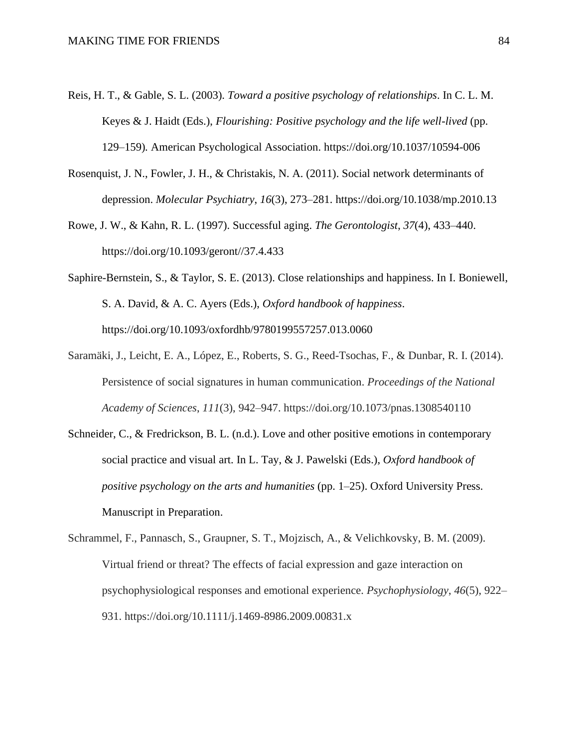Reis, H. T., & Gable, S. L. (2003). *Toward a positive psychology of relationships*. In C. L. M. Keyes & J. Haidt (Eds.), *Flourishing: Positive psychology and the life well-lived* (pp. 129–159). American Psychological Association. https://doi.org/10.1037/10594-006

Rosenquist, J. N., Fowler, J. H., & Christakis, N. A. (2011). Social network determinants of depression. *Molecular Psychiatry*, *16*(3), 273–281. https://doi.org/10.1038/mp.2010.13

Rowe, J. W., & Kahn, R. L. (1997). Successful aging. *The Gerontologist*, *37*(4), 433–440. https://doi.org/10.1093/geront//37.4.433

Saphire-Bernstein, S., & Taylor, S. E. (2013). Close relationships and happiness. In I. Boniewell, S. A. David, & A. C. Ayers (Eds.), *Oxford handbook of happiness*. https://doi.org/10.1093/oxfordhb/9780199557257.013.0060

Saramäki, J., Leicht, E. A., López, E., Roberts, S. G., Reed-Tsochas, F., & Dunbar, R. I. (2014). Persistence of social signatures in human communication. *Proceedings of the National Academy of Sciences*, *111*(3), 942–947. https://doi.org/10.1073/pnas.1308540110

Schneider, C., & Fredrickson, B. L. (n.d.). Love and other positive emotions in contemporary social practice and visual art. In L. Tay, & J. Pawelski (Eds.), *Oxford handbook of positive psychology on the arts and humanities* (pp. 1–25). Oxford University Press. Manuscript in Preparation.

Schrammel, F., Pannasch, S., Graupner, S. T., Mojzisch, A., & Velichkovsky, B. M. (2009). Virtual friend or threat? The effects of facial expression and gaze interaction on psychophysiological responses and emotional experience. *Psychophysiology*, *46*(5), 922–931. https://doi.org/10.1111/j.1469-8986.2009.00831.x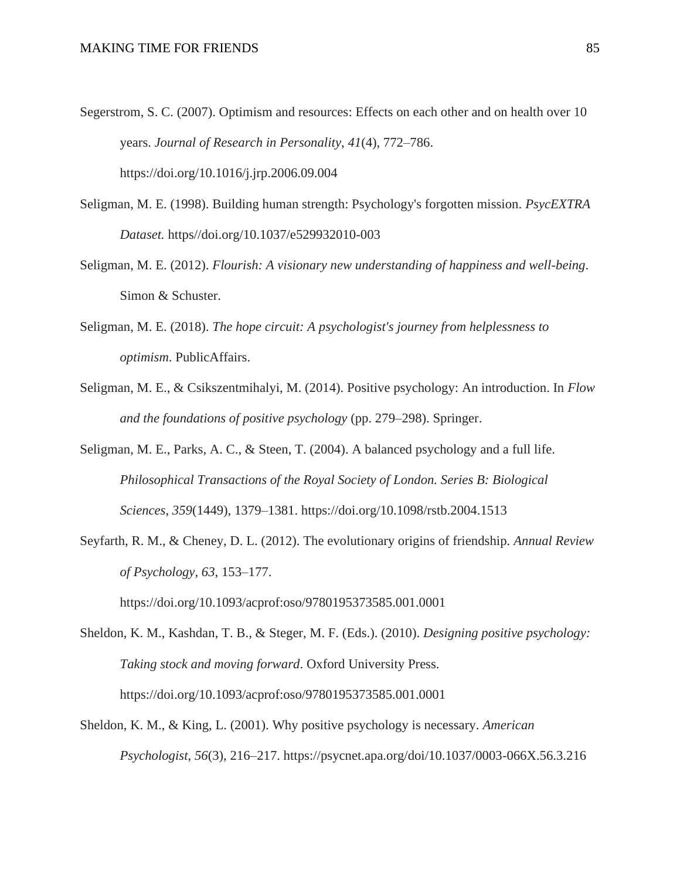Segerstrom, S. C. (2007). Optimism and resources: Effects on each other and on health over 10 years. *Journal of Research in Personality*, *41*(4), 772–786. https://doi.org/10.1016/j.jrp.2006.09.004

Seligman, M. E. (1998). Building human strength: Psychology's forgotten mission. *PsycEXTRA Dataset.* https//doi.org/10.1037/e529932010-003

Seligman, M. E. (2012). *Flourish: A visionary new understanding of happiness and well-being*. Simon & Schuster.

Seligman, M. E. (2018). *The hope circuit: A psychologist's journey from helplessness to optimism*. PublicAffairs.

Seligman, M. E., & Csikszentmihalyi, M. (2014). Positive psychology: An introduction. In *Flow and the foundations of positive psychology* (pp. 279–298). Springer.

Seligman, M. E., Parks, A. C., & Steen, T. (2004). A balanced psychology and a full life. *Philosophical Transactions of the Royal Society of London. Series B: Biological Sciences*, *359*(1449), 1379–1381. https://doi.org/10.1098/rstb.2004.1513

Seyfarth, R. M., & Cheney, D. L. (2012). The evolutionary origins of friendship. *Annual Review of Psychology*, *63*, 153–177. https://doi.org/10.1093/acprof:oso/9780195373585.001.0001

Sheldon, K. M., Kashdan, T. B., & Steger, M. F. (Eds.). (2010). *Designing positive psychology: Taking stock and moving forward*. Oxford University Press. https://doi.org/10.1093/acprof:oso/9780195373585.001.0001

Sheldon, K. M., & King, L. (2001). Why positive psychology is necessary. *American Psychologist*, *56*(3), 216–217. https://psycnet.apa.org/doi/10.1037/0003-066X.56.3.216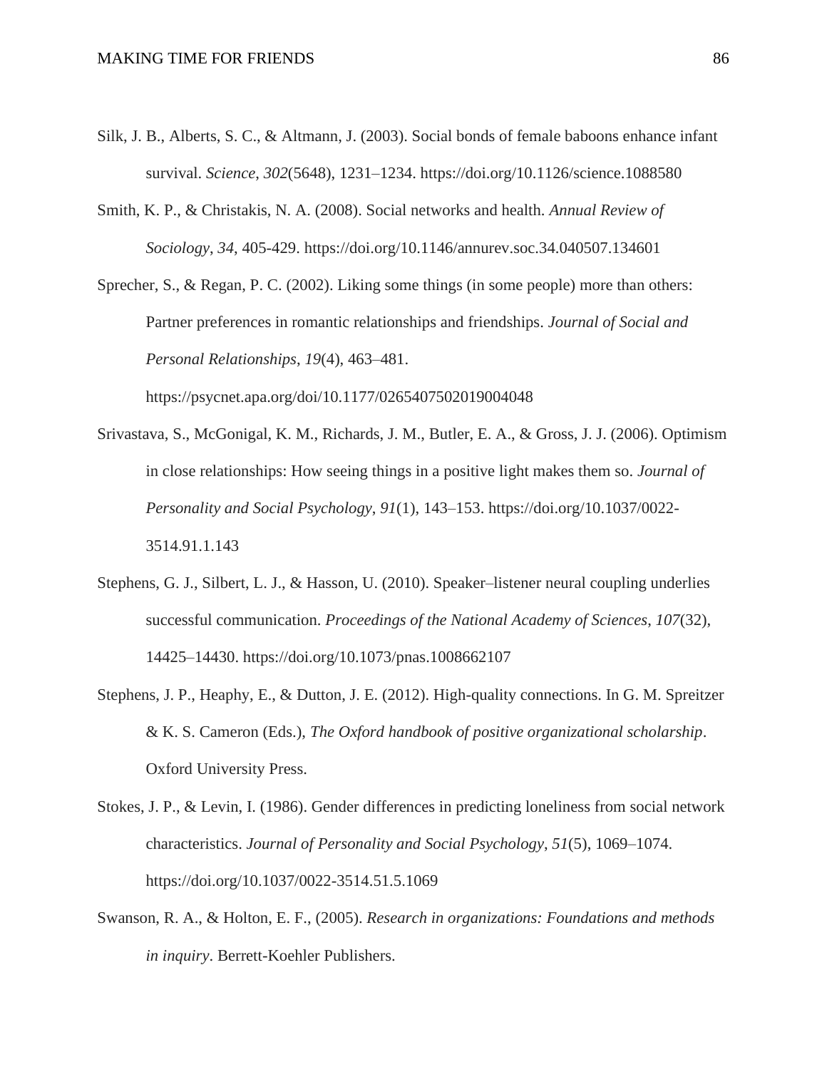Silk, J. B., Alberts, S. C., & Altmann, J. (2003). Social bonds of female baboons enhance infant survival. *Science*, *302*(5648), 1231–1234. https://doi.org/10.1126/science.1088580

Smith, K. P., & Christakis, N. A. (2008). Social networks and health. *Annual Review of Sociology*, *34*, 405-429. https://doi.org/10.1146/annurev.soc.34.040507.134601

Sprecher, S., & Regan, P. C. (2002). Liking some things (in some people) more than others: Partner preferences in romantic relationships and friendships. *Journal of Social and Personal Relationships*, *19*(4), 463–481. https://psycnet.apa.org/doi/10.1177/0265407502019004048

Srivastava, S., McGonigal, K. M., Richards, J. M., Butler, E. A., & Gross, J. J. (2006). Optimism in close relationships: How seeing things in a positive light makes them so. *Journal of Personality and Social Psychology*, *91*(1), 143–153. https://doi.org/10.1037/0022-3514.91.1.143

Stephens, G. J., Silbert, L. J., & Hasson, U. (2010). Speaker–listener neural coupling underlies successful communication. *Proceedings of the National Academy of Sciences*, *107*(32), 14425–14430. https://doi.org/10.1073/pnas.1008662107

Stephens, J. P., Heaphy, E., & Dutton, J. E. (2012). High-quality connections. In G. M. Spreitzer & K. S. Cameron (Eds.), *The Oxford handbook of positive organizational scholarship*. Oxford University Press.

Stokes, J. P., & Levin, I. (1986). Gender differences in predicting loneliness from social network characteristics. *Journal of Personality and Social Psychology*, *51*(5), 1069–1074. https://doi.org/10.1037/0022-3514.51.5.1069

Swanson, R. A., & Holton, E. F., (2005). *Research in organizations: Foundations and methods in inquiry*. Berrett-Koehler Publishers.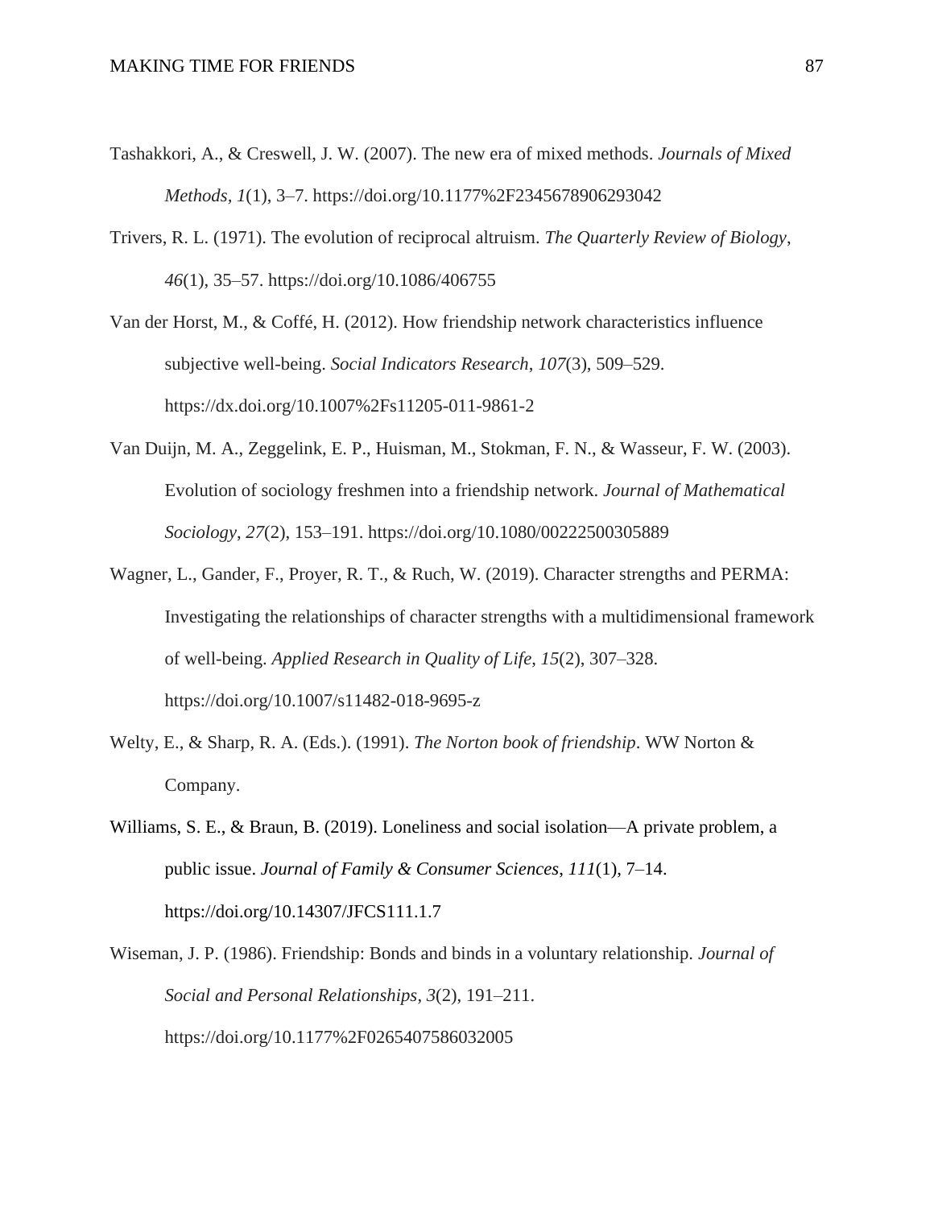Tashakkori, A., & Creswell, J. W. (2007). The new era of mixed methods. *Journals of Mixed Methods, 1*(1), 3–7. https://doi.org/10.1177%2F2345678906293042

Trivers, R. L. (1971). The evolution of reciprocal altruism. *The Quarterly Review of Biology*, *46*(1), 35–57. https://doi.org/10.1086/406755

Van der Horst, M., & Coffé, H. (2012). How friendship network characteristics influence subjective well-being. *Social Indicators Research*, *107*(3), 509–529. https://dx.doi.org/10.1007%2Fs11205-011-9861-2

Van Duijn, M. A., Zeggelink, E. P., Huisman, M., Stokman, F. N., & Wasseur, F. W. (2003). Evolution of sociology freshmen into a friendship network. *Journal of Mathematical Sociology*, *27*(2), 153–191. https://doi.org/10.1080/00222500305889

Wagner, L., Gander, F., Proyer, R. T., & Ruch, W. (2019). Character strengths and PERMA: Investigating the relationships of character strengths with a multidimensional framework of well-being. *Applied Research in Quality of Life*, *15*(2), 307–328. https://doi.org/10.1007/s11482-018-9695-z

Welty, E., & Sharp, R. A. (Eds.). (1991). *The Norton book of friendship*. WW Norton & Company.

Williams, S. E., & Braun, B. (2019). Loneliness and social isolation—A private problem, a public issue. *Journal of Family & Consumer Sciences*, *111*(1), 7–14. https://doi.org/10.14307/JFCS111.1.7

Wiseman, J. P. (1986). Friendship: Bonds and binds in a voluntary relationship. *Journal of Social and Personal Relationships*, *3*(2), 191–211. https://doi.org/10.1177%2F0265407586032005